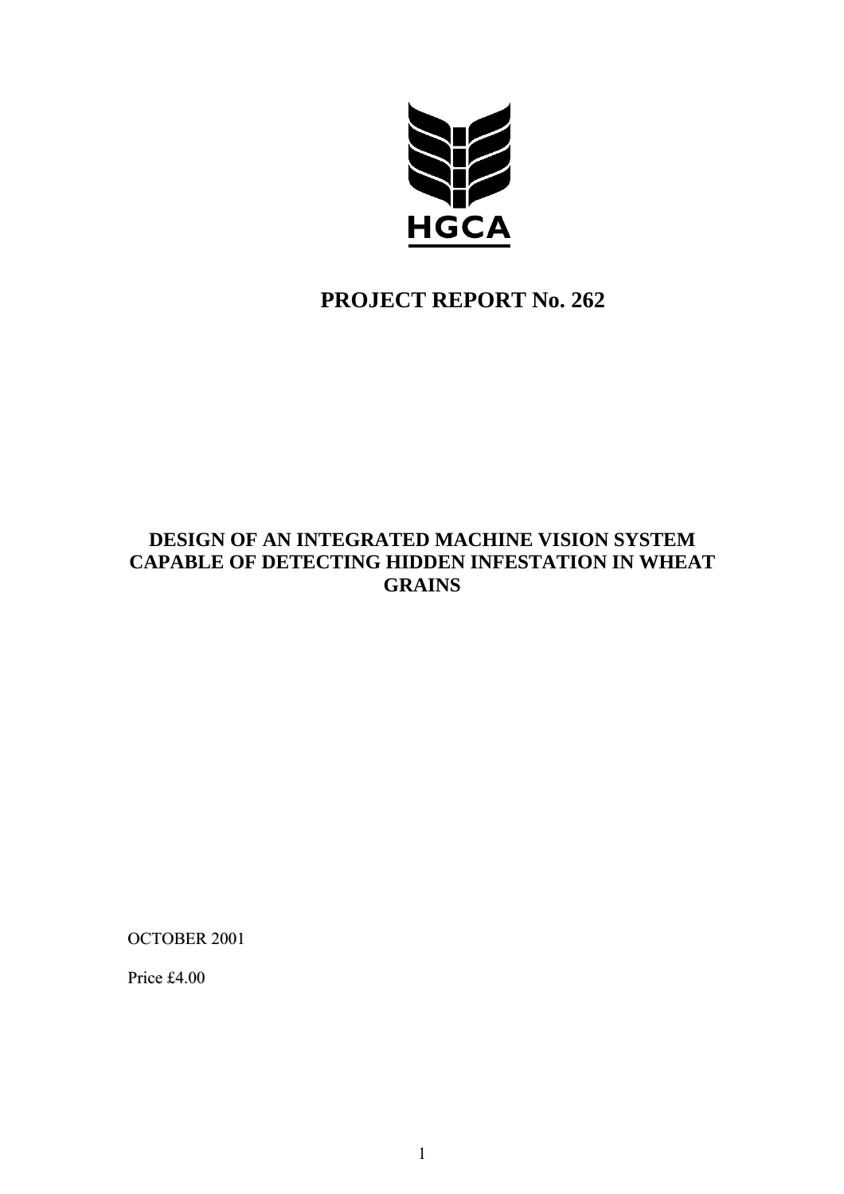HGCA

# PROJECT REPORT No. 262

## DESIGN OF AN INTEGRATED MACHINE VISION SYSTEM CAPABLE OF DETECTING HIDDEN INFESTATION IN WHEAT GRAINS

OCTOBER 2001

Price £4.00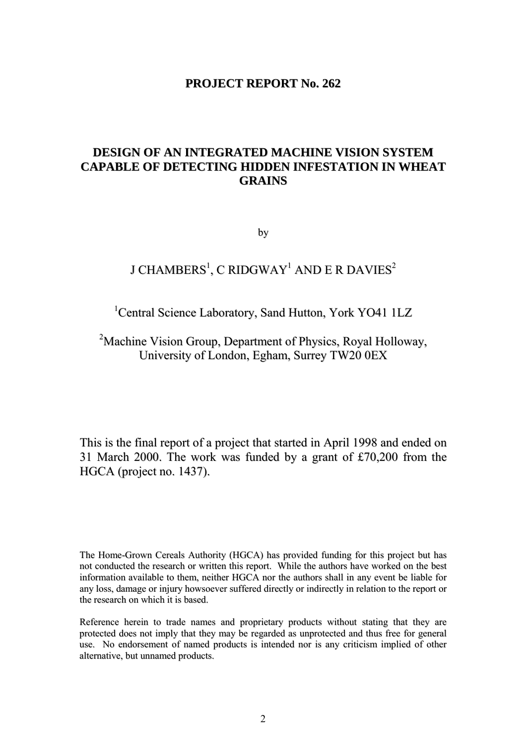# PROJECT REPORT No. 262

# DESIGN OF AN INTEGRATED MACHINE VISION SYSTEM CAPABLE OF DETECTING HIDDEN INFESTATION IN WHEAT GRAINS

by

J CHAMBERS[1], C RIDGWAY[1] AND E R DAVIES[2]

[1]Central Science Laboratory, Sand Hutton, York YO41 1LZ

[2]Machine Vision Group, Department of Physics, Royal Holloway, University of London, Egham, Surrey TW20 0EX

This is the final report of a project that started in April 1998 and ended on 31 March 2000. The work was funded by a grant of £70,200 from the HGCA (project no. 1437).

The Home-Grown Cereals Authority (HGCA) has provided funding for this project but has not conducted the research or written this report. While the authors have worked on the best information available to them, neither HGCA nor the authors shall in any event be liable for any loss, damage or injury howsoever suffered directly or indirectly in relation to the report or the research on which it is based.

Reference herein to trade names and proprietary products without stating that they are protected does not imply that they may be regarded as unprotected and thus free for general use. No endorsement of named products is intended nor is any criticism implied of other alternative, but unnamed products.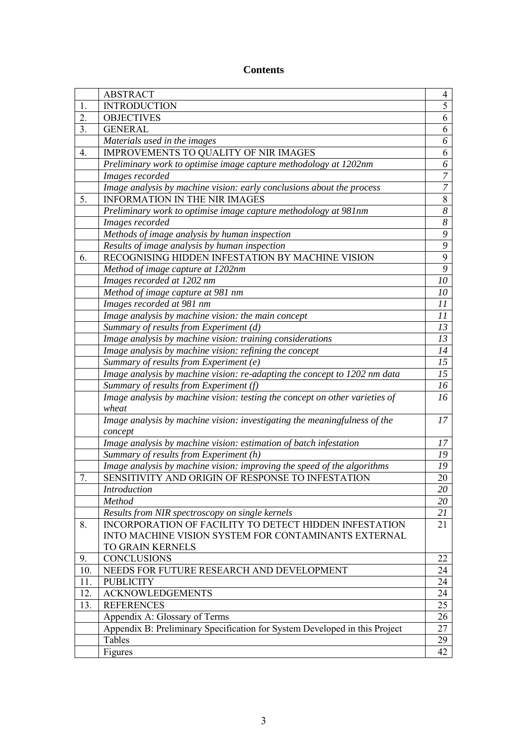## Contents

| | | |
|---|---|---|
| | ABSTRACT | 4 |
| 1. | INTRODUCTION | 5 |
| 2. | OBJECTIVES | 6 |
| 3. | GENERAL | 6 |
| | *Materials used in the images* | *6* |
| 4. | IMPROVEMENTS TO QUALITY OF NIR IMAGES | 6 |
| | *Preliminary work to optimise image capture methodology at 1202nm* | *6* |
| | *Images recorded* | *7* |
| | *Image analysis by machine vision: early conclusions about the process* | *7* |
| 5. | INFORMATION IN THE NIR IMAGES | 8 |
| | *Preliminary work to optimise image capture methodology at 981nm* | *8* |
| | *Images recorded* | *8* |
| | *Methods of image analysis by human inspection* | *9* |
| | *Results of image analysis by human inspection* | *9* |
| 6. | RECOGNISING HIDDEN INFESTATION BY MACHINE VISION | 9 |
| | *Method of image capture at 1202nm* | *9* |
| | *Images recorded at 1202 nm* | *10* |
| | *Method of image capture at 981 nm* | *10* |
| | *Images recorded at 981 nm* | *11* |
| | *Image analysis by machine vision: the main concept* | *11* |
| | *Summary of results from Experiment (d)* | *13* |
| | *Image analysis by machine vision: training considerations* | *13* |
| | *Image analysis by machine vision: refining the concept* | *14* |
| | *Summary of results from Experiment (e)* | *15* |
| | *Image analysis by machine vision: re-adapting the concept to 1202 nm data* | *15* |
| | *Summary of results from Experiment (f)* | *16* |
| | *Image analysis by machine vision: testing the concept on other varieties of wheat* | *16* |
| | *Image analysis by machine vision: investigating the meaningfulness of the concept* | *17* |
| | *Image analysis by machine vision: estimation of batch infestation* | *17* |
| | *Summary of results from Experiment (h)* | *19* |
| | *Image analysis by machine vision: improving the speed of the algorithms* | *19* |
| 7. | SENSITIVITY AND ORIGIN OF RESPONSE TO INFESTATION | 20 |
| | *Introduction* | *20* |
| | *Method* | *20* |
| | *Results from NIR spectroscopy on single kernels* | *21* |
| 8. | INCORPORATION OF FACILITY TO DETECT HIDDEN INFESTATION INTO MACHINE VISION SYSTEM FOR CONTAMINANTS EXTERNAL TO GRAIN KERNELS | 21 |
| 9. | CONCLUSIONS | 22 |
| 10. | NEEDS FOR FUTURE RESEARCH AND DEVELOPMENT | 24 |
| 11. | PUBLICITY | 24 |
| 12. | ACKNOWLEDGEMENTS | 24 |
| 13. | REFERENCES | 25 |
| | Appendix A: Glossary of Terms | 26 |
| | Appendix B: Preliminary Specification for System Developed in this Project | 27 |
| | Tables | 29 |
| | Figures | 42 |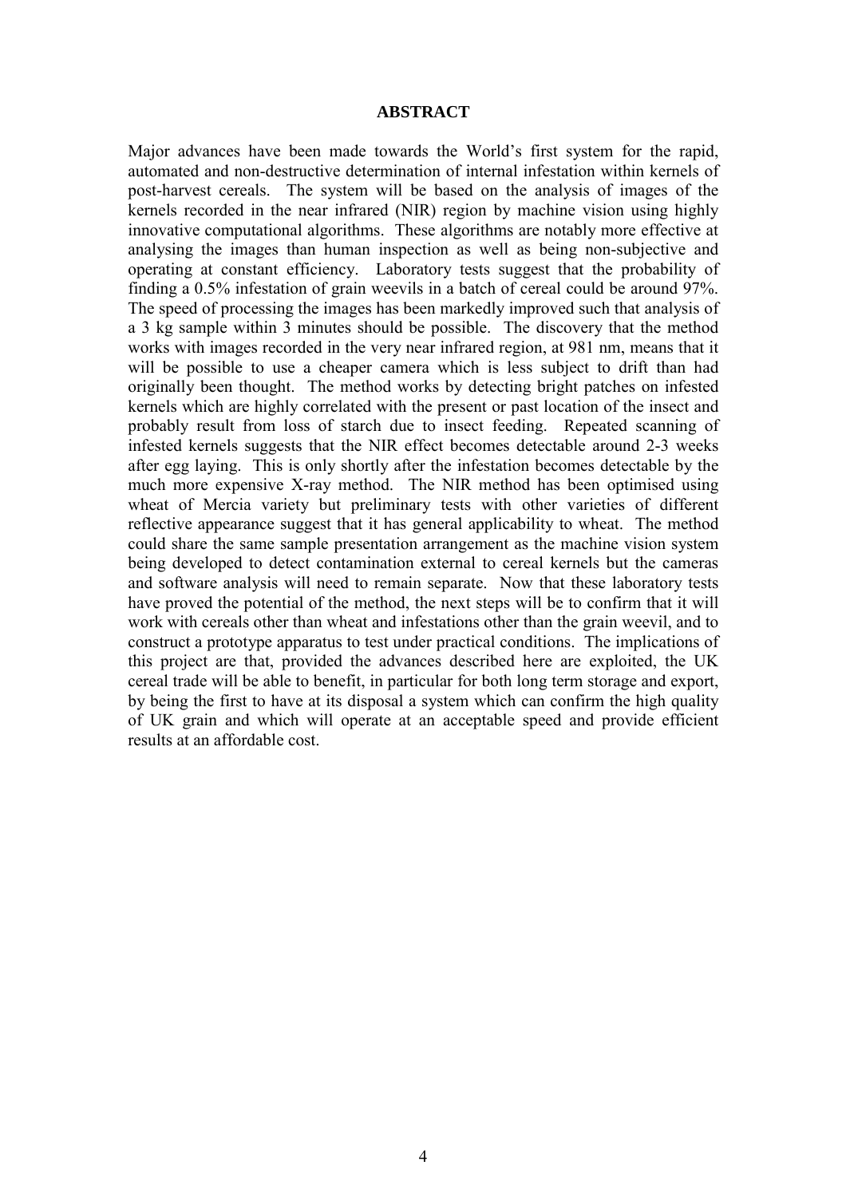## ABSTRACT

Major advances have been made towards the World's first system for the rapid, automated and non-destructive determination of internal infestation within kernels of post-harvest cereals. The system will be based on the analysis of images of the kernels recorded in the near infrared (NIR) region by machine vision using highly innovative computational algorithms. These algorithms are notably more effective at analysing the images than human inspection as well as being non-subjective and operating at constant efficiency. Laboratory tests suggest that the probability of finding a 0.5% infestation of grain weevils in a batch of cereal could be around 97%. The speed of processing the images has been markedly improved such that analysis of a 3 kg sample within 3 minutes should be possible. The discovery that the method works with images recorded in the very near infrared region, at 981 nm, means that it will be possible to use a cheaper camera which is less subject to drift than had originally been thought. The method works by detecting bright patches on infested kernels which are highly correlated with the present or past location of the insect and probably result from loss of starch due to insect feeding. Repeated scanning of infested kernels suggests that the NIR effect becomes detectable around 2-3 weeks after egg laying. This is only shortly after the infestation becomes detectable by the much more expensive X-ray method. The NIR method has been optimised using wheat of Mercia variety but preliminary tests with other varieties of different reflective appearance suggest that it has general applicability to wheat. The method could share the same sample presentation arrangement as the machine vision system being developed to detect contamination external to cereal kernels but the cameras and software analysis will need to remain separate. Now that these laboratory tests have proved the potential of the method, the next steps will be to confirm that it will work with cereals other than wheat and infestations other than the grain weevil, and to construct a prototype apparatus to test under practical conditions. The implications of this project are that, provided the advances described here are exploited, the UK cereal trade will be able to benefit, in particular for both long term storage and export, by being the first to have at its disposal a system which can confirm the high quality of UK grain and which will operate at an acceptable speed and provide efficient results at an affordable cost.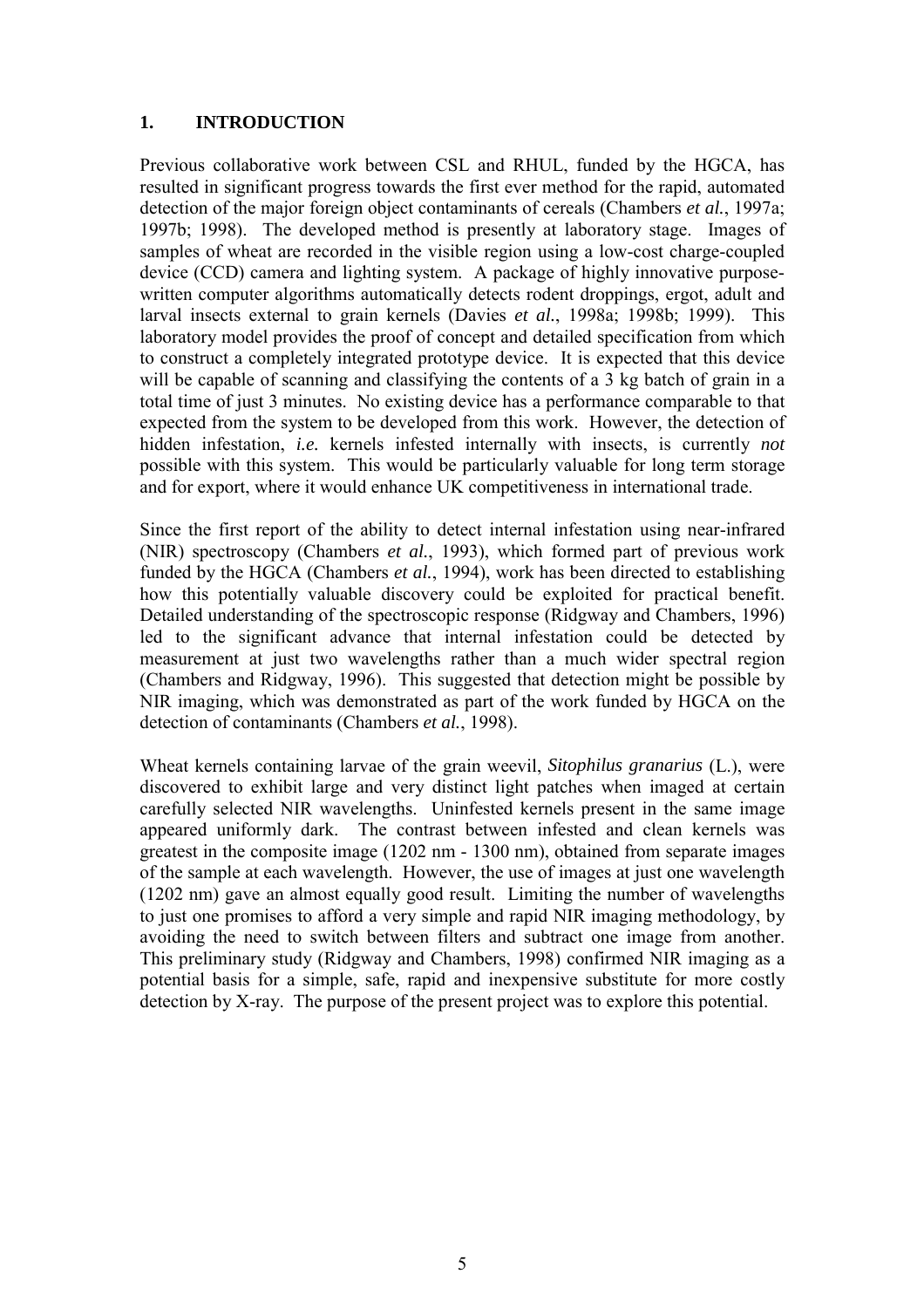## 1. INTRODUCTION

Previous collaborative work between CSL and RHUL, funded by the HGCA, has resulted in significant progress towards the first ever method for the rapid, automated detection of the major foreign object contaminants of cereals (Chambers *et al.*, 1997a; 1997b; 1998). The developed method is presently at laboratory stage. Images of samples of wheat are recorded in the visible region using a low-cost charge-coupled device (CCD) camera and lighting system. A package of highly innovative purpose-written computer algorithms automatically detects rodent droppings, ergot, adult and larval insects external to grain kernels (Davies *et al.*, 1998a; 1998b; 1999). This laboratory model provides the proof of concept and detailed specification from which to construct a completely integrated prototype device. It is expected that this device will be capable of scanning and classifying the contents of a 3 kg batch of grain in a total time of just 3 minutes. No existing device has a performance comparable to that expected from the system to be developed from this work. However, the detection of hidden infestation, *i.e.* kernels infested internally with insects, is currently *not* possible with this system. This would be particularly valuable for long term storage and for export, where it would enhance UK competitiveness in international trade.

Since the first report of the ability to detect internal infestation using near-infrared (NIR) spectroscopy (Chambers *et al.*, 1993), which formed part of previous work funded by the HGCA (Chambers *et al.*, 1994), work has been directed to establishing how this potentially valuable discovery could be exploited for practical benefit. Detailed understanding of the spectroscopic response (Ridgway and Chambers, 1996) led to the significant advance that internal infestation could be detected by measurement at just two wavelengths rather than a much wider spectral region (Chambers and Ridgway, 1996). This suggested that detection might be possible by NIR imaging, which was demonstrated as part of the work funded by HGCA on the detection of contaminants (Chambers *et al.*, 1998).

Wheat kernels containing larvae of the grain weevil, *Sitophilus granarius* (L.), were discovered to exhibit large and very distinct light patches when imaged at certain carefully selected NIR wavelengths. Uninfested kernels present in the same image appeared uniformly dark. The contrast between infested and clean kernels was greatest in the composite image (1202 nm - 1300 nm), obtained from separate images of the sample at each wavelength. However, the use of images at just one wavelength (1202 nm) gave an almost equally good result. Limiting the number of wavelengths to just one promises to afford a very simple and rapid NIR imaging methodology, by avoiding the need to switch between filters and subtract one image from another. This preliminary study (Ridgway and Chambers, 1998) confirmed NIR imaging as a potential basis for a simple, safe, rapid and inexpensive substitute for more costly detection by X-ray. The purpose of the present project was to explore this potential.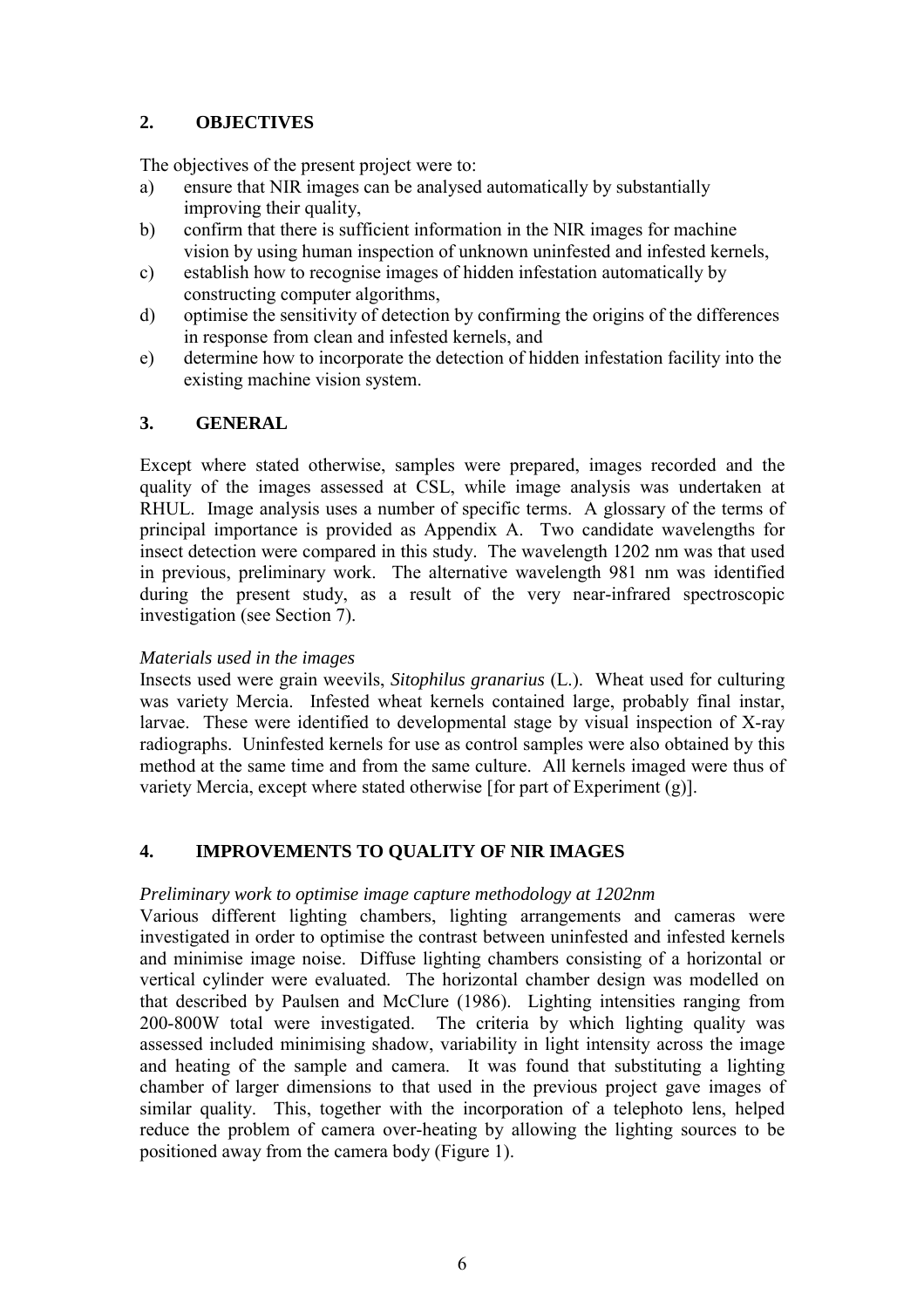## 2. OBJECTIVES

The objectives of the present project were to:

a) ensure that NIR images can be analysed automatically by substantially improving their quality,
b) confirm that there is sufficient information in the NIR images for machine vision by using human inspection of unknown uninfested and infested kernels,
c) establish how to recognise images of hidden infestation automatically by constructing computer algorithms,
d) optimise the sensitivity of detection by confirming the origins of the differences in response from clean and infested kernels, and
e) determine how to incorporate the detection of hidden infestation facility into the existing machine vision system.

## 3. GENERAL

Except where stated otherwise, samples were prepared, images recorded and the quality of the images assessed at CSL, while image analysis was undertaken at RHUL. Image analysis uses a number of specific terms. A glossary of the terms of principal importance is provided as Appendix A. Two candidate wavelengths for insect detection were compared in this study. The wavelength 1202 nm was that used in previous, preliminary work. The alternative wavelength 981 nm was identified during the present study, as a result of the very near-infrared spectroscopic investigation (see Section 7).

*Materials used in the images*

Insects used were grain weevils, *Sitophilus granarius* (L.). Wheat used for culturing was variety Mercia. Infested wheat kernels contained large, probably final instar, larvae. These were identified to developmental stage by visual inspection of X-ray radiographs. Uninfested kernels for use as control samples were also obtained by this method at the same time and from the same culture. All kernels imaged were thus of variety Mercia, except where stated otherwise [for part of Experiment (g)].

## 4. IMPROVEMENTS TO QUALITY OF NIR IMAGES

*Preliminary work to optimise image capture methodology at 1202nm*

Various different lighting chambers, lighting arrangements and cameras were investigated in order to optimise the contrast between uninfested and infested kernels and minimise image noise. Diffuse lighting chambers consisting of a horizontal or vertical cylinder were evaluated. The horizontal chamber design was modelled on that described by Paulsen and McClure (1986). Lighting intensities ranging from 200-800W total were investigated. The criteria by which lighting quality was assessed included minimising shadow, variability in light intensity across the image and heating of the sample and camera. It was found that substituting a lighting chamber of larger dimensions to that used in the previous project gave images of similar quality. This, together with the incorporation of a telephoto lens, helped reduce the problem of camera over-heating by allowing the lighting sources to be positioned away from the camera body (Figure 1).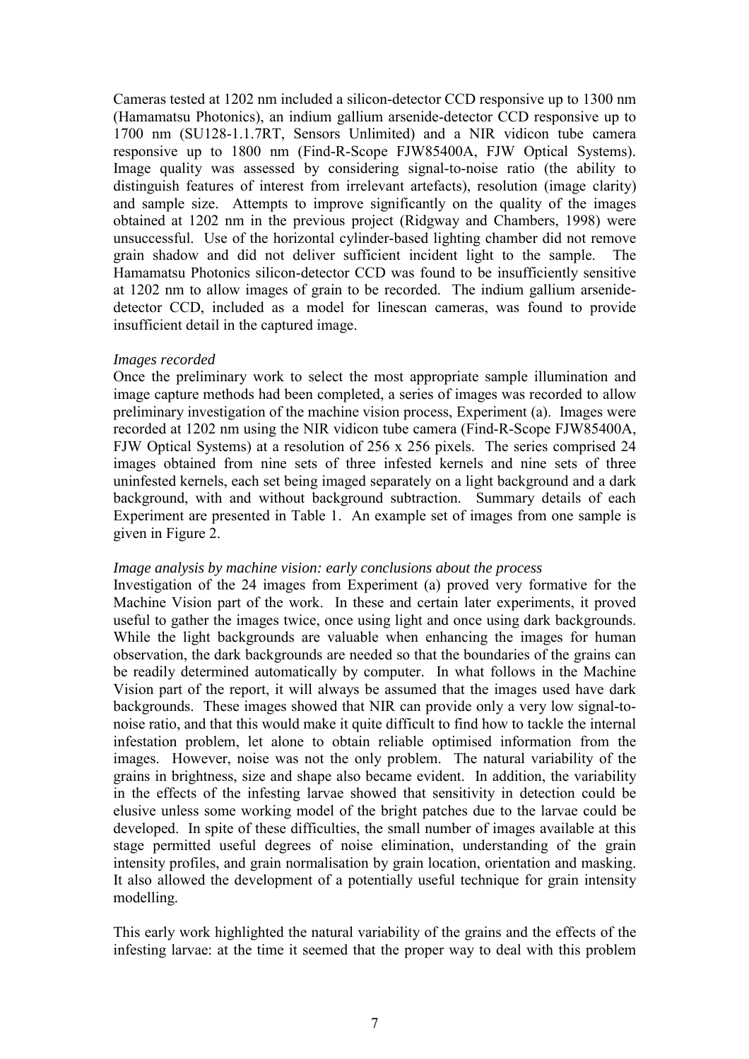Cameras tested at 1202 nm included a silicon-detector CCD responsive up to 1300 nm (Hamamatsu Photonics), an indium gallium arsenide-detector CCD responsive up to 1700 nm (SU128-1.1.7RT, Sensors Unlimited) and a NIR vidicon tube camera responsive up to 1800 nm (Find-R-Scope FJW85400A, FJW Optical Systems). Image quality was assessed by considering signal-to-noise ratio (the ability to distinguish features of interest from irrelevant artefacts), resolution (image clarity) and sample size. Attempts to improve significantly on the quality of the images obtained at 1202 nm in the previous project (Ridgway and Chambers, 1998) were unsuccessful. Use of the horizontal cylinder-based lighting chamber did not remove grain shadow and did not deliver sufficient incident light to the sample. The Hamamatsu Photonics silicon-detector CCD was found to be insufficiently sensitive at 1202 nm to allow images of grain to be recorded. The indium gallium arsenide-detector CCD, included as a model for linescan cameras, was found to provide insufficient detail in the captured image.

*Images recorded*

Once the preliminary work to select the most appropriate sample illumination and image capture methods had been completed, a series of images was recorded to allow preliminary investigation of the machine vision process, Experiment (a). Images were recorded at 1202 nm using the NIR vidicon tube camera (Find-R-Scope FJW85400A, FJW Optical Systems) at a resolution of 256 x 256 pixels. The series comprised 24 images obtained from nine sets of three infested kernels and nine sets of three uninfested kernels, each set being imaged separately on a light background and a dark background, with and without background subtraction. Summary details of each Experiment are presented in Table 1. An example set of images from one sample is given in Figure 2.

*Image analysis by machine vision: early conclusions about the process*

Investigation of the 24 images from Experiment (a) proved very formative for the Machine Vision part of the work. In these and certain later experiments, it proved useful to gather the images twice, once using light and once using dark backgrounds. While the light backgrounds are valuable when enhancing the images for human observation, the dark backgrounds are needed so that the boundaries of the grains can be readily determined automatically by computer. In what follows in the Machine Vision part of the report, it will always be assumed that the images used have dark backgrounds. These images showed that NIR can provide only a very low signal-to-noise ratio, and that this would make it quite difficult to find how to tackle the internal infestation problem, let alone to obtain reliable optimised information from the images. However, noise was not the only problem. The natural variability of the grains in brightness, size and shape also became evident. In addition, the variability in the effects of the infesting larvae showed that sensitivity in detection could be elusive unless some working model of the bright patches due to the larvae could be developed. In spite of these difficulties, the small number of images available at this stage permitted useful degrees of noise elimination, understanding of the grain intensity profiles, and grain normalisation by grain location, orientation and masking. It also allowed the development of a potentially useful technique for grain intensity modelling.

This early work highlighted the natural variability of the grains and the effects of the infesting larvae: at the time it seemed that the proper way to deal with this problem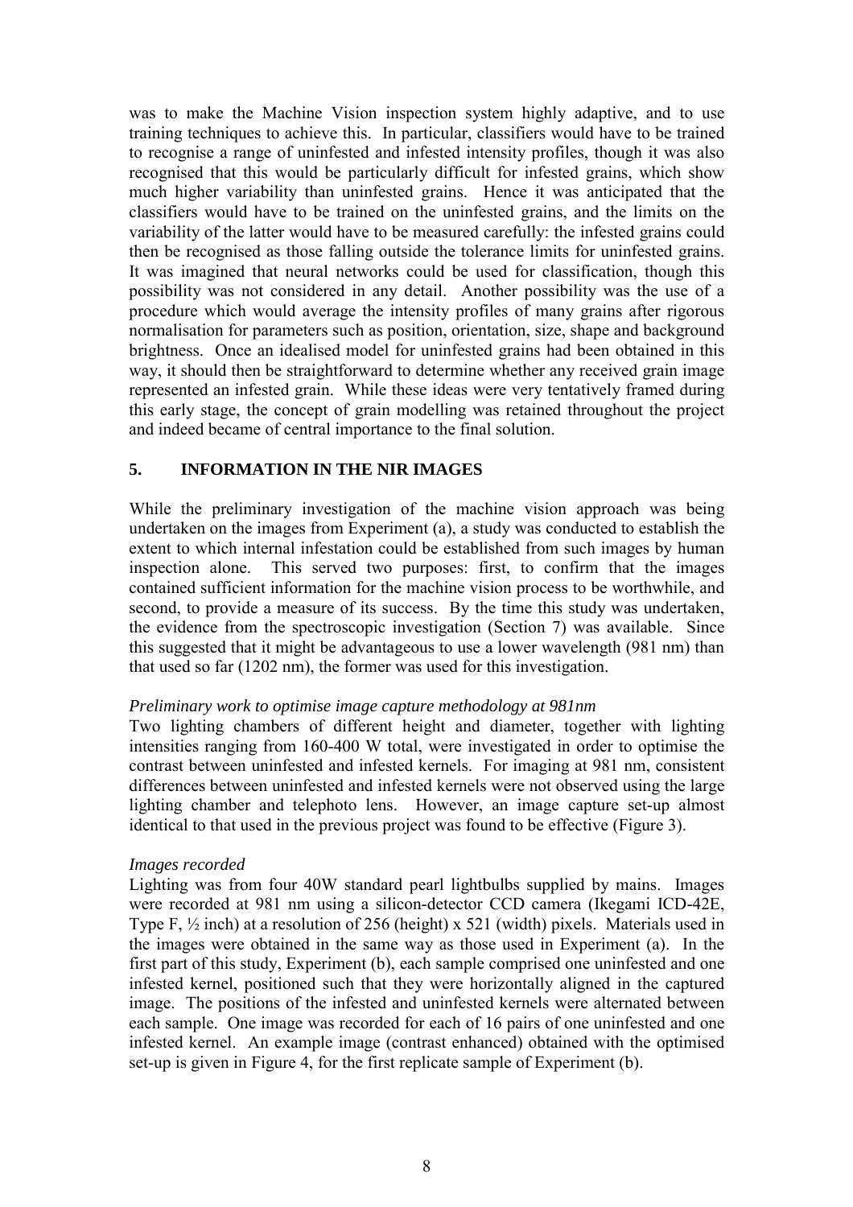was to make the Machine Vision inspection system highly adaptive, and to use training techniques to achieve this. In particular, classifiers would have to be trained to recognise a range of uninfested and infested intensity profiles, though it was also recognised that this would be particularly difficult for infested grains, which show much higher variability than uninfested grains. Hence it was anticipated that the classifiers would have to be trained on the uninfested grains, and the limits on the variability of the latter would have to be measured carefully: the infested grains could then be recognised as those falling outside the tolerance limits for uninfested grains. It was imagined that neural networks could be used for classification, though this possibility was not considered in any detail. Another possibility was the use of a procedure which would average the intensity profiles of many grains after rigorous normalisation for parameters such as position, orientation, size, shape and background brightness. Once an idealised model for uninfested grains had been obtained in this way, it should then be straightforward to determine whether any received grain image represented an infested grain. While these ideas were very tentatively framed during this early stage, the concept of grain modelling was retained throughout the project and indeed became of central importance to the final solution.

## 5. INFORMATION IN THE NIR IMAGES

While the preliminary investigation of the machine vision approach was being undertaken on the images from Experiment (a), a study was conducted to establish the extent to which internal infestation could be established from such images by human inspection alone. This served two purposes: first, to confirm that the images contained sufficient information for the machine vision process to be worthwhile, and second, to provide a measure of its success. By the time this study was undertaken, the evidence from the spectroscopic investigation (Section 7) was available. Since this suggested that it might be advantageous to use a lower wavelength (981 nm) than that used so far (1202 nm), the former was used for this investigation.

*Preliminary work to optimise image capture methodology at 981nm*

Two lighting chambers of different height and diameter, together with lighting intensities ranging from 160-400 W total, were investigated in order to optimise the contrast between uninfested and infested kernels. For imaging at 981 nm, consistent differences between uninfested and infested kernels were not observed using the large lighting chamber and telephoto lens. However, an image capture set-up almost identical to that used in the previous project was found to be effective (Figure 3).

*Images recorded*

Lighting was from four 40W standard pearl lightbulbs supplied by mains. Images were recorded at 981 nm using a silicon-detector CCD camera (Ikegami ICD-42E, Type F, ½ inch) at a resolution of 256 (height) x 521 (width) pixels. Materials used in the images were obtained in the same way as those used in Experiment (a). In the first part of this study, Experiment (b), each sample comprised one uninfested and one infested kernel, positioned such that they were horizontally aligned in the captured image. The positions of the infested and uninfested kernels were alternated between each sample. One image was recorded for each of 16 pairs of one uninfested and one infested kernel. An example image (contrast enhanced) obtained with the optimised set-up is given in Figure 4, for the first replicate sample of Experiment (b).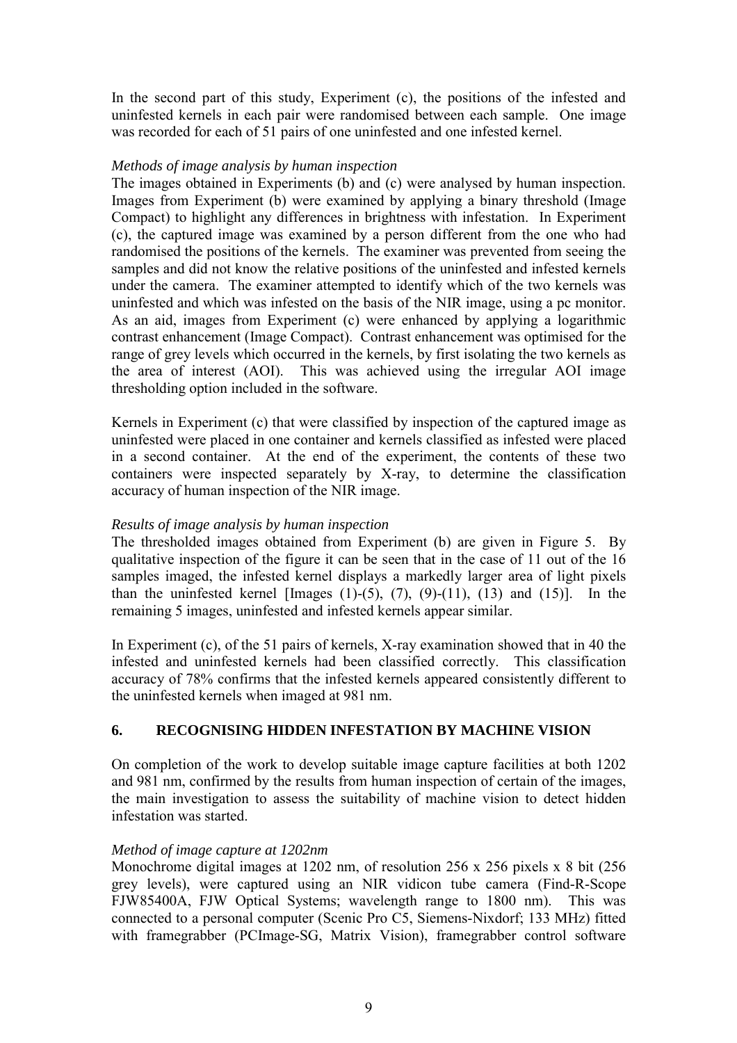In the second part of this study, Experiment (c), the positions of the infested and uninfested kernels in each pair were randomised between each sample. One image was recorded for each of 51 pairs of one uninfested and one infested kernel.

*Methods of image analysis by human inspection*

The images obtained in Experiments (b) and (c) were analysed by human inspection. Images from Experiment (b) were examined by applying a binary threshold (Image Compact) to highlight any differences in brightness with infestation. In Experiment (c), the captured image was examined by a person different from the one who had randomised the positions of the kernels. The examiner was prevented from seeing the samples and did not know the relative positions of the uninfested and infested kernels under the camera. The examiner attempted to identify which of the two kernels was uninfested and which was infested on the basis of the NIR image, using a pc monitor. As an aid, images from Experiment (c) were enhanced by applying a logarithmic contrast enhancement (Image Compact). Contrast enhancement was optimised for the range of grey levels which occurred in the kernels, by first isolating the two kernels as the area of interest (AOI). This was achieved using the irregular AOI image thresholding option included in the software.

Kernels in Experiment (c) that were classified by inspection of the captured image as uninfested were placed in one container and kernels classified as infested were placed in a second container. At the end of the experiment, the contents of these two containers were inspected separately by X-ray, to determine the classification accuracy of human inspection of the NIR image.

*Results of image analysis by human inspection*

The thresholded images obtained from Experiment (b) are given in Figure 5. By qualitative inspection of the figure it can be seen that in the case of 11 out of the 16 samples imaged, the infested kernel displays a markedly larger area of light pixels than the uninfested kernel [Images (1)-(5), (7), (9)-(11), (13) and (15)]. In the remaining 5 images, uninfested and infested kernels appear similar.

In Experiment (c), of the 51 pairs of kernels, X-ray examination showed that in 40 the infested and uninfested kernels had been classified correctly. This classification accuracy of 78% confirms that the infested kernels appeared consistently different to the uninfested kernels when imaged at 981 nm.

## 6. RECOGNISING HIDDEN INFESTATION BY MACHINE VISION

On completion of the work to develop suitable image capture facilities at both 1202 and 981 nm, confirmed by the results from human inspection of certain of the images, the main investigation to assess the suitability of machine vision to detect hidden infestation was started.

*Method of image capture at 1202nm*

Monochrome digital images at 1202 nm, of resolution 256 x 256 pixels x 8 bit (256 grey levels), were captured using an NIR vidicon tube camera (Find-R-Scope FJW85400A, FJW Optical Systems; wavelength range to 1800 nm). This was connected to a personal computer (Scenic Pro C5, Siemens-Nixdorf; 133 MHz) fitted with framegrabber (PCImage-SG, Matrix Vision), framegrabber control software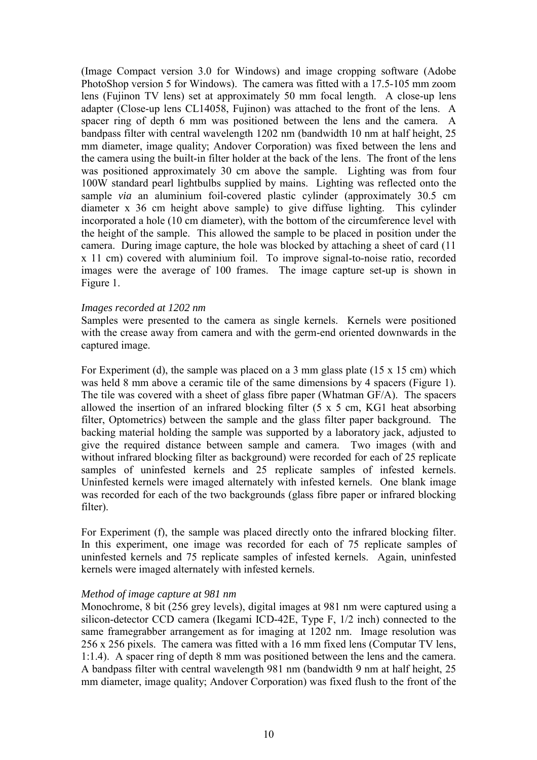(Image Compact version 3.0 for Windows) and image cropping software (Adobe PhotoShop version 5 for Windows). The camera was fitted with a 17.5-105 mm zoom lens (Fujinon TV lens) set at approximately 50 mm focal length. A close-up lens adapter (Close-up lens CL14058, Fujinon) was attached to the front of the lens. A spacer ring of depth 6 mm was positioned between the lens and the camera. A bandpass filter with central wavelength 1202 nm (bandwidth 10 nm at half height, 25 mm diameter, image quality; Andover Corporation) was fixed between the lens and the camera using the built-in filter holder at the back of the lens. The front of the lens was positioned approximately 30 cm above the sample. Lighting was from four 100W standard pearl lightbulbs supplied by mains. Lighting was reflected onto the sample *via* an aluminium foil-covered plastic cylinder (approximately 30.5 cm diameter x 36 cm height above sample) to give diffuse lighting. This cylinder incorporated a hole (10 cm diameter), with the bottom of the circumference level with the height of the sample. This allowed the sample to be placed in position under the camera. During image capture, the hole was blocked by attaching a sheet of card (11 x 11 cm) covered with aluminium foil. To improve signal-to-noise ratio, recorded images were the average of 100 frames. The image capture set-up is shown in Figure 1.

*Images recorded at 1202 nm*

Samples were presented to the camera as single kernels. Kernels were positioned with the crease away from camera and with the germ-end oriented downwards in the captured image.

For Experiment (d), the sample was placed on a 3 mm glass plate (15 x 15 cm) which was held 8 mm above a ceramic tile of the same dimensions by 4 spacers (Figure 1). The tile was covered with a sheet of glass fibre paper (Whatman GF/A). The spacers allowed the insertion of an infrared blocking filter (5 x 5 cm, KG1 heat absorbing filter, Optometrics) between the sample and the glass filter paper background. The backing material holding the sample was supported by a laboratory jack, adjusted to give the required distance between sample and camera. Two images (with and without infrared blocking filter as background) were recorded for each of 25 replicate samples of uninfested kernels and 25 replicate samples of infested kernels. Uninfested kernels were imaged alternately with infested kernels. One blank image was recorded for each of the two backgrounds (glass fibre paper or infrared blocking filter).

For Experiment (f), the sample was placed directly onto the infrared blocking filter. In this experiment, one image was recorded for each of 75 replicate samples of uninfested kernels and 75 replicate samples of infested kernels. Again, uninfested kernels were imaged alternately with infested kernels.

*Method of image capture at 981 nm*

Monochrome, 8 bit (256 grey levels), digital images at 981 nm were captured using a silicon-detector CCD camera (Ikegami ICD-42E, Type F, 1/2 inch) connected to the same framegrabber arrangement as for imaging at 1202 nm. Image resolution was 256 x 256 pixels. The camera was fitted with a 16 mm fixed lens (Computar TV lens, 1:1.4). A spacer ring of depth 8 mm was positioned between the lens and the camera. A bandpass filter with central wavelength 981 nm (bandwidth 9 nm at half height, 25 mm diameter, image quality; Andover Corporation) was fixed flush to the front of the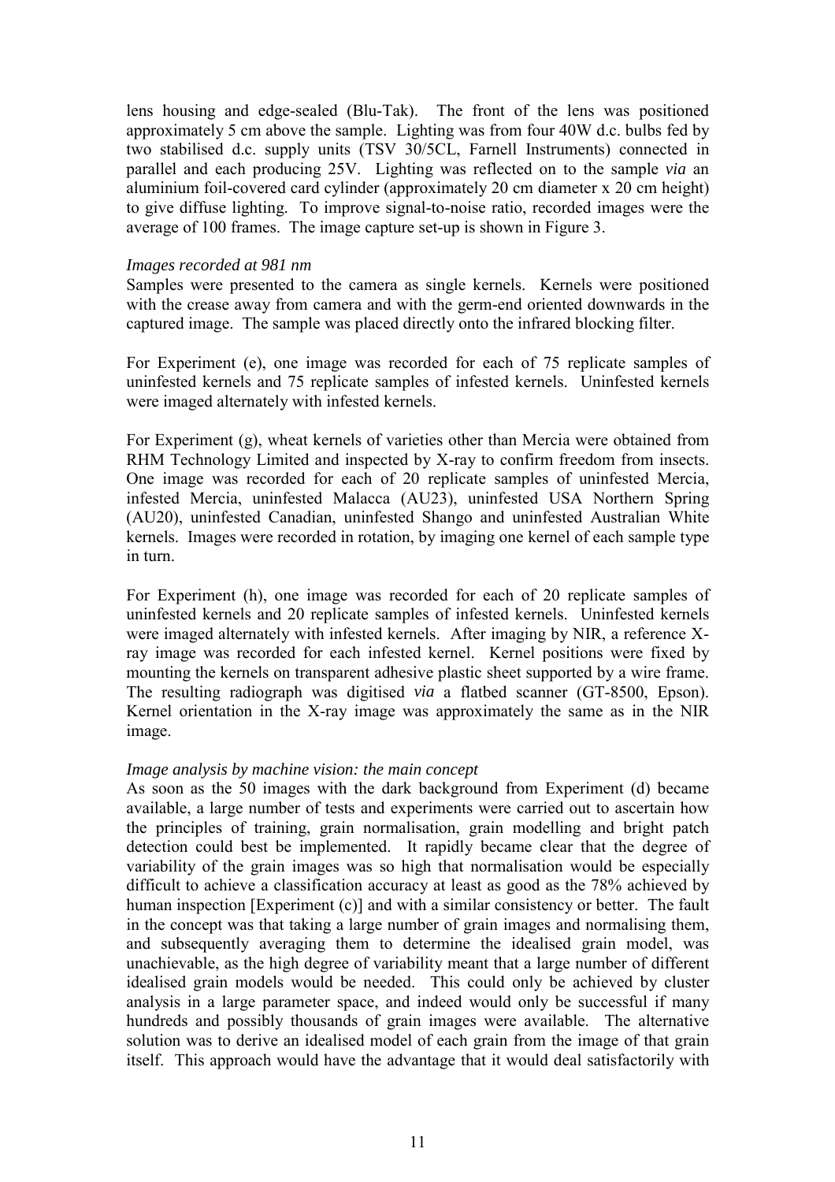lens housing and edge-sealed (Blu-Tak). The front of the lens was positioned approximately 5 cm above the sample. Lighting was from four 40W d.c. bulbs fed by two stabilised d.c. supply units (TSV 30/5CL, Farnell Instruments) connected in parallel and each producing 25V. Lighting was reflected on to the sample *via* an aluminium foil-covered card cylinder (approximately 20 cm diameter x 20 cm height) to give diffuse lighting. To improve signal-to-noise ratio, recorded images were the average of 100 frames. The image capture set-up is shown in Figure 3.

*Images recorded at 981 nm*

Samples were presented to the camera as single kernels. Kernels were positioned with the crease away from camera and with the germ-end oriented downwards in the captured image. The sample was placed directly onto the infrared blocking filter.

For Experiment (e), one image was recorded for each of 75 replicate samples of uninfested kernels and 75 replicate samples of infested kernels. Uninfested kernels were imaged alternately with infested kernels.

For Experiment (g), wheat kernels of varieties other than Mercia were obtained from RHM Technology Limited and inspected by X-ray to confirm freedom from insects. One image was recorded for each of 20 replicate samples of uninfested Mercia, infested Mercia, uninfested Malacca (AU23), uninfested USA Northern Spring (AU20), uninfested Canadian, uninfested Shango and uninfested Australian White kernels. Images were recorded in rotation, by imaging one kernel of each sample type in turn.

For Experiment (h), one image was recorded for each of 20 replicate samples of uninfested kernels and 20 replicate samples of infested kernels. Uninfested kernels were imaged alternately with infested kernels. After imaging by NIR, a reference X-ray image was recorded for each infested kernel. Kernel positions were fixed by mounting the kernels on transparent adhesive plastic sheet supported by a wire frame. The resulting radiograph was digitised *via* a flatbed scanner (GT-8500, Epson). Kernel orientation in the X-ray image was approximately the same as in the NIR image.

*Image analysis by machine vision: the main concept*

As soon as the 50 images with the dark background from Experiment (d) became available, a large number of tests and experiments were carried out to ascertain how the principles of training, grain normalisation, grain modelling and bright patch detection could best be implemented. It rapidly became clear that the degree of variability of the grain images was so high that normalisation would be especially difficult to achieve a classification accuracy at least as good as the 78% achieved by human inspection [Experiment (c)] and with a similar consistency or better. The fault in the concept was that taking a large number of grain images and normalising them, and subsequently averaging them to determine the idealised grain model, was unachievable, as the high degree of variability meant that a large number of different idealised grain models would be needed. This could only be achieved by cluster analysis in a large parameter space, and indeed would only be successful if many hundreds and possibly thousands of grain images were available. The alternative solution was to derive an idealised model of each grain from the image of that grain itself. This approach would have the advantage that it would deal satisfactorily with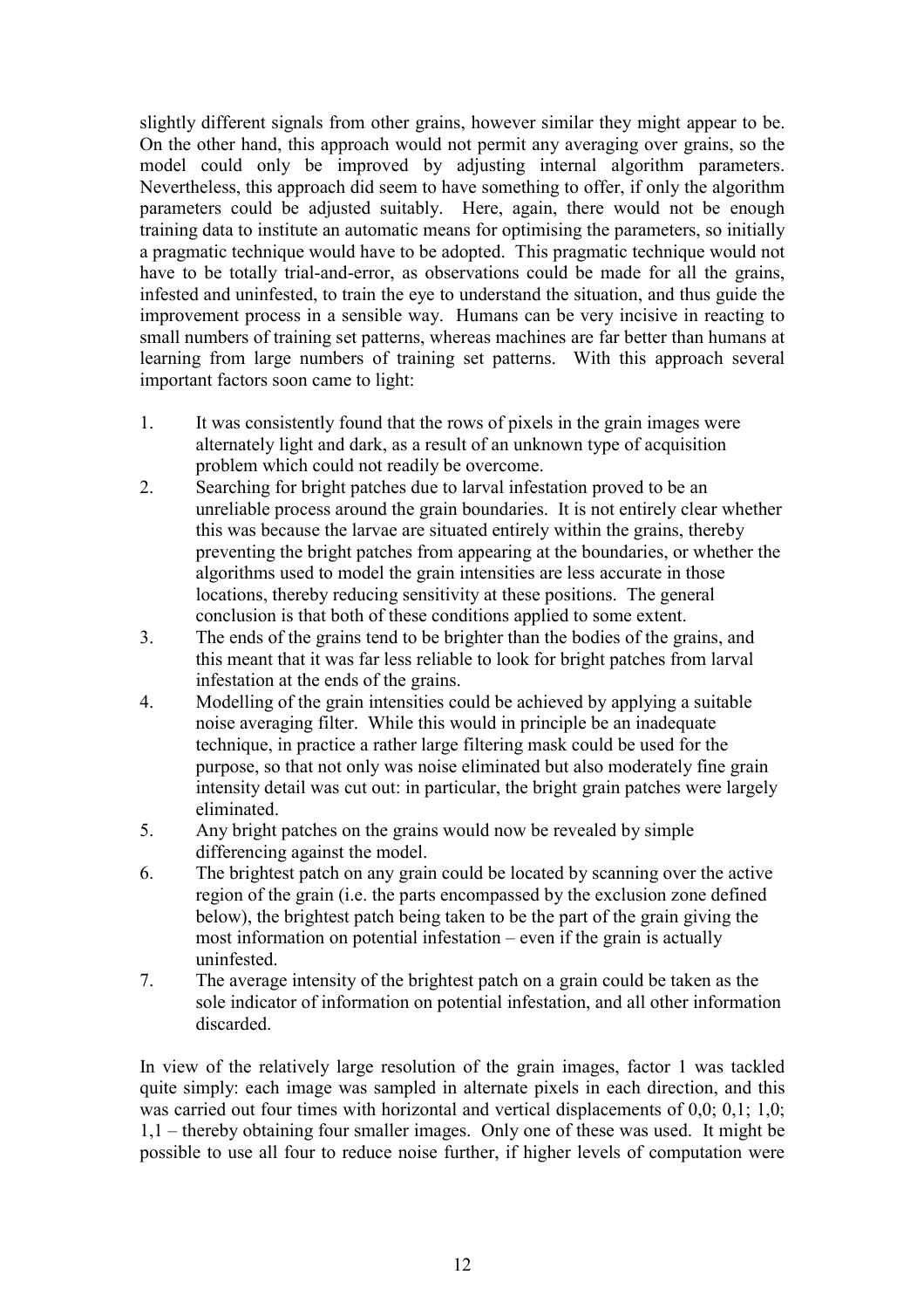slightly different signals from other grains, however similar they might appear to be. On the other hand, this approach would not permit any averaging over grains, so the model could only be improved by adjusting internal algorithm parameters. Nevertheless, this approach did seem to have something to offer, if only the algorithm parameters could be adjusted suitably. Here, again, there would not be enough training data to institute an automatic means for optimising the parameters, so initially a pragmatic technique would have to be adopted. This pragmatic technique would not have to be totally trial-and-error, as observations could be made for all the grains, infested and uninfested, to train the eye to understand the situation, and thus guide the improvement process in a sensible way. Humans can be very incisive in reacting to small numbers of training set patterns, whereas machines are far better than humans at learning from large numbers of training set patterns. With this approach several important factors soon came to light:

1. It was consistently found that the rows of pixels in the grain images were alternately light and dark, as a result of an unknown type of acquisition problem which could not readily be overcome.
2. Searching for bright patches due to larval infestation proved to be an unreliable process around the grain boundaries. It is not entirely clear whether this was because the larvae are situated entirely within the grains, thereby preventing the bright patches from appearing at the boundaries, or whether the algorithms used to model the grain intensities are less accurate in those locations, thereby reducing sensitivity at these positions. The general conclusion is that both of these conditions applied to some extent.
3. The ends of the grains tend to be brighter than the bodies of the grains, and this meant that it was far less reliable to look for bright patches from larval infestation at the ends of the grains.
4. Modelling of the grain intensities could be achieved by applying a suitable noise averaging filter. While this would in principle be an inadequate technique, in practice a rather large filtering mask could be used for the purpose, so that not only was noise eliminated but also moderately fine grain intensity detail was cut out: in particular, the bright grain patches were largely eliminated.
5. Any bright patches on the grains would now be revealed by simple differencing against the model.
6. The brightest patch on any grain could be located by scanning over the active region of the grain (i.e. the parts encompassed by the exclusion zone defined below), the brightest patch being taken to be the part of the grain giving the most information on potential infestation – even if the grain is actually uninfested.
7. The average intensity of the brightest patch on a grain could be taken as the sole indicator of information on potential infestation, and all other information discarded.

In view of the relatively large resolution of the grain images, factor 1 was tackled quite simply: each image was sampled in alternate pixels in each direction, and this was carried out four times with horizontal and vertical displacements of 0,0; 0,1; 1,0; 1,1 – thereby obtaining four smaller images. Only one of these was used. It might be possible to use all four to reduce noise further, if higher levels of computation were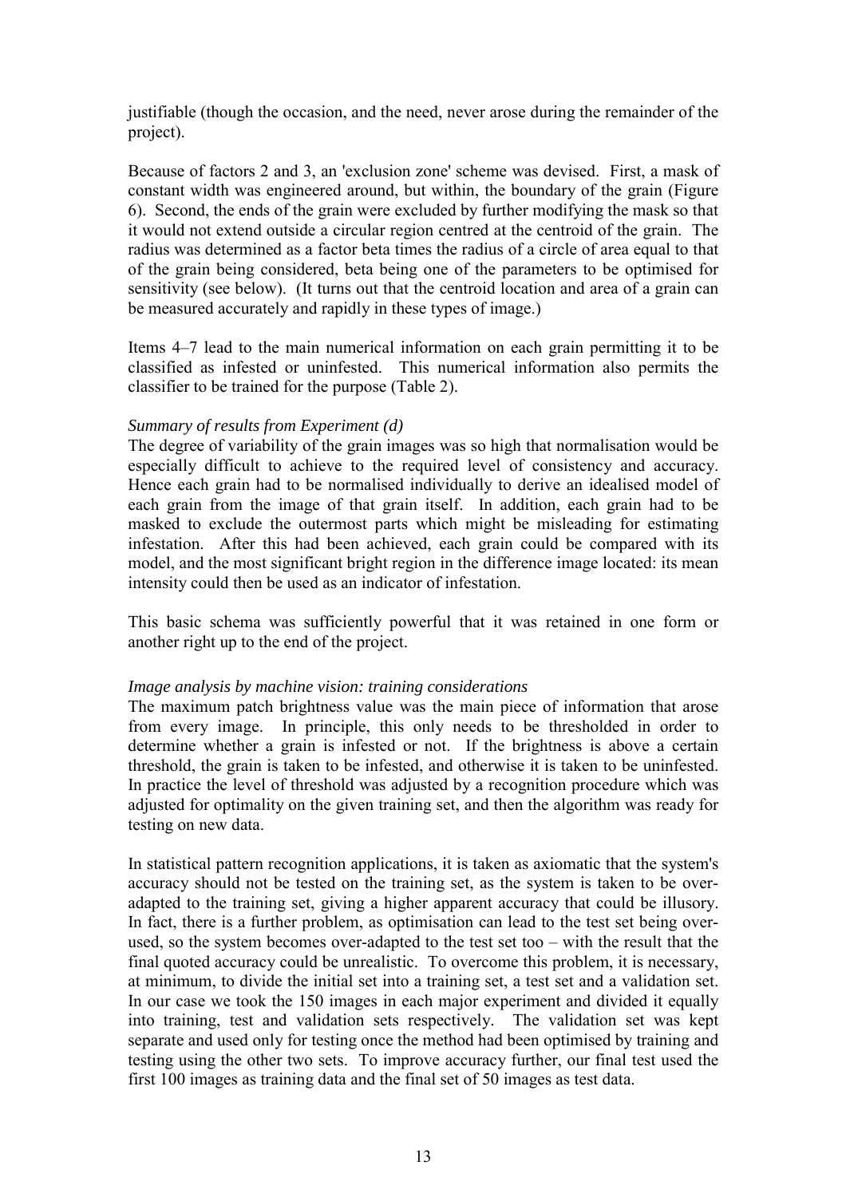justifiable (though the occasion, and the need, never arose during the remainder of the project).

Because of factors 2 and 3, an 'exclusion zone' scheme was devised. First, a mask of constant width was engineered around, but within, the boundary of the grain (Figure 6). Second, the ends of the grain were excluded by further modifying the mask so that it would not extend outside a circular region centred at the centroid of the grain. The radius was determined as a factor beta times the radius of a circle of area equal to that of the grain being considered, beta being one of the parameters to be optimised for sensitivity (see below). (It turns out that the centroid location and area of a grain can be measured accurately and rapidly in these types of image.)

Items 4–7 lead to the main numerical information on each grain permitting it to be classified as infested or uninfested. This numerical information also permits the classifier to be trained for the purpose (Table 2).

*Summary of results from Experiment (d)*

The degree of variability of the grain images was so high that normalisation would be especially difficult to achieve to the required level of consistency and accuracy. Hence each grain had to be normalised individually to derive an idealised model of each grain from the image of that grain itself. In addition, each grain had to be masked to exclude the outermost parts which might be misleading for estimating infestation. After this had been achieved, each grain could be compared with its model, and the most significant bright region in the difference image located: its mean intensity could then be used as an indicator of infestation.

This basic schema was sufficiently powerful that it was retained in one form or another right up to the end of the project.

*Image analysis by machine vision: training considerations*

The maximum patch brightness value was the main piece of information that arose from every image. In principle, this only needs to be thresholded in order to determine whether a grain is infested or not. If the brightness is above a certain threshold, the grain is taken to be infested, and otherwise it is taken to be uninfested. In practice the level of threshold was adjusted by a recognition procedure which was adjusted for optimality on the given training set, and then the algorithm was ready for testing on new data.

In statistical pattern recognition applications, it is taken as axiomatic that the system's accuracy should not be tested on the training set, as the system is taken to be over-adapted to the training set, giving a higher apparent accuracy that could be illusory. In fact, there is a further problem, as optimisation can lead to the test set being over-used, so the system becomes over-adapted to the test set too – with the result that the final quoted accuracy could be unrealistic. To overcome this problem, it is necessary, at minimum, to divide the initial set into a training set, a test set and a validation set. In our case we took the 150 images in each major experiment and divided it equally into training, test and validation sets respectively. The validation set was kept separate and used only for testing once the method had been optimised by training and testing using the other two sets. To improve accuracy further, our final test used the first 100 images as training data and the final set of 50 images as test data.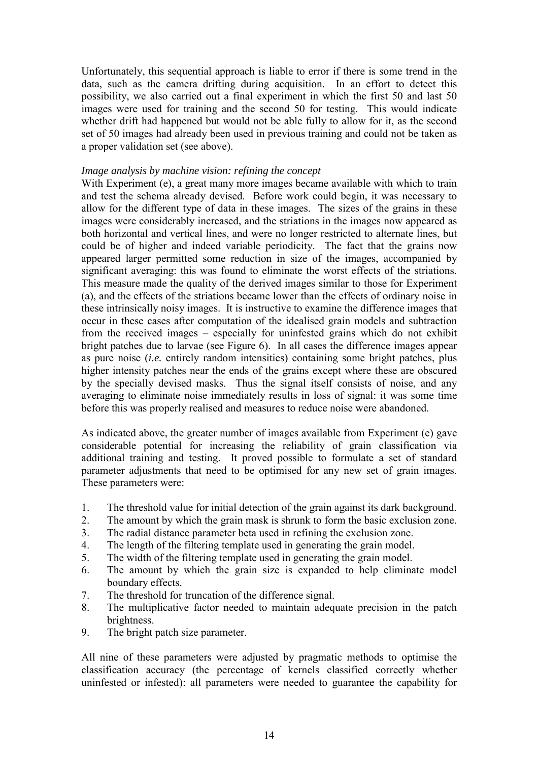Unfortunately, this sequential approach is liable to error if there is some trend in the data, such as the camera drifting during acquisition. In an effort to detect this possibility, we also carried out a final experiment in which the first 50 and last 50 images were used for training and the second 50 for testing. This would indicate whether drift had happened but would not be able fully to allow for it, as the second set of 50 images had already been used in previous training and could not be taken as a proper validation set (see above).

*Image analysis by machine vision: refining the concept*

With Experiment (e), a great many more images became available with which to train and test the schema already devised. Before work could begin, it was necessary to allow for the different type of data in these images. The sizes of the grains in these images were considerably increased, and the striations in the images now appeared as both horizontal and vertical lines, and were no longer restricted to alternate lines, but could be of higher and indeed variable periodicity. The fact that the grains now appeared larger permitted some reduction in size of the images, accompanied by significant averaging: this was found to eliminate the worst effects of the striations. This measure made the quality of the derived images similar to those for Experiment (a), and the effects of the striations became lower than the effects of ordinary noise in these intrinsically noisy images. It is instructive to examine the difference images that occur in these cases after computation of the idealised grain models and subtraction from the received images – especially for uninfested grains which do not exhibit bright patches due to larvae (see Figure 6). In all cases the difference images appear as pure noise (*i.e.* entirely random intensities) containing some bright patches, plus higher intensity patches near the ends of the grains except where these are obscured by the specially devised masks. Thus the signal itself consists of noise, and any averaging to eliminate noise immediately results in loss of signal: it was some time before this was properly realised and measures to reduce noise were abandoned.

As indicated above, the greater number of images available from Experiment (e) gave considerable potential for increasing the reliability of grain classification via additional training and testing. It proved possible to formulate a set of standard parameter adjustments that need to be optimised for any new set of grain images. These parameters were:

1. The threshold value for initial detection of the grain against its dark background.
2. The amount by which the grain mask is shrunk to form the basic exclusion zone.
3. The radial distance parameter beta used in refining the exclusion zone.
4. The length of the filtering template used in generating the grain model.
5. The width of the filtering template used in generating the grain model.
6. The amount by which the grain size is expanded to help eliminate model boundary effects.
7. The threshold for truncation of the difference signal.
8. The multiplicative factor needed to maintain adequate precision in the patch brightness.
9. The bright patch size parameter.

All nine of these parameters were adjusted by pragmatic methods to optimise the classification accuracy (the percentage of kernels classified correctly whether uninfested or infested): all parameters were needed to guarantee the capability for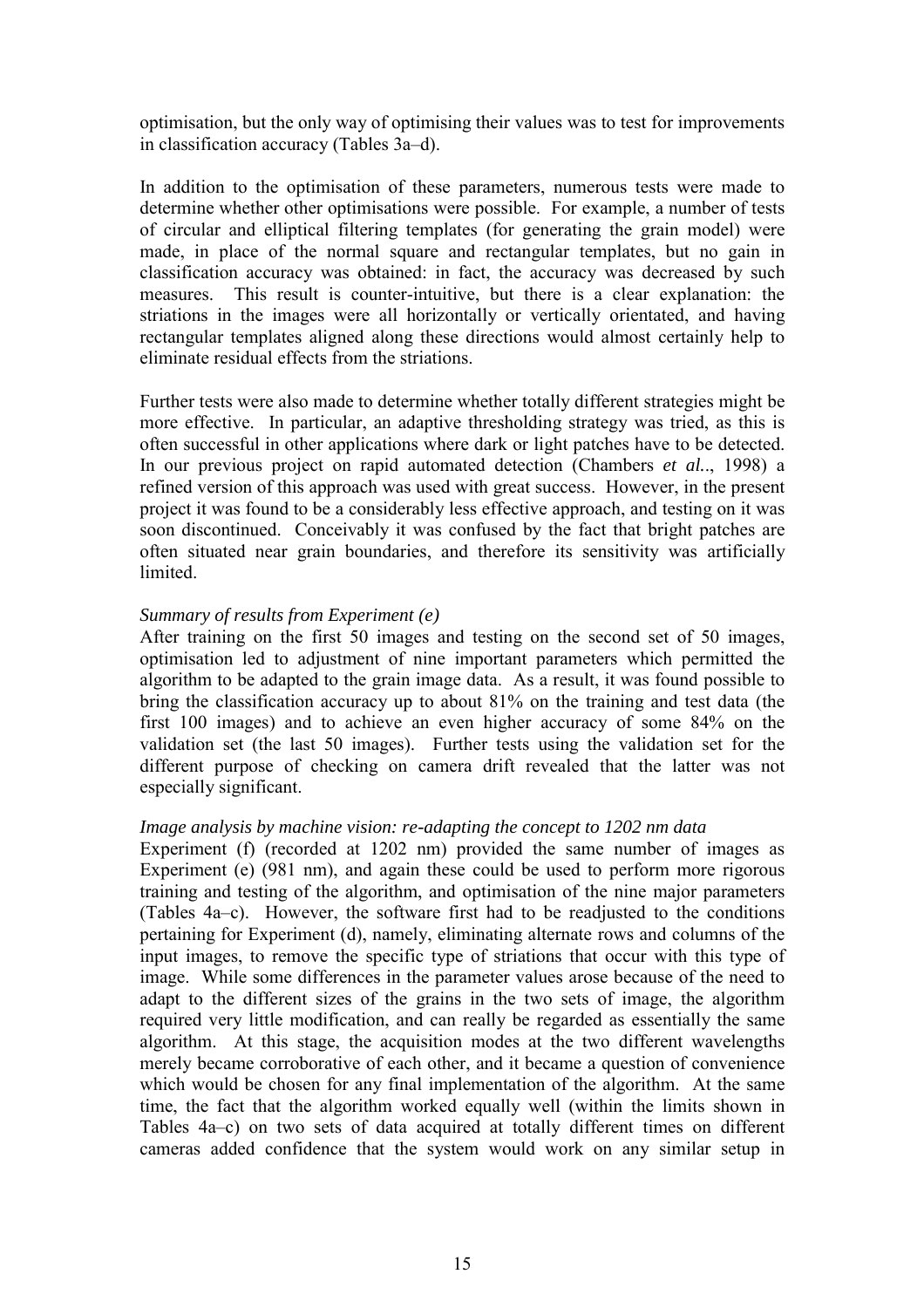optimisation, but the only way of optimising their values was to test for improvements in classification accuracy (Tables 3a–d).

In addition to the optimisation of these parameters, numerous tests were made to determine whether other optimisations were possible. For example, a number of tests of circular and elliptical filtering templates (for generating the grain model) were made, in place of the normal square and rectangular templates, but no gain in classification accuracy was obtained: in fact, the accuracy was decreased by such measures. This result is counter-intuitive, but there is a clear explanation: the striations in the images were all horizontally or vertically orientated, and having rectangular templates aligned along these directions would almost certainly help to eliminate residual effects from the striations.

Further tests were also made to determine whether totally different strategies might be more effective. In particular, an adaptive thresholding strategy was tried, as this is often successful in other applications where dark or light patches have to be detected. In our previous project on rapid automated detection (Chambers *et al.*., 1998) a refined version of this approach was used with great success. However, in the present project it was found to be a considerably less effective approach, and testing on it was soon discontinued. Conceivably it was confused by the fact that bright patches are often situated near grain boundaries, and therefore its sensitivity was artificially limited.

*Summary of results from Experiment (e)*

After training on the first 50 images and testing on the second set of 50 images, optimisation led to adjustment of nine important parameters which permitted the algorithm to be adapted to the grain image data. As a result, it was found possible to bring the classification accuracy up to about 81% on the training and test data (the first 100 images) and to achieve an even higher accuracy of some 84% on the validation set (the last 50 images). Further tests using the validation set for the different purpose of checking on camera drift revealed that the latter was not especially significant.

*Image analysis by machine vision: re-adapting the concept to 1202 nm data*

Experiment (f) (recorded at 1202 nm) provided the same number of images as Experiment (e) (981 nm), and again these could be used to perform more rigorous training and testing of the algorithm, and optimisation of the nine major parameters (Tables 4a–c). However, the software first had to be readjusted to the conditions pertaining for Experiment (d), namely, eliminating alternate rows and columns of the input images, to remove the specific type of striations that occur with this type of image. While some differences in the parameter values arose because of the need to adapt to the different sizes of the grains in the two sets of image, the algorithm required very little modification, and can really be regarded as essentially the same algorithm. At this stage, the acquisition modes at the two different wavelengths merely became corroborative of each other, and it became a question of convenience which would be chosen for any final implementation of the algorithm. At the same time, the fact that the algorithm worked equally well (within the limits shown in Tables 4a–c) on two sets of data acquired at totally different times on different cameras added confidence that the system would work on any similar setup in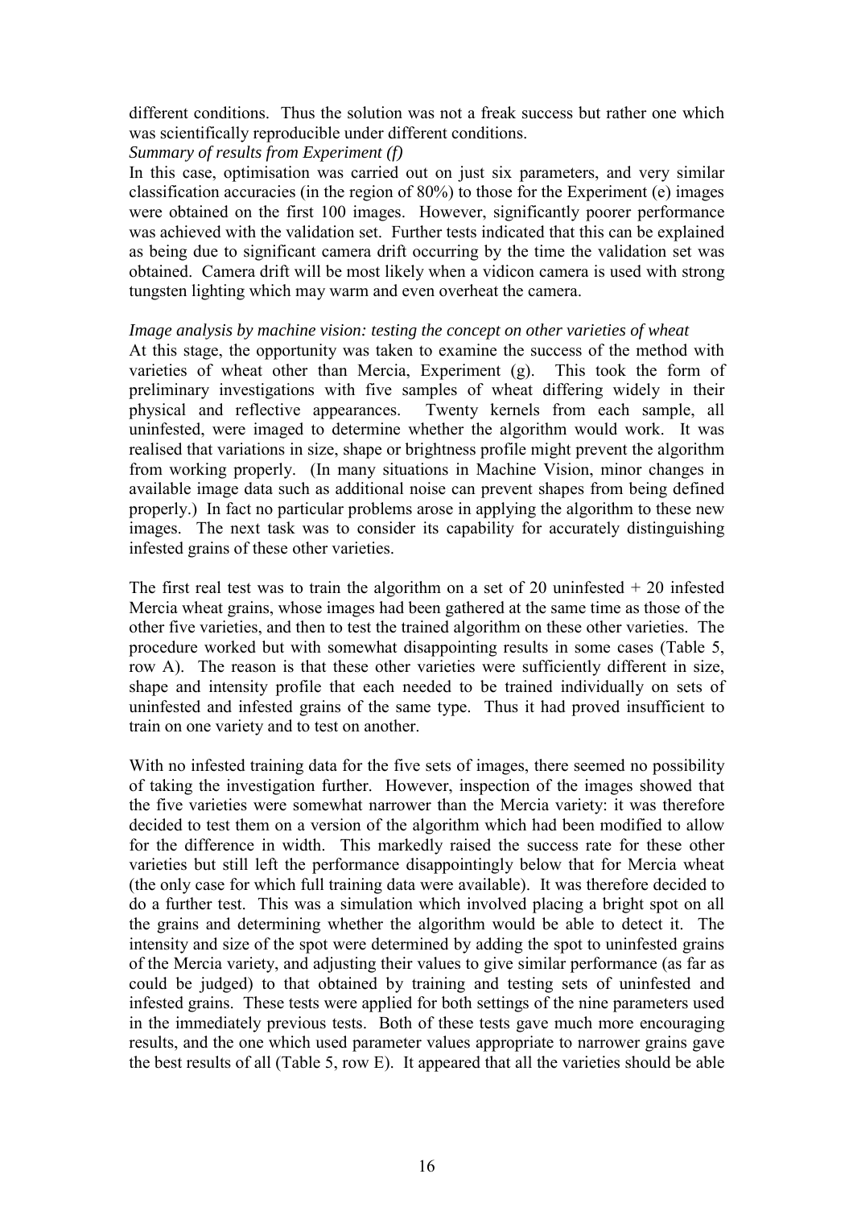different conditions. Thus the solution was not a freak success but rather one which was scientifically reproducible under different conditions.

*Summary of results from Experiment (f)*

In this case, optimisation was carried out on just six parameters, and very similar classification accuracies (in the region of 80%) to those for the Experiment (e) images were obtained on the first 100 images. However, significantly poorer performance was achieved with the validation set. Further tests indicated that this can be explained as being due to significant camera drift occurring by the time the validation set was obtained. Camera drift will be most likely when a vidicon camera is used with strong tungsten lighting which may warm and even overheat the camera.

*Image analysis by machine vision: testing the concept on other varieties of wheat*

At this stage, the opportunity was taken to examine the success of the method with varieties of wheat other than Mercia, Experiment (g). This took the form of preliminary investigations with five samples of wheat differing widely in their physical and reflective appearances. Twenty kernels from each sample, all uninfested, were imaged to determine whether the algorithm would work. It was realised that variations in size, shape or brightness profile might prevent the algorithm from working properly. (In many situations in Machine Vision, minor changes in available image data such as additional noise can prevent shapes from being defined properly.) In fact no particular problems arose in applying the algorithm to these new images. The next task was to consider its capability for accurately distinguishing infested grains of these other varieties.

The first real test was to train the algorithm on a set of 20 uninfested + 20 infested Mercia wheat grains, whose images had been gathered at the same time as those of the other five varieties, and then to test the trained algorithm on these other varieties. The procedure worked but with somewhat disappointing results in some cases (Table 5, row A). The reason is that these other varieties were sufficiently different in size, shape and intensity profile that each needed to be trained individually on sets of uninfested and infested grains of the same type. Thus it had proved insufficient to train on one variety and to test on another.

With no infested training data for the five sets of images, there seemed no possibility of taking the investigation further. However, inspection of the images showed that the five varieties were somewhat narrower than the Mercia variety: it was therefore decided to test them on a version of the algorithm which had been modified to allow for the difference in width. This markedly raised the success rate for these other varieties but still left the performance disappointingly below that for Mercia wheat (the only case for which full training data were available). It was therefore decided to do a further test. This was a simulation which involved placing a bright spot on all the grains and determining whether the algorithm would be able to detect it. The intensity and size of the spot were determined by adding the spot to uninfested grains of the Mercia variety, and adjusting their values to give similar performance (as far as could be judged) to that obtained by training and testing sets of uninfested and infested grains. These tests were applied for both settings of the nine parameters used in the immediately previous tests. Both of these tests gave much more encouraging results, and the one which used parameter values appropriate to narrower grains gave the best results of all (Table 5, row E). It appeared that all the varieties should be able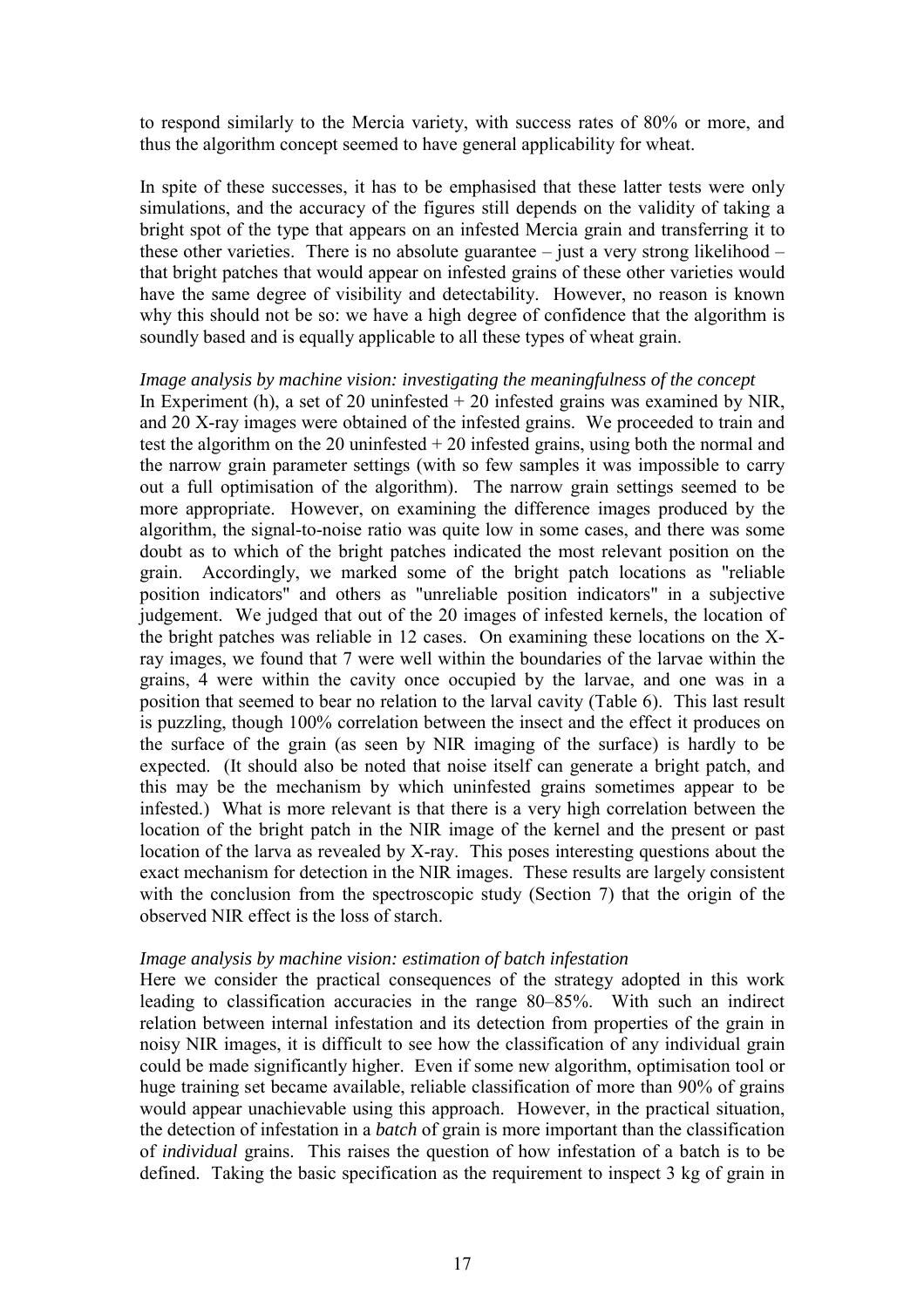to respond similarly to the Mercia variety, with success rates of 80% or more, and thus the algorithm concept seemed to have general applicability for wheat.

In spite of these successes, it has to be emphasised that these latter tests were only simulations, and the accuracy of the figures still depends on the validity of taking a bright spot of the type that appears on an infested Mercia grain and transferring it to these other varieties. There is no absolute guarantee – just a very strong likelihood – that bright patches that would appear on infested grains of these other varieties would have the same degree of visibility and detectability. However, no reason is known why this should not be so: we have a high degree of confidence that the algorithm is soundly based and is equally applicable to all these types of wheat grain.

*Image analysis by machine vision: investigating the meaningfulness of the concept*

In Experiment (h), a set of 20 uninfested + 20 infested grains was examined by NIR, and 20 X-ray images were obtained of the infested grains. We proceeded to train and test the algorithm on the 20 uninfested + 20 infested grains, using both the normal and the narrow grain parameter settings (with so few samples it was impossible to carry out a full optimisation of the algorithm). The narrow grain settings seemed to be more appropriate. However, on examining the difference images produced by the algorithm, the signal-to-noise ratio was quite low in some cases, and there was some doubt as to which of the bright patches indicated the most relevant position on the grain. Accordingly, we marked some of the bright patch locations as "reliable position indicators" and others as "unreliable position indicators" in a subjective judgement. We judged that out of the 20 images of infested kernels, the location of the bright patches was reliable in 12 cases. On examining these locations on the X-ray images, we found that 7 were well within the boundaries of the larvae within the grains, 4 were within the cavity once occupied by the larvae, and one was in a position that seemed to bear no relation to the larval cavity (Table 6). This last result is puzzling, though 100% correlation between the insect and the effect it produces on the surface of the grain (as seen by NIR imaging of the surface) is hardly to be expected. (It should also be noted that noise itself can generate a bright patch, and this may be the mechanism by which uninfested grains sometimes appear to be infested.) What is more relevant is that there is a very high correlation between the location of the bright patch in the NIR image of the kernel and the present or past location of the larva as revealed by X-ray. This poses interesting questions about the exact mechanism for detection in the NIR images. These results are largely consistent with the conclusion from the spectroscopic study (Section 7) that the origin of the observed NIR effect is the loss of starch.

*Image analysis by machine vision: estimation of batch infestation*

Here we consider the practical consequences of the strategy adopted in this work leading to classification accuracies in the range 80–85%. With such an indirect relation between internal infestation and its detection from properties of the grain in noisy NIR images, it is difficult to see how the classification of any individual grain could be made significantly higher. Even if some new algorithm, optimisation tool or huge training set became available, reliable classification of more than 90% of grains would appear unachievable using this approach. However, in the practical situation, the detection of infestation in a *batch* of grain is more important than the classification of *individual* grains. This raises the question of how infestation of a batch is to be defined. Taking the basic specification as the requirement to inspect 3 kg of grain in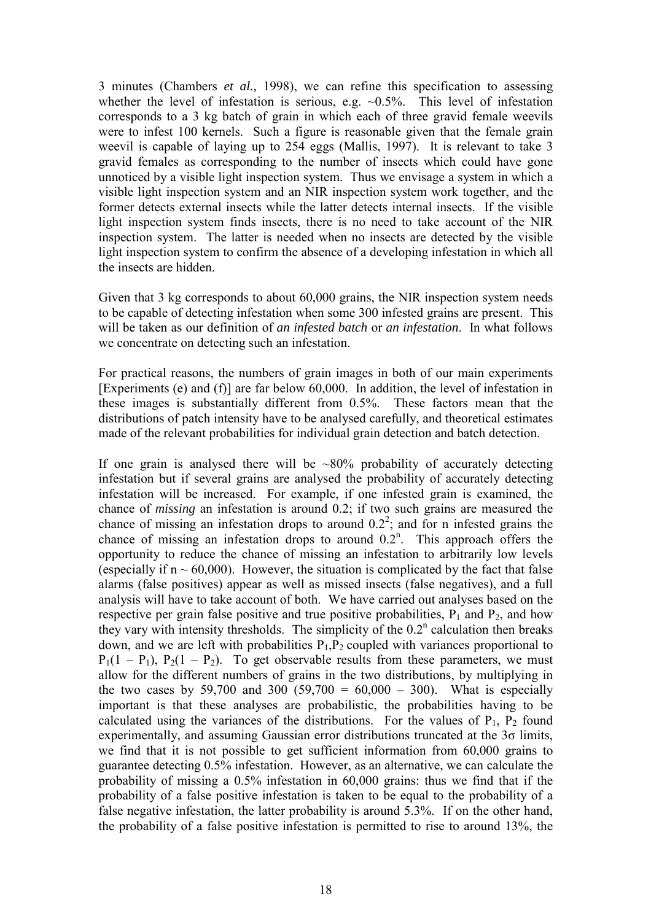3 minutes (Chambers *et al.,* 1998), we can refine this specification to assessing whether the level of infestation is serious, e.g. ~0.5%. This level of infestation corresponds to a 3 kg batch of grain in which each of three gravid female weevils were to infest 100 kernels. Such a figure is reasonable given that the female grain weevil is capable of laying up to 254 eggs (Mallis, 1997). It is relevant to take 3 gravid females as corresponding to the number of insects which could have gone unnoticed by a visible light inspection system. Thus we envisage a system in which a visible light inspection system and an NIR inspection system work together, and the former detects external insects while the latter detects internal insects. If the visible light inspection system finds insects, there is no need to take account of the NIR inspection system. The latter is needed when no insects are detected by the visible light inspection system to confirm the absence of a developing infestation in which all the insects are hidden.

Given that 3 kg corresponds to about 60,000 grains, the NIR inspection system needs to be capable of detecting infestation when some 300 infested grains are present. This will be taken as our definition of *an infested batch* or *an infestation*. In what follows we concentrate on detecting such an infestation.

For practical reasons, the numbers of grain images in both of our main experiments [Experiments (e) and (f)] are far below 60,000. In addition, the level of infestation in these images is substantially different from 0.5%. These factors mean that the distributions of patch intensity have to be analysed carefully, and theoretical estimates made of the relevant probabilities for individual grain detection and batch detection.

If one grain is analysed there will be ~80% probability of accurately detecting infestation but if several grains are analysed the probability of accurately detecting infestation will be increased. For example, if one infested grain is examined, the chance of *missing* an infestation is around 0.2; if two such grains are measured the chance of missing an infestation drops to around $0.2^2$; and for n infested grains the chance of missing an infestation drops to around $0.2^n$. This approach offers the opportunity to reduce the chance of missing an infestation to arbitrarily low levels (especially if n ~ 60,000). However, the situation is complicated by the fact that false alarms (false positives) appear as well as missed insects (false negatives), and a full analysis will have to take account of both. We have carried out analyses based on the respective per grain false positive and true positive probabilities, $P_1$ and $P_2$, and how they vary with intensity thresholds. The simplicity of the $0.2^n$ calculation then breaks down, and we are left with probabilities $P_1$,$P_2$ coupled with variances proportional to $P_1(1 - P_1)$, $P_2(1 - P_2)$. To get observable results from these parameters, we must allow for the different numbers of grains in the two distributions, by multiplying in the two cases by 59,700 and 300 (59,700 = 60,000 – 300). What is especially important is that these analyses are probabilistic, the probabilities having to be calculated using the variances of the distributions. For the values of $P_1$, $P_2$ found experimentally, and assuming Gaussian error distributions truncated at the $3\sigma$ limits, we find that it is not possible to get sufficient information from 60,000 grains to guarantee detecting 0.5% infestation. However, as an alternative, we can calculate the probability of missing a 0.5% infestation in 60,000 grains: thus we find that if the probability of a false positive infestation is taken to be equal to the probability of a false negative infestation, the latter probability is around 5.3%. If on the other hand, the probability of a false positive infestation is permitted to rise to around 13%, the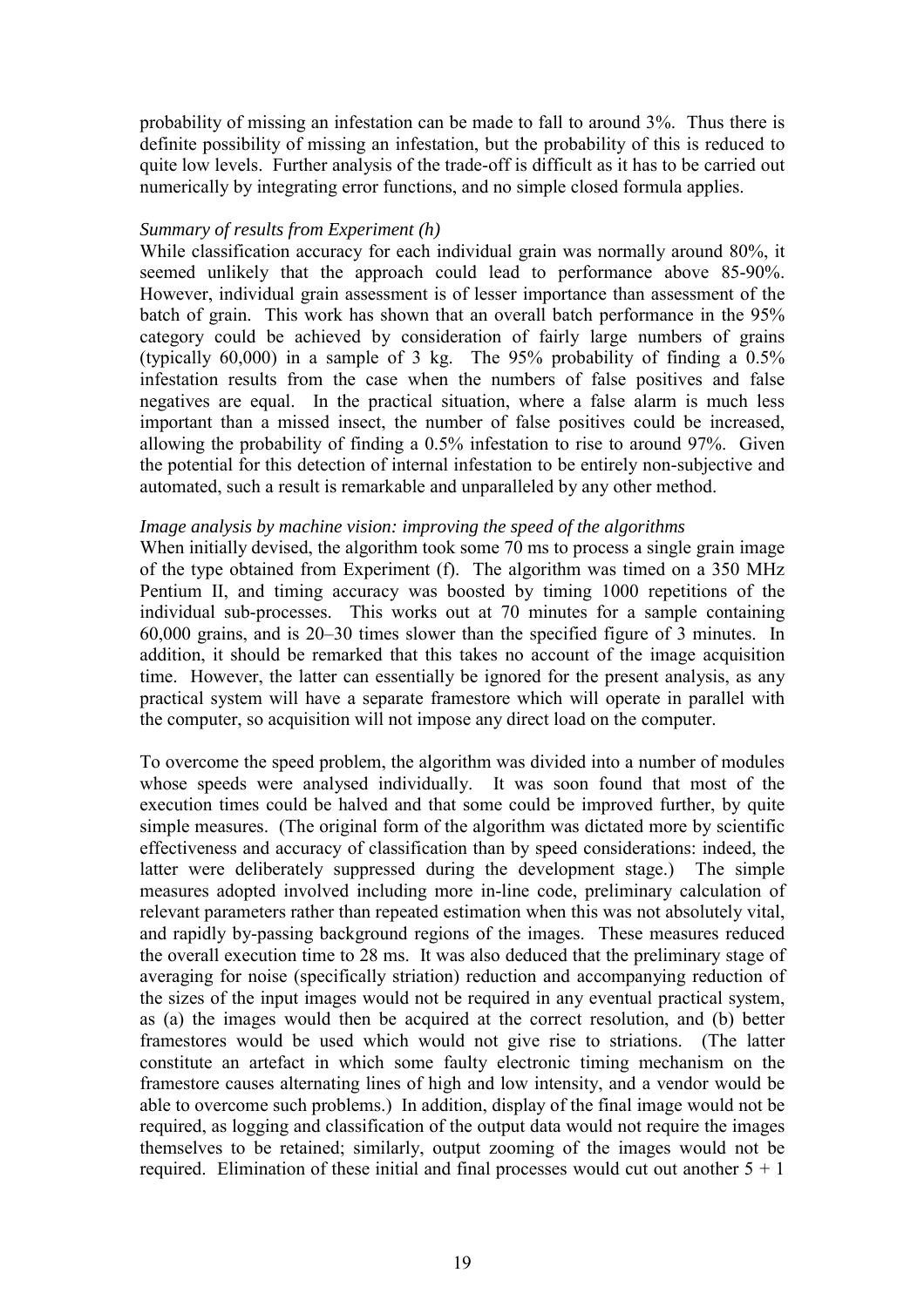probability of missing an infestation can be made to fall to around 3%. Thus there is definite possibility of missing an infestation, but the probability of this is reduced to quite low levels. Further analysis of the trade-off is difficult as it has to be carried out numerically by integrating error functions, and no simple closed formula applies.

*Summary of results from Experiment (h)*

While classification accuracy for each individual grain was normally around 80%, it seemed unlikely that the approach could lead to performance above 85-90%. However, individual grain assessment is of lesser importance than assessment of the batch of grain. This work has shown that an overall batch performance in the 95% category could be achieved by consideration of fairly large numbers of grains (typically 60,000) in a sample of 3 kg. The 95% probability of finding a 0.5% infestation results from the case when the numbers of false positives and false negatives are equal. In the practical situation, where a false alarm is much less important than a missed insect, the number of false positives could be increased, allowing the probability of finding a 0.5% infestation to rise to around 97%. Given the potential for this detection of internal infestation to be entirely non-subjective and automated, such a result is remarkable and unparalleled by any other method.

*Image analysis by machine vision: improving the speed of the algorithms*

When initially devised, the algorithm took some 70 ms to process a single grain image of the type obtained from Experiment (f). The algorithm was timed on a 350 MHz Pentium II, and timing accuracy was boosted by timing 1000 repetitions of the individual sub-processes. This works out at 70 minutes for a sample containing 60,000 grains, and is 20–30 times slower than the specified figure of 3 minutes. In addition, it should be remarked that this takes no account of the image acquisition time. However, the latter can essentially be ignored for the present analysis, as any practical system will have a separate framestore which will operate in parallel with the computer, so acquisition will not impose any direct load on the computer.

To overcome the speed problem, the algorithm was divided into a number of modules whose speeds were analysed individually. It was soon found that most of the execution times could be halved and that some could be improved further, by quite simple measures. (The original form of the algorithm was dictated more by scientific effectiveness and accuracy of classification than by speed considerations: indeed, the latter were deliberately suppressed during the development stage.) The simple measures adopted involved including more in-line code, preliminary calculation of relevant parameters rather than repeated estimation when this was not absolutely vital, and rapidly by-passing background regions of the images. These measures reduced the overall execution time to 28 ms. It was also deduced that the preliminary stage of averaging for noise (specifically striation) reduction and accompanying reduction of the sizes of the input images would not be required in any eventual practical system, as (a) the images would then be acquired at the correct resolution, and (b) better framestores would be used which would not give rise to striations. (The latter constitute an artefact in which some faulty electronic timing mechanism on the framestore causes alternating lines of high and low intensity, and a vendor would be able to overcome such problems.) In addition, display of the final image would not be required, as logging and classification of the output data would not require the images themselves to be retained; similarly, output zooming of the images would not be required. Elimination of these initial and final processes would cut out another 5 + 1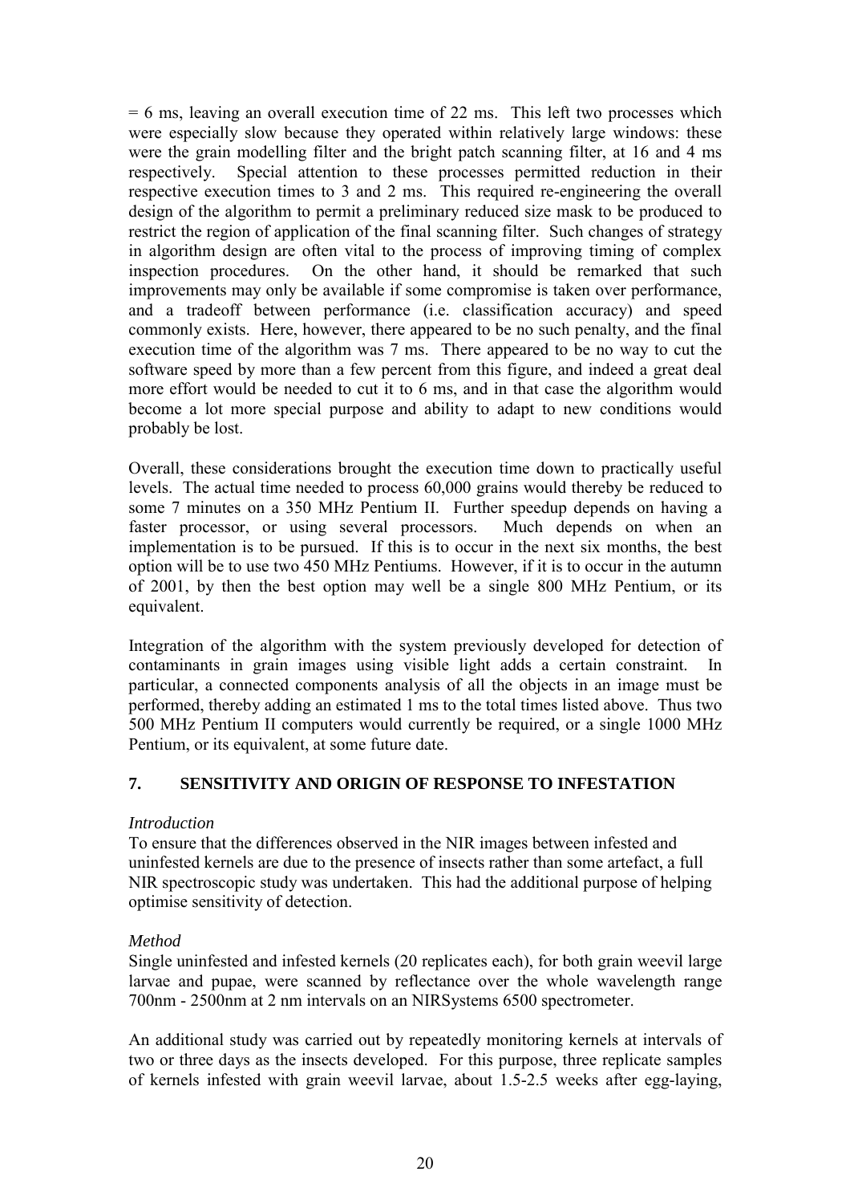= 6 ms, leaving an overall execution time of 22 ms. This left two processes which were especially slow because they operated within relatively large windows: these were the grain modelling filter and the bright patch scanning filter, at 16 and 4 ms respectively. Special attention to these processes permitted reduction in their respective execution times to 3 and 2 ms. This required re-engineering the overall design of the algorithm to permit a preliminary reduced size mask to be produced to restrict the region of application of the final scanning filter. Such changes of strategy in algorithm design are often vital to the process of improving timing of complex inspection procedures. On the other hand, it should be remarked that such improvements may only be available if some compromise is taken over performance, and a tradeoff between performance (i.e. classification accuracy) and speed commonly exists. Here, however, there appeared to be no such penalty, and the final execution time of the algorithm was 7 ms. There appeared to be no way to cut the software speed by more than a few percent from this figure, and indeed a great deal more effort would be needed to cut it to 6 ms, and in that case the algorithm would become a lot more special purpose and ability to adapt to new conditions would probably be lost.

Overall, these considerations brought the execution time down to practically useful levels. The actual time needed to process 60,000 grains would thereby be reduced to some 7 minutes on a 350 MHz Pentium II. Further speedup depends on having a faster processor, or using several processors. Much depends on when an implementation is to be pursued. If this is to occur in the next six months, the best option will be to use two 450 MHz Pentiums. However, if it is to occur in the autumn of 2001, by then the best option may well be a single 800 MHz Pentium, or its equivalent.

Integration of the algorithm with the system previously developed for detection of contaminants in grain images using visible light adds a certain constraint. In particular, a connected components analysis of all the objects in an image must be performed, thereby adding an estimated 1 ms to the total times listed above. Thus two 500 MHz Pentium II computers would currently be required, or a single 1000 MHz Pentium, or its equivalent, at some future date.

## 7. SENSITIVITY AND ORIGIN OF RESPONSE TO INFESTATION

*Introduction*

To ensure that the differences observed in the NIR images between infested and uninfested kernels are due to the presence of insects rather than some artefact, a full NIR spectroscopic study was undertaken. This had the additional purpose of helping optimise sensitivity of detection.

*Method*

Single uninfested and infested kernels (20 replicates each), for both grain weevil large larvae and pupae, were scanned by reflectance over the whole wavelength range 700nm - 2500nm at 2 nm intervals on an NIRSystems 6500 spectrometer.

An additional study was carried out by repeatedly monitoring kernels at intervals of two or three days as the insects developed. For this purpose, three replicate samples of kernels infested with grain weevil larvae, about 1.5-2.5 weeks after egg-laying,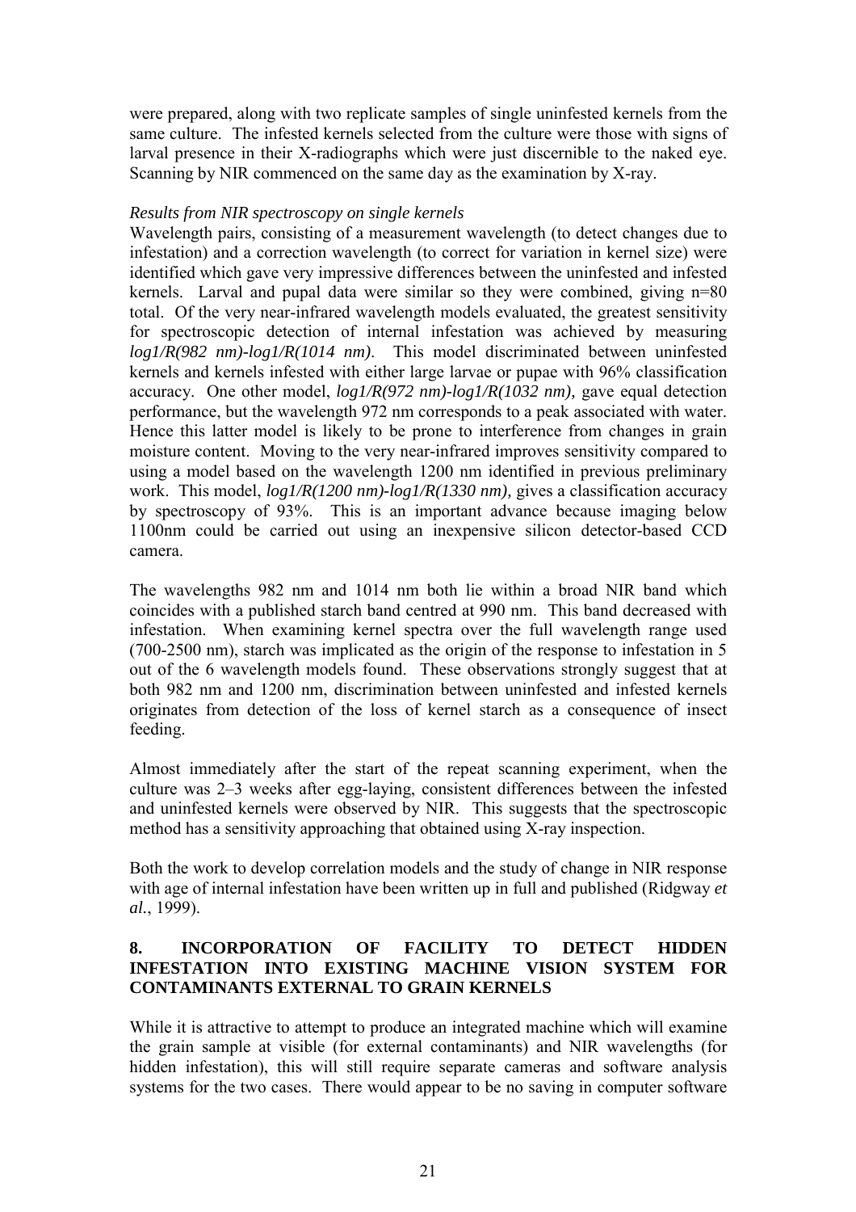were prepared, along with two replicate samples of single uninfested kernels from the same culture. The infested kernels selected from the culture were those with signs of larval presence in their X-radiographs which were just discernible to the naked eye. Scanning by NIR commenced on the same day as the examination by X-ray.

*Results from NIR spectroscopy on single kernels*

Wavelength pairs, consisting of a measurement wavelength (to detect changes due to infestation) and a correction wavelength (to correct for variation in kernel size) were identified which gave very impressive differences between the uninfested and infested kernels. Larval and pupal data were similar so they were combined, giving n=80 total. Of the very near-infrared wavelength models evaluated, the greatest sensitivity for spectroscopic detection of internal infestation was achieved by measuring *log1/R(982 nm)-log1/R(1014 nm)*. This model discriminated between uninfested kernels and kernels infested with either large larvae or pupae with 96% classification accuracy. One other model, *log1/R(972 nm)-log1/R(1032 nm),* gave equal detection performance, but the wavelength 972 nm corresponds to a peak associated with water. Hence this latter model is likely to be prone to interference from changes in grain moisture content. Moving to the very near-infrared improves sensitivity compared to using a model based on the wavelength 1200 nm identified in previous preliminary work. This model, *log1/R(1200 nm)-log1/R(1330 nm),* gives a classification accuracy by spectroscopy of 93%. This is an important advance because imaging below 1100nm could be carried out using an inexpensive silicon detector-based CCD camera.

The wavelengths 982 nm and 1014 nm both lie within a broad NIR band which coincides with a published starch band centred at 990 nm. This band decreased with infestation. When examining kernel spectra over the full wavelength range used (700-2500 nm), starch was implicated as the origin of the response to infestation in 5 out of the 6 wavelength models found. These observations strongly suggest that at both 982 nm and 1200 nm, discrimination between uninfested and infested kernels originates from detection of the loss of kernel starch as a consequence of insect feeding.

Almost immediately after the start of the repeat scanning experiment, when the culture was 2–3 weeks after egg-laying, consistent differences between the infested and uninfested kernels were observed by NIR. This suggests that the spectroscopic method has a sensitivity approaching that obtained using X-ray inspection.

Both the work to develop correlation models and the study of change in NIR response with age of internal infestation have been written up in full and published (Ridgway *et al.*, 1999).

## 8. INCORPORATION OF FACILITY TO DETECT HIDDEN INFESTATION INTO EXISTING MACHINE VISION SYSTEM FOR CONTAMINANTS EXTERNAL TO GRAIN KERNELS

While it is attractive to attempt to produce an integrated machine which will examine the grain sample at visible (for external contaminants) and NIR wavelengths (for hidden infestation), this will still require separate cameras and software analysis systems for the two cases. There would appear to be no saving in computer software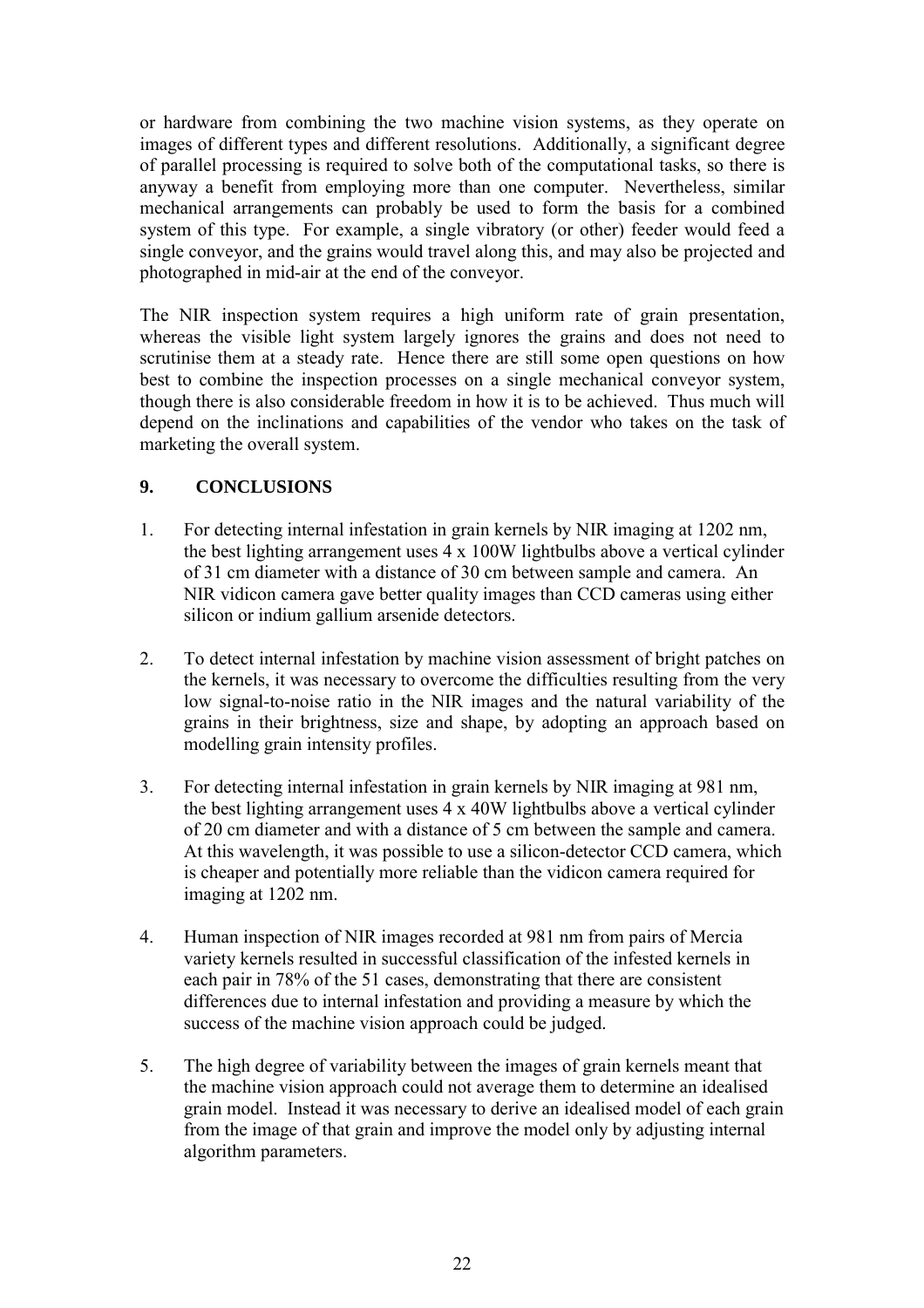or hardware from combining the two machine vision systems, as they operate on images of different types and different resolutions. Additionally, a significant degree of parallel processing is required to solve both of the computational tasks, so there is anyway a benefit from employing more than one computer. Nevertheless, similar mechanical arrangements can probably be used to form the basis for a combined system of this type. For example, a single vibratory (or other) feeder would feed a single conveyor, and the grains would travel along this, and may also be projected and photographed in mid-air at the end of the conveyor.

The NIR inspection system requires a high uniform rate of grain presentation, whereas the visible light system largely ignores the grains and does not need to scrutinise them at a steady rate. Hence there are still some open questions on how best to combine the inspection processes on a single mechanical conveyor system, though there is also considerable freedom in how it is to be achieved. Thus much will depend on the inclinations and capabilities of the vendor who takes on the task of marketing the overall system.

## 9. CONCLUSIONS

1. For detecting internal infestation in grain kernels by NIR imaging at 1202 nm, the best lighting arrangement uses 4 x 100W lightbulbs above a vertical cylinder of 31 cm diameter with a distance of 30 cm between sample and camera. An NIR vidicon camera gave better quality images than CCD cameras using either silicon or indium gallium arsenide detectors.

2. To detect internal infestation by machine vision assessment of bright patches on the kernels, it was necessary to overcome the difficulties resulting from the very low signal-to-noise ratio in the NIR images and the natural variability of the grains in their brightness, size and shape, by adopting an approach based on modelling grain intensity profiles.

3. For detecting internal infestation in grain kernels by NIR imaging at 981 nm, the best lighting arrangement uses 4 x 40W lightbulbs above a vertical cylinder of 20 cm diameter and with a distance of 5 cm between the sample and camera. At this wavelength, it was possible to use a silicon-detector CCD camera, which is cheaper and potentially more reliable than the vidicon camera required for imaging at 1202 nm.

4. Human inspection of NIR images recorded at 981 nm from pairs of Mercia variety kernels resulted in successful classification of the infested kernels in each pair in 78% of the 51 cases, demonstrating that there are consistent differences due to internal infestation and providing a measure by which the success of the machine vision approach could be judged.

5. The high degree of variability between the images of grain kernels meant that the machine vision approach could not average them to determine an idealised grain model. Instead it was necessary to derive an idealised model of each grain from the image of that grain and improve the model only by adjusting internal algorithm parameters.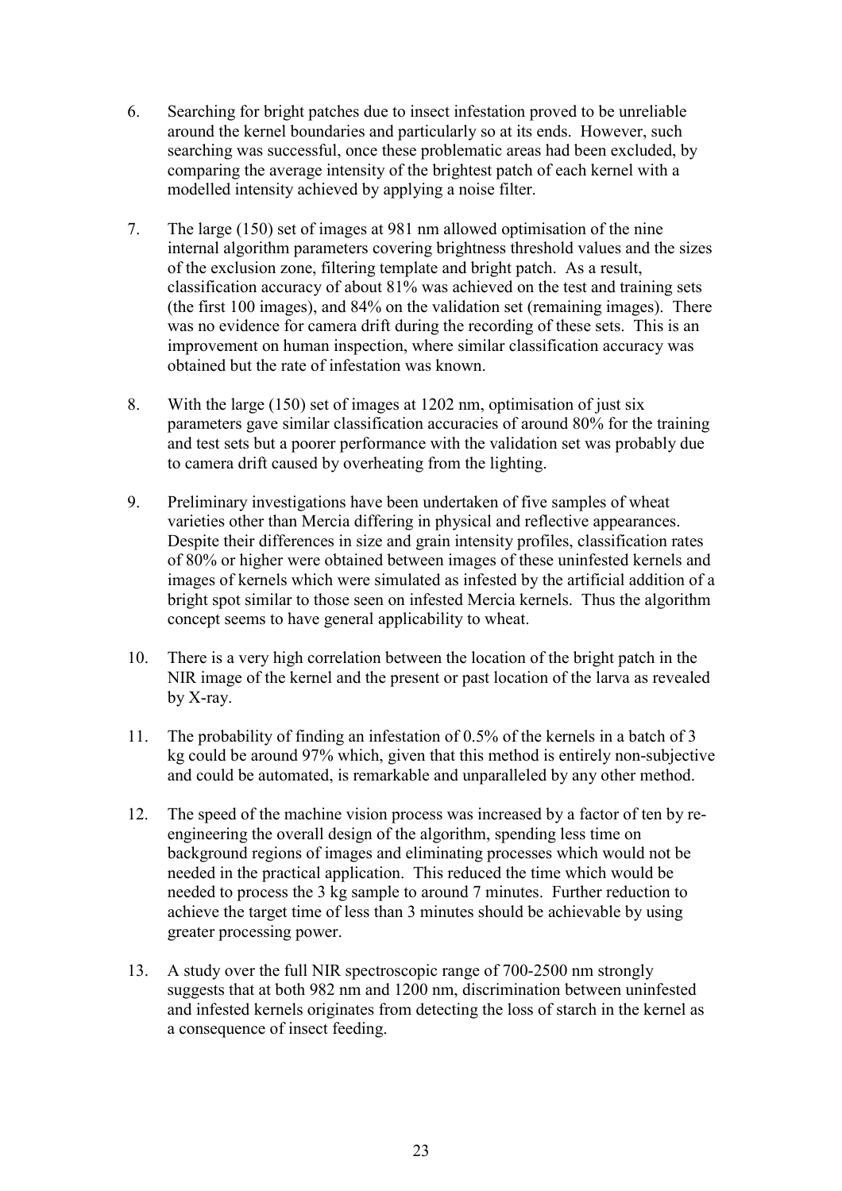6. Searching for bright patches due to insect infestation proved to be unreliable around the kernel boundaries and particularly so at its ends. However, such searching was successful, once these problematic areas had been excluded, by comparing the average intensity of the brightest patch of each kernel with a modelled intensity achieved by applying a noise filter.

7. The large (150) set of images at 981 nm allowed optimisation of the nine internal algorithm parameters covering brightness threshold values and the sizes of the exclusion zone, filtering template and bright patch. As a result, classification accuracy of about 81% was achieved on the test and training sets (the first 100 images), and 84% on the validation set (remaining images). There was no evidence for camera drift during the recording of these sets. This is an improvement on human inspection, where similar classification accuracy was obtained but the rate of infestation was known.

8. With the large (150) set of images at 1202 nm, optimisation of just six parameters gave similar classification accuracies of around 80% for the training and test sets but a poorer performance with the validation set was probably due to camera drift caused by overheating from the lighting.

9. Preliminary investigations have been undertaken of five samples of wheat varieties other than Mercia differing in physical and reflective appearances. Despite their differences in size and grain intensity profiles, classification rates of 80% or higher were obtained between images of these uninfested kernels and images of kernels which were simulated as infested by the artificial addition of a bright spot similar to those seen on infested Mercia kernels. Thus the algorithm concept seems to have general applicability to wheat.

10. There is a very high correlation between the location of the bright patch in the NIR image of the kernel and the present or past location of the larva as revealed by X-ray.

11. The probability of finding an infestation of 0.5% of the kernels in a batch of 3 kg could be around 97% which, given that this method is entirely non-subjective and could be automated, is remarkable and unparalleled by any other method.

12. The speed of the machine vision process was increased by a factor of ten by re-engineering the overall design of the algorithm, spending less time on background regions of images and eliminating processes which would not be needed in the practical application. This reduced the time which would be needed to process the 3 kg sample to around 7 minutes. Further reduction to achieve the target time of less than 3 minutes should be achievable by using greater processing power.

13. A study over the full NIR spectroscopic range of 700-2500 nm strongly suggests that at both 982 nm and 1200 nm, discrimination between uninfested and infested kernels originates from detecting the loss of starch in the kernel as a consequence of insect feeding.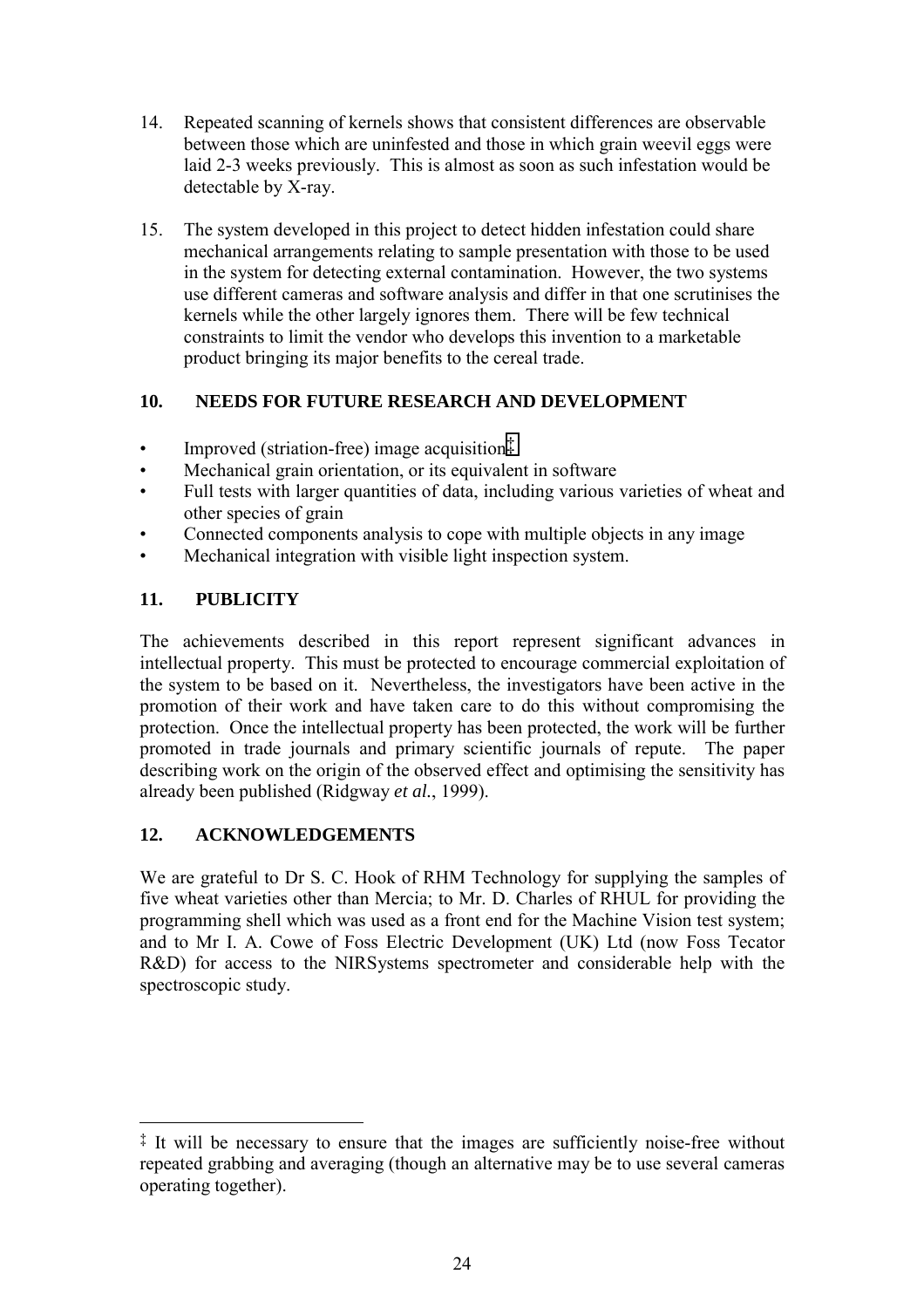14. Repeated scanning of kernels shows that consistent differences are observable between those which are uninfested and those in which grain weevil eggs were laid 2-3 weeks previously. This is almost as soon as such infestation would be detectable by X-ray.

15. The system developed in this project to detect hidden infestation could share mechanical arrangements relating to sample presentation with those to be used in the system for detecting external contamination. However, the two systems use different cameras and software analysis and differ in that one scrutinises the kernels while the other largely ignores them. There will be few technical constraints to limit the vendor who develops this invention to a marketable product bringing its major benefits to the cereal trade.

## 10. NEEDS FOR FUTURE RESEARCH AND DEVELOPMENT

- Improved (striation-free) image acquisition‡
- Mechanical grain orientation, or its equivalent in software
- Full tests with larger quantities of data, including various varieties of wheat and other species of grain
- Connected components analysis to cope with multiple objects in any image
- Mechanical integration with visible light inspection system.

## 11. PUBLICITY

The achievements described in this report represent significant advances in intellectual property. This must be protected to encourage commercial exploitation of the system to be based on it. Nevertheless, the investigators have been active in the promotion of their work and have taken care to do this without compromising the protection. Once the intellectual property has been protected, the work will be further promoted in trade journals and primary scientific journals of repute. The paper describing work on the origin of the observed effect and optimising the sensitivity has already been published (Ridgway *et al.*, 1999).

## 12. ACKNOWLEDGEMENTS

We are grateful to Dr S. C. Hook of RHM Technology for supplying the samples of five wheat varieties other than Mercia; to Mr. D. Charles of RHUL for providing the programming shell which was used as a front end for the Machine Vision test system; and to Mr I. A. Cowe of Foss Electric Development (UK) Ltd (now Foss Tecator R&D) for access to the NIRSystems spectrometer and considerable help with the spectroscopic study.

---

‡ It will be necessary to ensure that the images are sufficiently noise-free without repeated grabbing and averaging (though an alternative may be to use several cameras operating together).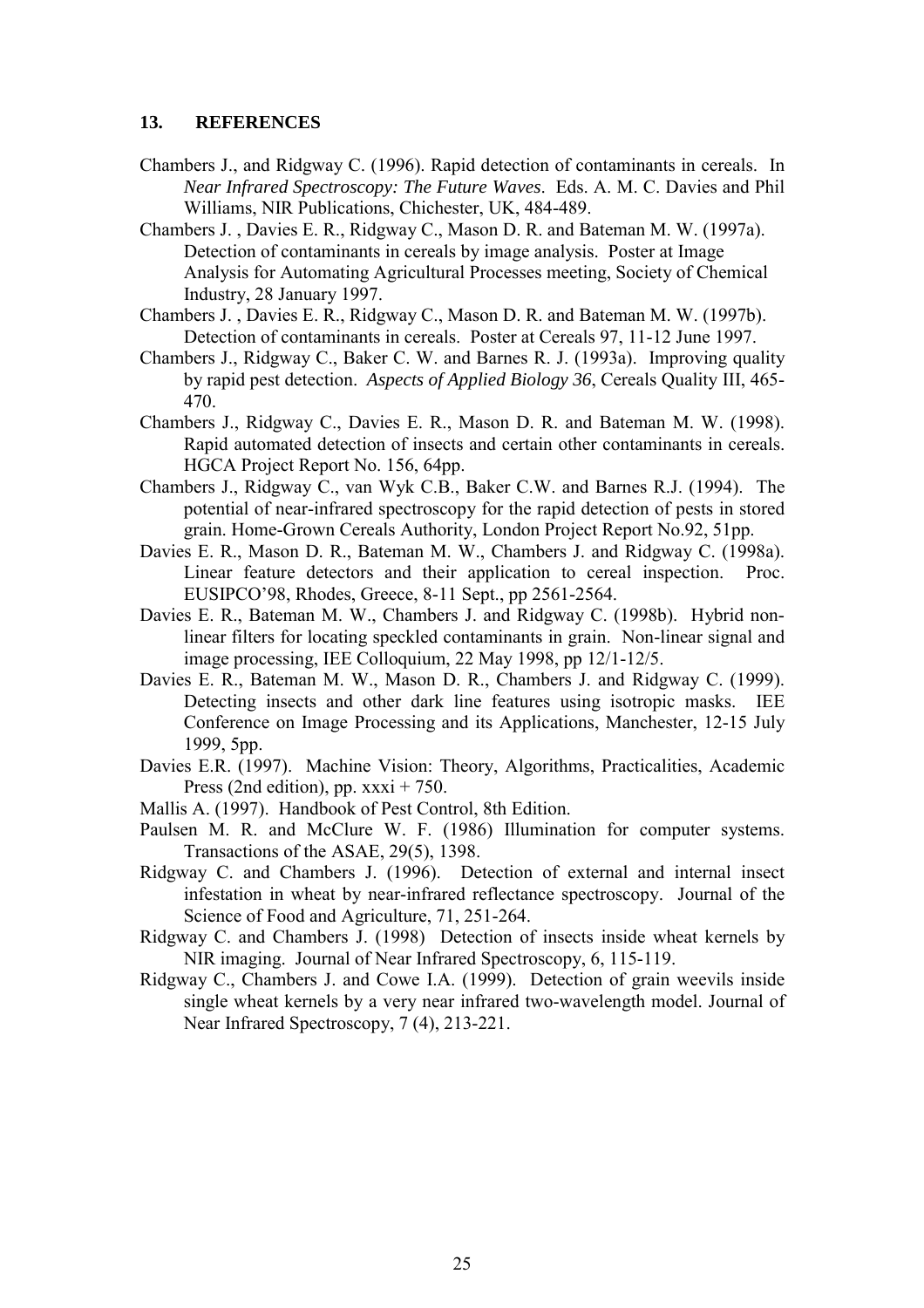## 13. REFERENCES

Chambers J., and Ridgway C. (1996). Rapid detection of contaminants in cereals. In *Near Infrared Spectroscopy: The Future Waves*. Eds. A. M. C. Davies and Phil Williams, NIR Publications, Chichester, UK, 484-489.

Chambers J. , Davies E. R., Ridgway C., Mason D. R. and Bateman M. W. (1997a). Detection of contaminants in cereals by image analysis. Poster at Image Analysis for Automating Agricultural Processes meeting, Society of Chemical Industry, 28 January 1997.

Chambers J. , Davies E. R., Ridgway C., Mason D. R. and Bateman M. W. (1997b). Detection of contaminants in cereals. Poster at Cereals 97, 11-12 June 1997.

Chambers J., Ridgway C., Baker C. W. and Barnes R. J. (1993a). Improving quality by rapid pest detection. *Aspects of Applied Biology 36*, Cereals Quality III, 465-470.

Chambers J., Ridgway C., Davies E. R., Mason D. R. and Bateman M. W. (1998). Rapid automated detection of insects and certain other contaminants in cereals. HGCA Project Report No. 156, 64pp.

Chambers J., Ridgway C., van Wyk C.B., Baker C.W. and Barnes R.J. (1994). The potential of near-infrared spectroscopy for the rapid detection of pests in stored grain. Home-Grown Cereals Authority, London Project Report No.92, 51pp.

Davies E. R., Mason D. R., Bateman M. W., Chambers J. and Ridgway C. (1998a). Linear feature detectors and their application to cereal inspection. Proc. EUSIPCO'98, Rhodes, Greece, 8-11 Sept., pp 2561-2564.

Davies E. R., Bateman M. W., Chambers J. and Ridgway C. (1998b). Hybrid non-linear filters for locating speckled contaminants in grain. Non-linear signal and image processing, IEE Colloquium, 22 May 1998, pp 12/1-12/5.

Davies E. R., Bateman M. W., Mason D. R., Chambers J. and Ridgway C. (1999). Detecting insects and other dark line features using isotropic masks. IEE Conference on Image Processing and its Applications, Manchester, 12-15 July 1999, 5pp.

Davies E.R. (1997). Machine Vision: Theory, Algorithms, Practicalities, Academic Press (2nd edition), pp. xxxi + 750.

Mallis A. (1997). Handbook of Pest Control, 8th Edition.

Paulsen M. R. and McClure W. F. (1986) Illumination for computer systems. Transactions of the ASAE, 29(5), 1398.

Ridgway C. and Chambers J. (1996). Detection of external and internal insect infestation in wheat by near-infrared reflectance spectroscopy. Journal of the Science of Food and Agriculture, 71, 251-264.

Ridgway C. and Chambers J. (1998) Detection of insects inside wheat kernels by NIR imaging. Journal of Near Infrared Spectroscopy, 6, 115-119.

Ridgway C., Chambers J. and Cowe I.A. (1999). Detection of grain weevils inside single wheat kernels by a very near infrared two-wavelength model. Journal of Near Infrared Spectroscopy, 7 (4), 213-221.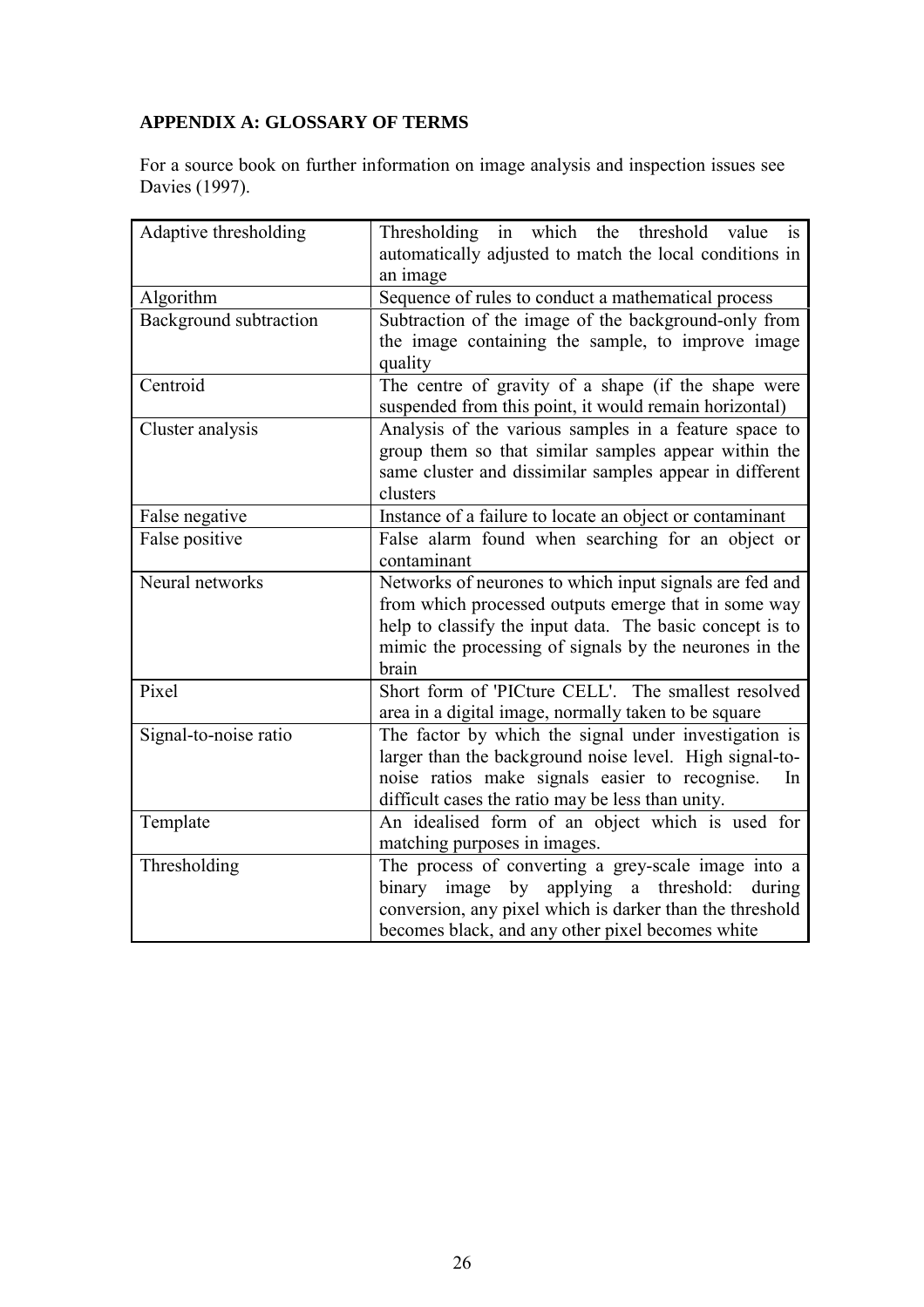## APPENDIX A: GLOSSARY OF TERMS

For a source book on further information on image analysis and inspection issues see Davies (1997).

| Term | Definition |
|---|---|
| Adaptive thresholding | Thresholding in which the threshold value is automatically adjusted to match the local conditions in an image |
| Algorithm | Sequence of rules to conduct a mathematical process |
| Background subtraction | Subtraction of the image of the background-only from the image containing the sample, to improve image quality |
| Centroid | The centre of gravity of a shape (if the shape were suspended from this point, it would remain horizontal) |
| Cluster analysis | Analysis of the various samples in a feature space to group them so that similar samples appear within the same cluster and dissimilar samples appear in different clusters |
| False negative | Instance of a failure to locate an object or contaminant |
| False positive | False alarm found when searching for an object or contaminant |
| Neural networks | Networks of neurones to which input signals are fed and from which processed outputs emerge that in some way help to classify the input data. The basic concept is to mimic the processing of signals by the neurones in the brain |
| Pixel | Short form of 'PICture CELL'. The smallest resolved area in a digital image, normally taken to be square |
| Signal-to-noise ratio | The factor by which the signal under investigation is larger than the background noise level. High signal-to-noise ratios make signals easier to recognise. In difficult cases the ratio may be less than unity. |
| Template | An idealised form of an object which is used for matching purposes in images. |
| Thresholding | The process of converting a grey-scale image into a binary image by applying a threshold: during conversion, any pixel which is darker than the threshold becomes black, and any other pixel becomes white |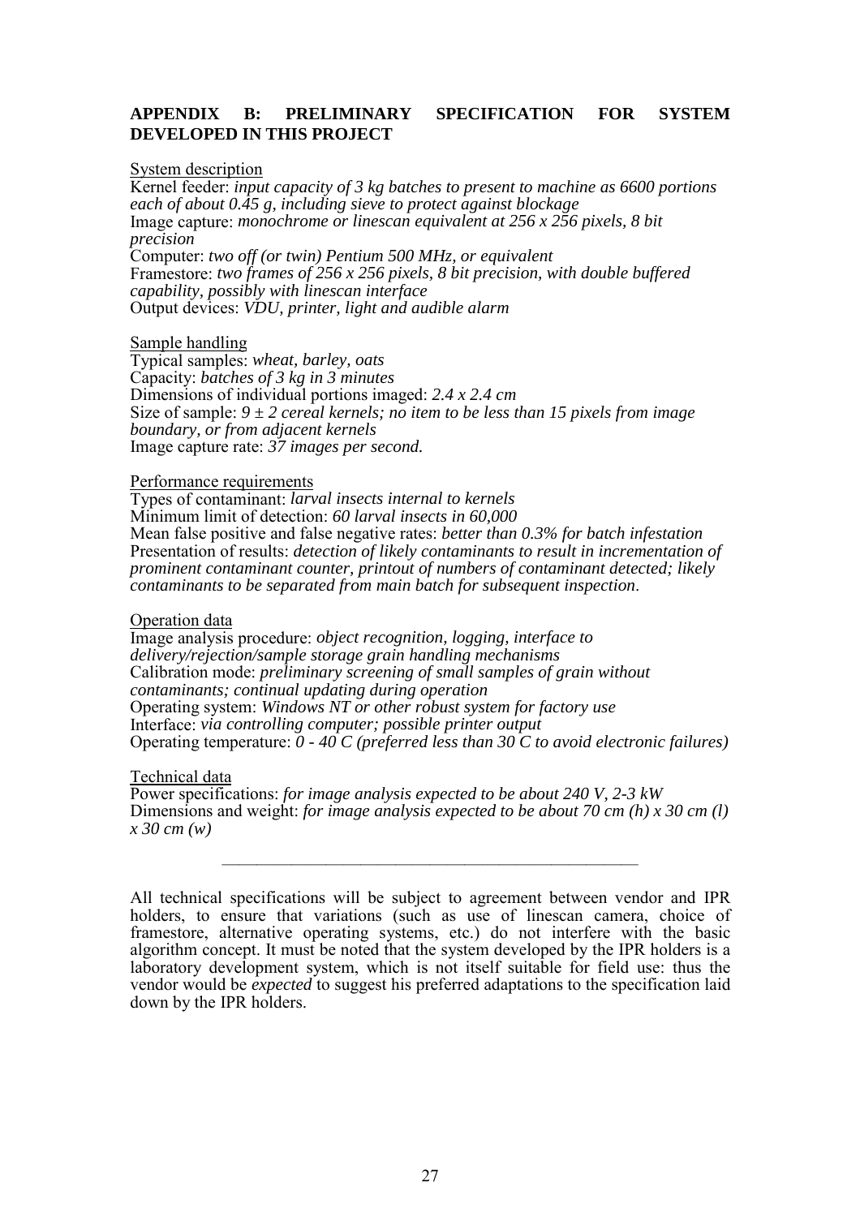## APPENDIX B: PRELIMINARY SPECIFICATION FOR SYSTEM DEVELOPED IN THIS PROJECT

System description

Kernel feeder: *input capacity of 3 kg batches to present to machine as 6600 portions each of about 0.45 g, including sieve to protect against blockage*
Image capture: *monochrome or linescan equivalent at 256 x 256 pixels, 8 bit precision*
Computer: *two off (or twin) Pentium 500 MHz, or equivalent*
Framestore: *two frames of 256 x 256 pixels, 8 bit precision, with double buffered capability, possibly with linescan interface*
Output devices: *VDU, printer, light and audible alarm*

Sample handling

Typical samples: *wheat, barley, oats*
Capacity: *batches of 3 kg in 3 minutes*
Dimensions of individual portions imaged: *2.4 x 2.4 cm*
Size of sample: *9 ± 2 cereal kernels; no item to be less than 15 pixels from image boundary, or from adjacent kernels*
Image capture rate: *37 images per second.*

Performance requirements

Types of contaminant: *larval insects internal to kernels*
Minimum limit of detection: *60 larval insects in 60,000*
Mean false positive and false negative rates: *better than 0.3% for batch infestation*
Presentation of results: *detection of likely contaminants to result in incrementation of prominent contaminant counter, printout of numbers of contaminant detected; likely contaminants to be separated from main batch for subsequent inspection*.

Operation data

Image analysis procedure: *object recognition, logging, interface to delivery/rejection/sample storage grain handling mechanisms*
Calibration mode: *preliminary screening of small samples of grain without contaminants; continual updating during operation*
Operating system: *Windows NT or other robust system for factory use*
Interface: *via controlling computer; possible printer output*
Operating temperature: *0 - 40 C (preferred less than 30 C to avoid electronic failures)*

Technical data

Power specifications: *for image analysis expected to be about 240 V, 2-3 kW*
Dimensions and weight: *for image analysis expected to be about 70 cm (h) x 30 cm (l) x 30 cm (w)*

---

All technical specifications will be subject to agreement between vendor and IPR holders, to ensure that variations (such as use of linescan camera, choice of framestore, alternative operating systems, etc.) do not interfere with the basic algorithm concept. It must be noted that the system developed by the IPR holders is a laboratory development system, which is not itself suitable for field use: thus the vendor would be *expected* to suggest his preferred adaptations to the specification laid down by the IPR holders.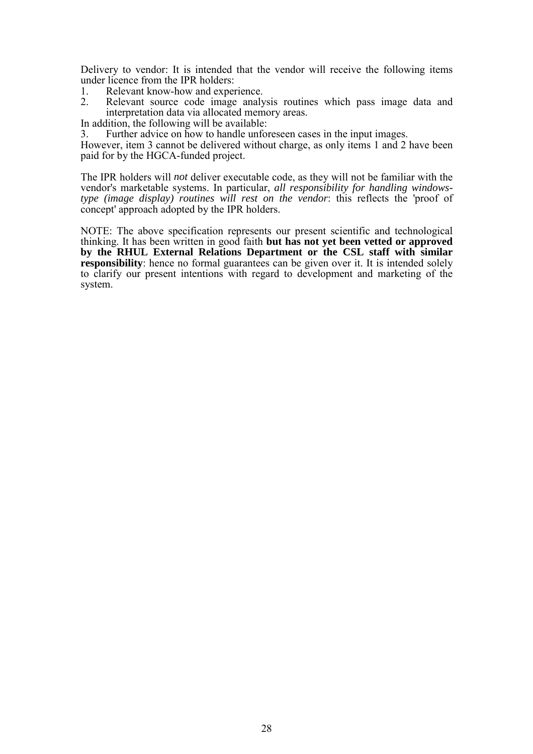Delivery to vendor: It is intended that the vendor will receive the following items under licence from the IPR holders:

1. Relevant know-how and experience.
2. Relevant source code image analysis routines which pass image data and interpretation data via allocated memory areas.

In addition, the following will be available:

3. Further advice on how to handle unforeseen cases in the input images.

However, item 3 cannot be delivered without charge, as only items 1 and 2 have been paid for by the HGCA-funded project.

The IPR holders will *not* deliver executable code, as they will not be familiar with the vendor's marketable systems. In particular, *all responsibility for handling windows-type (image display) routines will rest on the vendor*: this reflects the 'proof of concept' approach adopted by the IPR holders.

NOTE: The above specification represents our present scientific and technological thinking. It has been written in good faith **but has not yet been vetted or approved by the RHUL External Relations Department or the CSL staff with similar responsibility**: hence no formal guarantees can be given over it. It is intended solely to clarify our present intentions with regard to development and marketing of the system.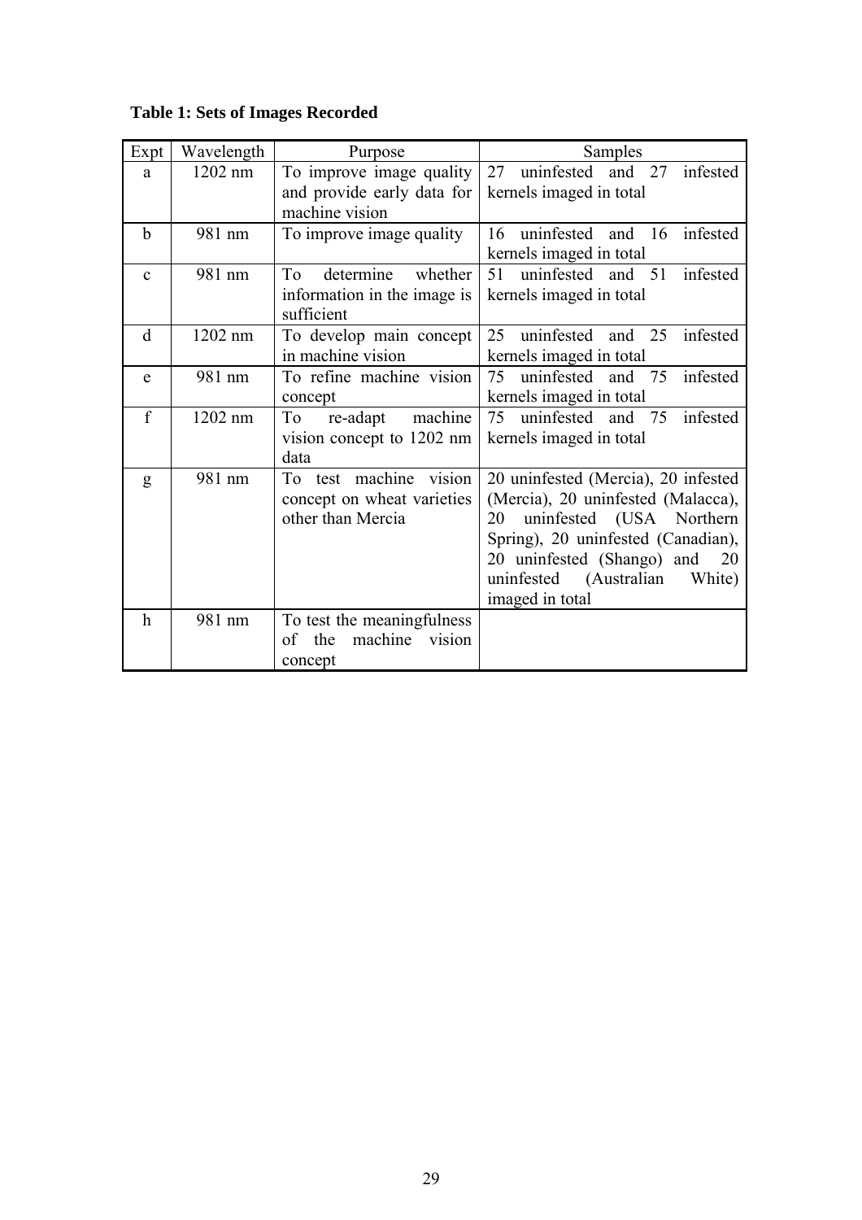**Table 1: Sets of Images Recorded**

| Expt | Wavelength | Purpose | Samples |
|---|---|---|---|
| a | 1202 nm | To improve image quality and provide early data for machine vision | 27 uninfested and 27 infested kernels imaged in total |
| b | 981 nm | To improve image quality | 16 uninfested and 16 infested kernels imaged in total |
| c | 981 nm | To determine whether information in the image is sufficient | 51 uninfested and 51 infested kernels imaged in total |
| d | 1202 nm | To develop main concept in machine vision | 25 uninfested and 25 infested kernels imaged in total |
| e | 981 nm | To refine machine vision concept | 75 uninfested and 75 infested kernels imaged in total |
| f | 1202 nm | To re-adapt machine vision concept to 1202 nm data | 75 uninfested and 75 infested kernels imaged in total |
| g | 981 nm | To test machine vision concept on wheat varieties other than Mercia | 20 uninfested (Mercia), 20 infested (Mercia), 20 uninfested (Malacca), 20 uninfested (USA Northern Spring), 20 uninfested (Canadian), 20 uninfested (Shango) and 20 uninfested (Australian White) imaged in total |
| h | 981 nm | To test the meaningfulness of the machine vision concept | |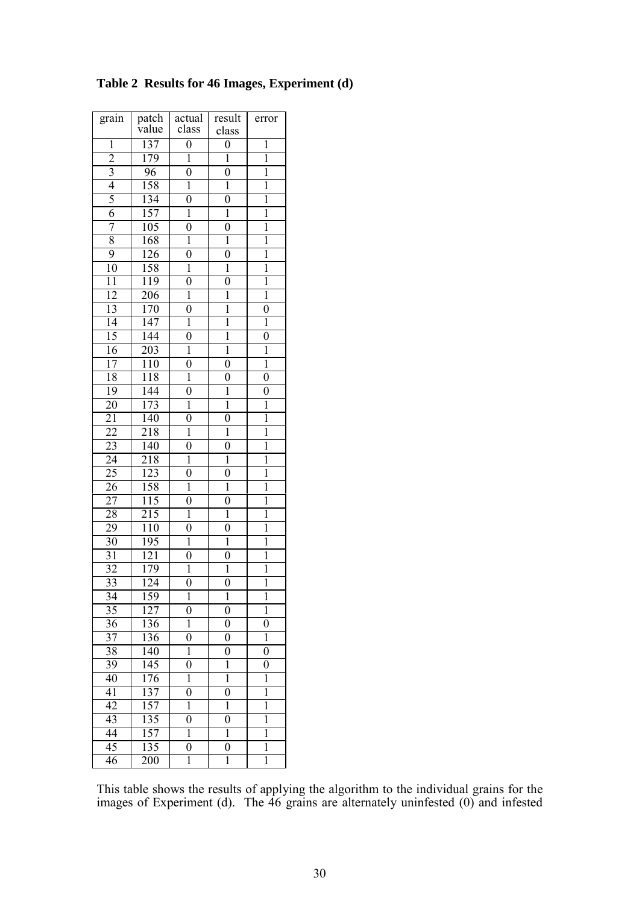**Table 2  Results for 46 Images, Experiment (d)**

| grain | patch value | actual class | result class | error |
|---|---|---|---|---|
| 1 | 137 | 0 | 0 | 1 |
| 2 | 179 | 1 | 1 | 1 |
| 3 | 96 | 0 | 0 | 1 |
| 4 | 158 | 1 | 1 | 1 |
| 5 | 134 | 0 | 0 | 1 |
| 6 | 157 | 1 | 1 | 1 |
| 7 | 105 | 0 | 0 | 1 |
| 8 | 168 | 1 | 1 | 1 |
| 9 | 126 | 0 | 0 | 1 |
| 10 | 158 | 1 | 1 | 1 |
| 11 | 119 | 0 | 0 | 1 |
| 12 | 206 | 1 | 1 | 1 |
| 13 | 170 | 0 | 1 | 0 |
| 14 | 147 | 1 | 1 | 1 |
| 15 | 144 | 0 | 1 | 0 |
| 16 | 203 | 1 | 1 | 1 |
| 17 | 110 | 0 | 0 | 1 |
| 18 | 118 | 1 | 0 | 0 |
| 19 | 144 | 0 | 1 | 0 |
| 20 | 173 | 1 | 1 | 1 |
| 21 | 140 | 0 | 0 | 1 |
| 22 | 218 | 1 | 1 | 1 |
| 23 | 140 | 0 | 0 | 1 |
| 24 | 218 | 1 | 1 | 1 |
| 25 | 123 | 0 | 0 | 1 |
| 26 | 158 | 1 | 1 | 1 |
| 27 | 115 | 0 | 0 | 1 |
| 28 | 215 | 1 | 1 | 1 |
| 29 | 110 | 0 | 0 | 1 |
| 30 | 195 | 1 | 1 | 1 |
| 31 | 121 | 0 | 0 | 1 |
| 32 | 179 | 1 | 1 | 1 |
| 33 | 124 | 0 | 0 | 1 |
| 34 | 159 | 1 | 1 | 1 |
| 35 | 127 | 0 | 0 | 1 |
| 36 | 136 | 1 | 0 | 0 |
| 37 | 136 | 0 | 0 | 1 |
| 38 | 140 | 1 | 0 | 0 |
| 39 | 145 | 0 | 1 | 0 |
| 40 | 176 | 1 | 1 | 1 |
| 41 | 137 | 0 | 0 | 1 |
| 42 | 157 | 1 | 1 | 1 |
| 43 | 135 | 0 | 0 | 1 |
| 44 | 157 | 1 | 1 | 1 |
| 45 | 135 | 0 | 0 | 1 |
| 46 | 200 | 1 | 1 | 1 |

This table shows the results of applying the algorithm to the individual grains for the images of Experiment (d). The 46 grains are alternately uninfested (0) and infested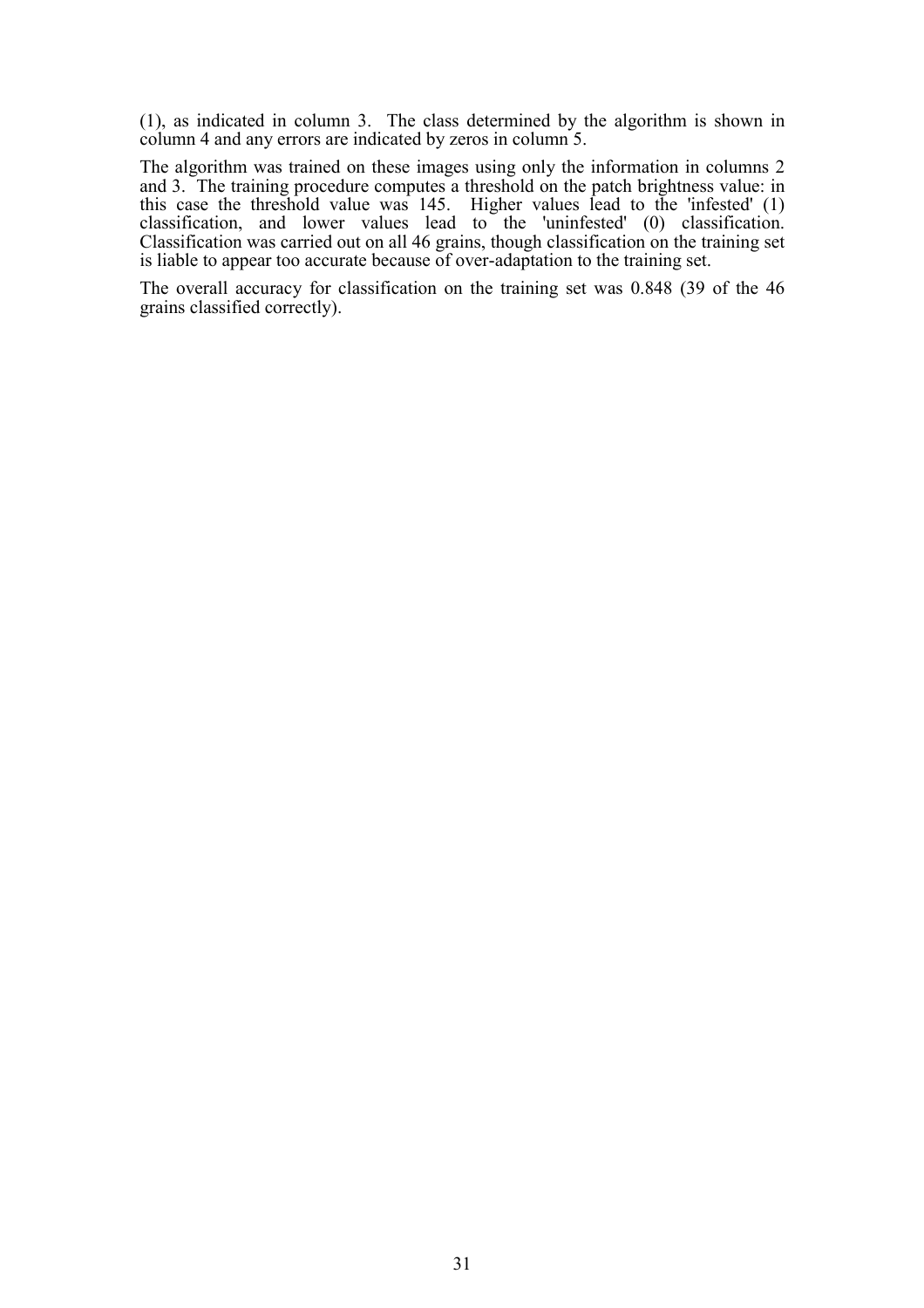(1), as indicated in column 3. The class determined by the algorithm is shown in column 4 and any errors are indicated by zeros in column 5.

The algorithm was trained on these images using only the information in columns 2 and 3. The training procedure computes a threshold on the patch brightness value: in this case the threshold value was 145. Higher values lead to the 'infested' (1) classification, and lower values lead to the 'uninfested' (0) classification. Classification was carried out on all 46 grains, though classification on the training set is liable to appear too accurate because of over-adaptation to the training set.

The overall accuracy for classification on the training set was 0.848 (39 of the 46 grains classified correctly).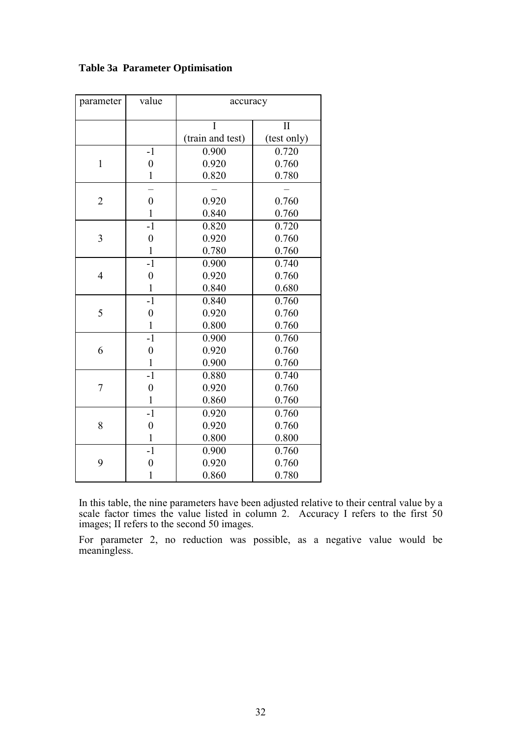**Table 3a  Parameter Optimisation**

| parameter | value | accuracy | |
|---|---|---|---|
| | | I (train and test) | II (test only) |
| 1 | -1 | 0.900 | 0.720 |
| | 0 | 0.920 | 0.760 |
| | 1 | 0.820 | 0.780 |
| 2 | – | – | – |
| | 0 | 0.920 | 0.760 |
| | 1 | 0.840 | 0.760 |
| 3 | -1 | 0.820 | 0.720 |
| | 0 | 0.920 | 0.760 |
| | 1 | 0.780 | 0.760 |
| 4 | -1 | 0.900 | 0.740 |
| | 0 | 0.920 | 0.760 |
| | 1 | 0.840 | 0.680 |
| 5 | -1 | 0.840 | 0.760 |
| | 0 | 0.920 | 0.760 |
| | 1 | 0.800 | 0.760 |
| 6 | -1 | 0.900 | 0.760 |
| | 0 | 0.920 | 0.760 |
| | 1 | 0.900 | 0.760 |
| 7 | -1 | 0.880 | 0.740 |
| | 0 | 0.920 | 0.760 |
| | 1 | 0.860 | 0.760 |
| 8 | -1 | 0.920 | 0.760 |
| | 0 | 0.920 | 0.760 |
| | 1 | 0.800 | 0.800 |
| 9 | -1 | 0.900 | 0.760 |
| | 0 | 0.920 | 0.760 |
| | 1 | 0.860 | 0.780 |

In this table, the nine parameters have been adjusted relative to their central value by a scale factor times the value listed in column 2. Accuracy I refers to the first 50 images; II refers to the second 50 images.

For parameter 2, no reduction was possible, as a negative value would be meaningless.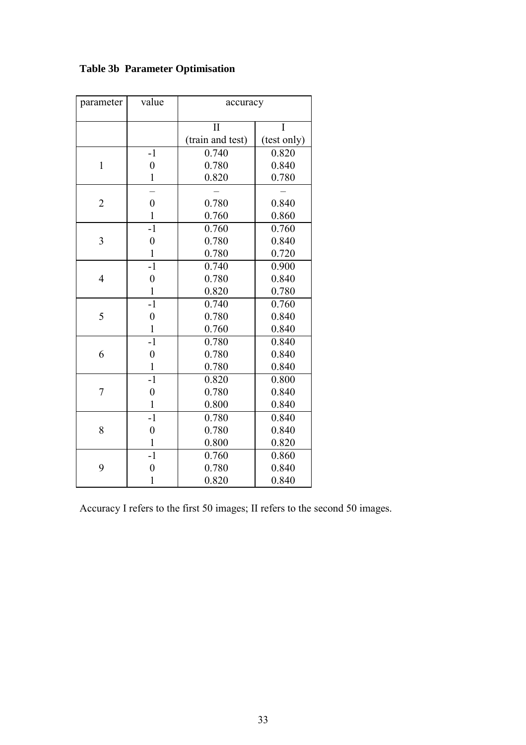**Table 3b Parameter Optimisation**

| parameter | value | accuracy | |
|---|---|---|---|
| | | II (train and test) | I (test only) |
| 1 | -1 | 0.740 | 0.820 |
| | 0 | 0.780 | 0.840 |
| | 1 | 0.820 | 0.780 |
| 2 | – | – | – |
| | 0 | 0.780 | 0.840 |
| | 1 | 0.760 | 0.860 |
| 3 | -1 | 0.760 | 0.760 |
| | 0 | 0.780 | 0.840 |
| | 1 | 0.780 | 0.720 |
| 4 | -1 | 0.740 | 0.900 |
| | 0 | 0.780 | 0.840 |
| | 1 | 0.820 | 0.780 |
| 5 | -1 | 0.740 | 0.760 |
| | 0 | 0.780 | 0.840 |
| | 1 | 0.760 | 0.840 |
| 6 | -1 | 0.780 | 0.840 |
| | 0 | 0.780 | 0.840 |
| | 1 | 0.780 | 0.840 |
| 7 | -1 | 0.820 | 0.800 |
| | 0 | 0.780 | 0.840 |
| | 1 | 0.800 | 0.840 |
| 8 | -1 | 0.780 | 0.840 |
| | 0 | 0.780 | 0.840 |
| | 1 | 0.800 | 0.820 |
| 9 | -1 | 0.760 | 0.860 |
| | 0 | 0.780 | 0.840 |
| | 1 | 0.820 | 0.840 |

Accuracy I refers to the first 50 images; II refers to the second 50 images.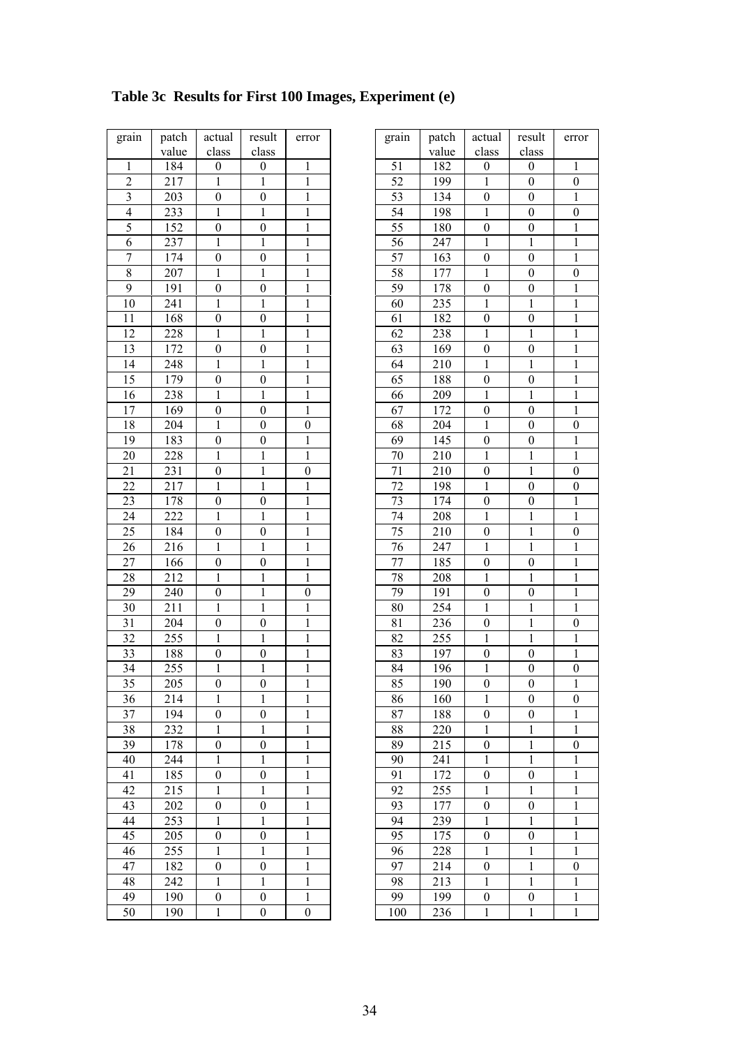**Table 3c Results for First 100 Images, Experiment (e)**

| grain | patch value | actual class | result class | error |
|---|---|---|---|---|
| 1 | 184 | 0 | 0 | 1 |
| 2 | 217 | 1 | 1 | 1 |
| 3 | 203 | 0 | 0 | 1 |
| 4 | 233 | 1 | 1 | 1 |
| 5 | 152 | 0 | 0 | 1 |
| 6 | 237 | 1 | 1 | 1 |
| 7 | 174 | 0 | 0 | 1 |
| 8 | 207 | 1 | 1 | 1 |
| 9 | 191 | 0 | 0 | 1 |
| 10 | 241 | 1 | 1 | 1 |
| 11 | 168 | 0 | 0 | 1 |
| 12 | 228 | 1 | 1 | 1 |
| 13 | 172 | 0 | 0 | 1 |
| 14 | 248 | 1 | 1 | 1 |
| 15 | 179 | 0 | 0 | 1 |
| 16 | 238 | 1 | 1 | 1 |
| 17 | 169 | 0 | 0 | 1 |
| 18 | 204 | 1 | 0 | 0 |
| 19 | 183 | 0 | 0 | 1 |
| 20 | 228 | 1 | 1 | 1 |
| 21 | 231 | 0 | 1 | 0 |
| 22 | 217 | 1 | 1 | 1 |
| 23 | 178 | 0 | 0 | 1 |
| 24 | 222 | 1 | 1 | 1 |
| 25 | 184 | 0 | 0 | 1 |
| 26 | 216 | 1 | 1 | 1 |
| 27 | 166 | 0 | 0 | 1 |
| 28 | 212 | 1 | 1 | 1 |
| 29 | 240 | 0 | 1 | 0 |
| 30 | 211 | 1 | 1 | 1 |
| 31 | 204 | 0 | 0 | 1 |
| 32 | 255 | 1 | 1 | 1 |
| 33 | 188 | 0 | 0 | 1 |
| 34 | 255 | 1 | 1 | 1 |
| 35 | 205 | 0 | 0 | 1 |
| 36 | 214 | 1 | 1 | 1 |
| 37 | 194 | 0 | 0 | 1 |
| 38 | 232 | 1 | 1 | 1 |
| 39 | 178 | 0 | 0 | 1 |
| 40 | 244 | 1 | 1 | 1 |
| 41 | 185 | 0 | 0 | 1 |
| 42 | 215 | 1 | 1 | 1 |
| 43 | 202 | 0 | 0 | 1 |
| 44 | 253 | 1 | 1 | 1 |
| 45 | 205 | 0 | 0 | 1 |
| 46 | 255 | 1 | 1 | 1 |
| 47 | 182 | 0 | 0 | 1 |
| 48 | 242 | 1 | 1 | 1 |
| 49 | 190 | 0 | 0 | 1 |
| 50 | 190 | 1 | 0 | 0 |
| 51 | 182 | 0 | 0 | 1 |
| 52 | 199 | 1 | 0 | 0 |
| 53 | 134 | 0 | 0 | 1 |
| 54 | 198 | 1 | 0 | 0 |
| 55 | 180 | 0 | 0 | 1 |
| 56 | 247 | 1 | 1 | 1 |
| 57 | 163 | 0 | 0 | 1 |
| 58 | 177 | 1 | 0 | 0 |
| 59 | 178 | 0 | 0 | 1 |
| 60 | 235 | 1 | 1 | 1 |
| 61 | 182 | 0 | 0 | 1 |
| 62 | 238 | 1 | 1 | 1 |
| 63 | 169 | 0 | 0 | 1 |
| 64 | 210 | 1 | 1 | 1 |
| 65 | 188 | 0 | 0 | 1 |
| 66 | 209 | 1 | 1 | 1 |
| 67 | 172 | 0 | 0 | 1 |
| 68 | 204 | 1 | 0 | 0 |
| 69 | 145 | 0 | 0 | 1 |
| 70 | 210 | 1 | 1 | 1 |
| 71 | 210 | 0 | 1 | 0 |
| 72 | 198 | 1 | 0 | 0 |
| 73 | 174 | 0 | 0 | 1 |
| 74 | 208 | 1 | 1 | 1 |
| 75 | 210 | 0 | 1 | 0 |
| 76 | 247 | 1 | 1 | 1 |
| 77 | 185 | 0 | 0 | 1 |
| 78 | 208 | 1 | 1 | 1 |
| 79 | 191 | 0 | 0 | 1 |
| 80 | 254 | 1 | 1 | 1 |
| 81 | 236 | 0 | 1 | 0 |
| 82 | 255 | 1 | 1 | 1 |
| 83 | 197 | 0 | 0 | 1 |
| 84 | 196 | 1 | 0 | 0 |
| 85 | 190 | 0 | 0 | 1 |
| 86 | 160 | 1 | 0 | 0 |
| 87 | 188 | 0 | 0 | 1 |
| 88 | 220 | 1 | 1 | 1 |
| 89 | 215 | 0 | 1 | 0 |
| 90 | 241 | 1 | 1 | 1 |
| 91 | 172 | 0 | 0 | 1 |
| 92 | 255 | 1 | 1 | 1 |
| 93 | 177 | 0 | 0 | 1 |
| 94 | 239 | 1 | 1 | 1 |
| 95 | 175 | 0 | 0 | 1 |
| 96 | 228 | 1 | 1 | 1 |
| 97 | 214 | 0 | 1 | 0 |
| 98 | 213 | 1 | 1 | 1 |
| 99 | 199 | 0 | 0 | 1 |
| 100 | 236 | 1 | 1 | 1 |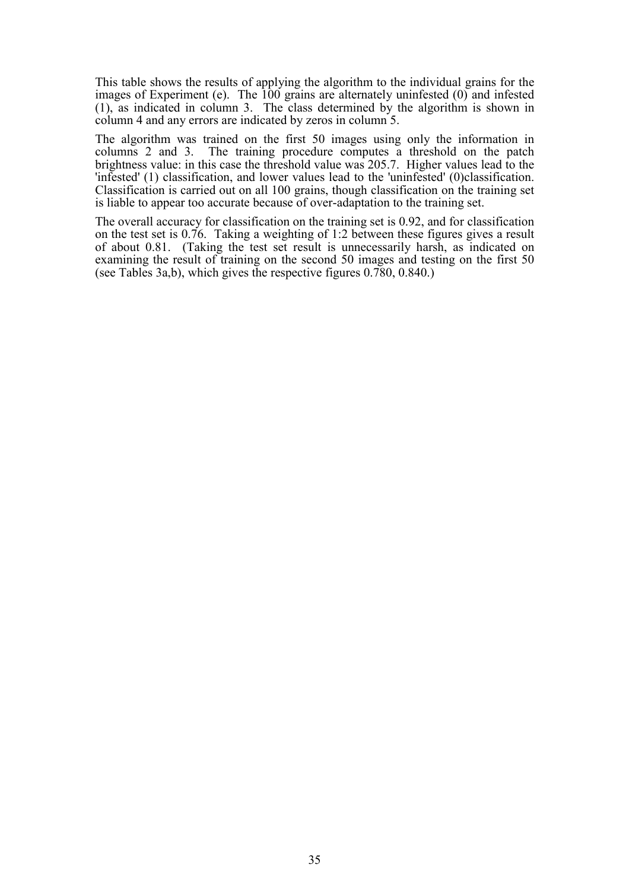This table shows the results of applying the algorithm to the individual grains for the images of Experiment (e). The 100 grains are alternately uninfested (0) and infested (1), as indicated in column 3. The class determined by the algorithm is shown in column 4 and any errors are indicated by zeros in column 5.

The algorithm was trained on the first 50 images using only the information in columns 2 and 3. The training procedure computes a threshold on the patch brightness value: in this case the threshold value was 205.7. Higher values lead to the 'infested' (1) classification, and lower values lead to the 'uninfested' (0)classification. Classification is carried out on all 100 grains, though classification on the training set is liable to appear too accurate because of over-adaptation to the training set.

The overall accuracy for classification on the training set is 0.92, and for classification on the test set is 0.76. Taking a weighting of 1:2 between these figures gives a result of about 0.81. (Taking the test set result is unnecessarily harsh, as indicated on examining the result of training on the second 50 images and testing on the first 50 (see Tables 3a,b), which gives the respective figures 0.780, 0.840.)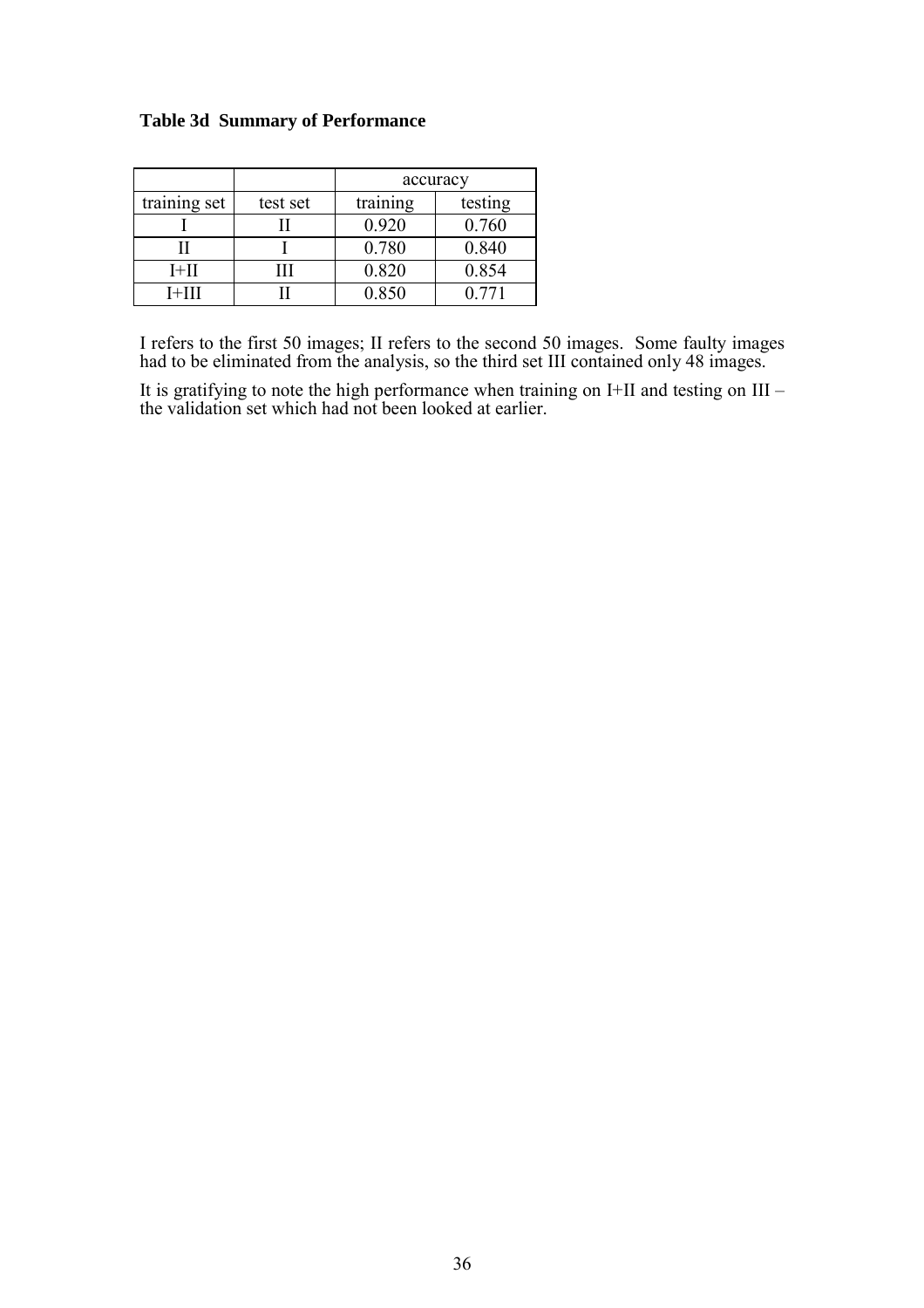**Table 3d Summary of Performance**

| | | accuracy | |
|---|---|---|---|
| training set | test set | training | testing |
| I | II | 0.920 | 0.760 |
| II | I | 0.780 | 0.840 |
| I+II | III | 0.820 | 0.854 |
| I+III | II | 0.850 | 0.771 |

I refers to the first 50 images; II refers to the second 50 images. Some faulty images had to be eliminated from the analysis, so the third set III contained only 48 images.

It is gratifying to note the high performance when training on I+II and testing on III – the validation set which had not been looked at earlier.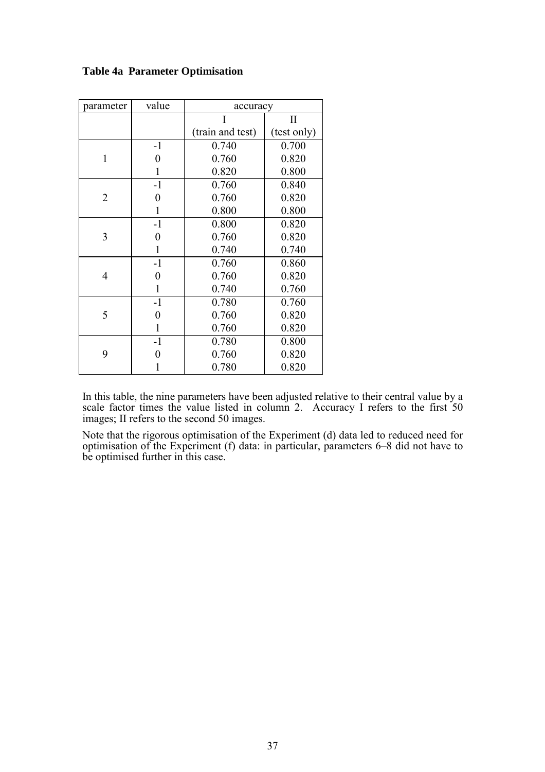**Table 4a Parameter Optimisation**

| parameter | value | accuracy | |
|---|---|---|---|
| | | I (train and test) | II (test only) |
| 1 | -1 | 0.740 | 0.700 |
| | 0 | 0.760 | 0.820 |
| | 1 | 0.820 | 0.800 |
| 2 | -1 | 0.760 | 0.840 |
| | 0 | 0.760 | 0.820 |
| | 1 | 0.800 | 0.800 |
| 3 | -1 | 0.800 | 0.820 |
| | 0 | 0.760 | 0.820 |
| | 1 | 0.740 | 0.740 |
| 4 | -1 | 0.760 | 0.860 |
| | 0 | 0.760 | 0.820 |
| | 1 | 0.740 | 0.760 |
| 5 | -1 | 0.780 | 0.760 |
| | 0 | 0.760 | 0.820 |
| | 1 | 0.760 | 0.820 |
| 9 | -1 | 0.780 | 0.800 |
| | 0 | 0.760 | 0.820 |
| | 1 | 0.780 | 0.820 |

In this table, the nine parameters have been adjusted relative to their central value by a scale factor times the value listed in column 2. Accuracy I refers to the first 50 images; II refers to the second 50 images.

Note that the rigorous optimisation of the Experiment (d) data led to reduced need for optimisation of the Experiment (f) data: in particular, parameters 6–8 did not have to be optimised further in this case.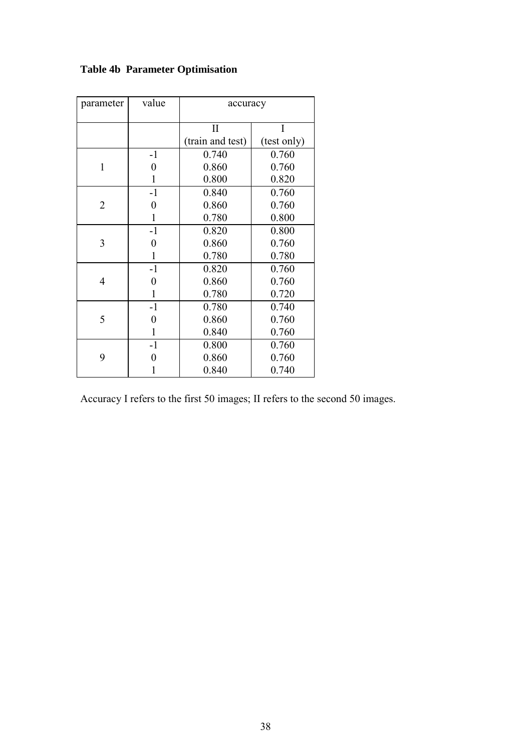**Table 4b Parameter Optimisation**

| parameter | value | accuracy | |
|---|---|---|---|
| | | II (train and test) | I (test only) |
| 1 | -1 | 0.740 | 0.760 |
| | 0 | 0.860 | 0.760 |
| | 1 | 0.800 | 0.820 |
| 2 | -1 | 0.840 | 0.760 |
| | 0 | 0.860 | 0.760 |
| | 1 | 0.780 | 0.800 |
| 3 | -1 | 0.820 | 0.800 |
| | 0 | 0.860 | 0.760 |
| | 1 | 0.780 | 0.780 |
| 4 | -1 | 0.820 | 0.760 |
| | 0 | 0.860 | 0.760 |
| | 1 | 0.780 | 0.720 |
| 5 | -1 | 0.780 | 0.740 |
| | 0 | 0.860 | 0.760 |
| | 1 | 0.840 | 0.760 |
| 9 | -1 | 0.800 | 0.760 |
| | 0 | 0.860 | 0.760 |
| | 1 | 0.840 | 0.740 |

Accuracy I refers to the first 50 images; II refers to the second 50 images.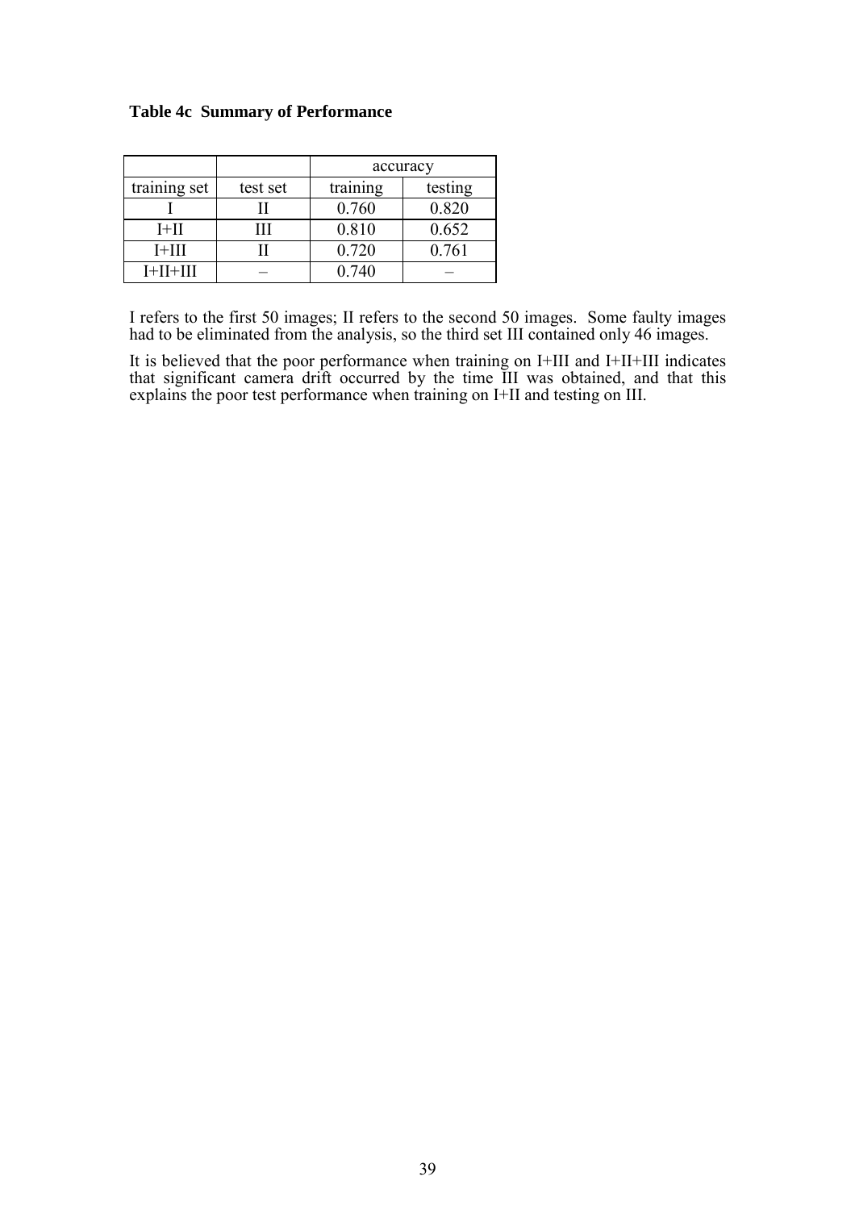**Table 4c  Summary of Performance**

| | | accuracy | |
|---|---|---|---|
| training set | test set | training | testing |
| I | II | 0.760 | 0.820 |
| I+II | III | 0.810 | 0.652 |
| I+III | II | 0.720 | 0.761 |
| I+II+III | – | 0.740 | – |

I refers to the first 50 images; II refers to the second 50 images. Some faulty images had to be eliminated from the analysis, so the third set III contained only 46 images.

It is believed that the poor performance when training on I+III and I+II+III indicates that significant camera drift occurred by the time III was obtained, and that this explains the poor test performance when training on I+II and testing on III.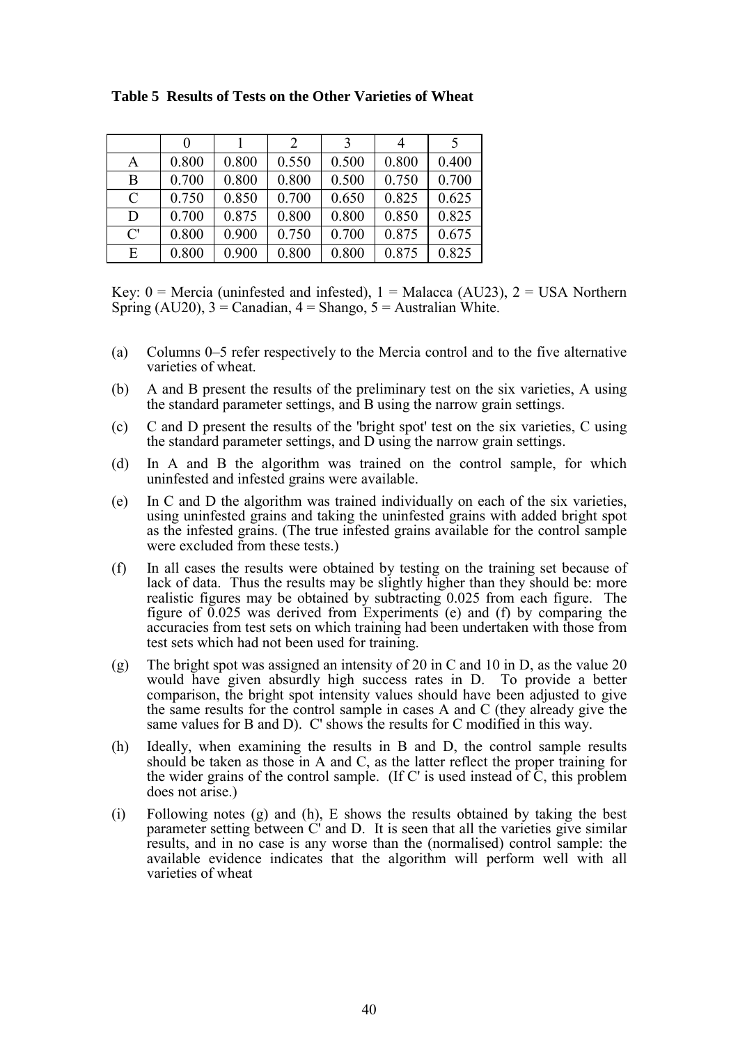**Table 5 Results of Tests on the Other Varieties of Wheat**

| | 0 | 1 | 2 | 3 | 4 | 5 |
|---|---|---|---|---|---|---|
| A | 0.800 | 0.800 | 0.550 | 0.500 | 0.800 | 0.400 |
| B | 0.700 | 0.800 | 0.800 | 0.500 | 0.750 | 0.700 |
| C | 0.750 | 0.850 | 0.700 | 0.650 | 0.825 | 0.625 |
| D | 0.700 | 0.875 | 0.800 | 0.800 | 0.850 | 0.825 |
| C' | 0.800 | 0.900 | 0.750 | 0.700 | 0.875 | 0.675 |
| E | 0.800 | 0.900 | 0.800 | 0.800 | 0.875 | 0.825 |

Key: 0 = Mercia (uninfested and infested), 1 = Malacca (AU23), 2 = USA Northern Spring (AU20), 3 = Canadian, 4 = Shango, 5 = Australian White.

(a) Columns 0–5 refer respectively to the Mercia control and to the five alternative varieties of wheat.

(b) A and B present the results of the preliminary test on the six varieties, A using the standard parameter settings, and B using the narrow grain settings.

(c) C and D present the results of the 'bright spot' test on the six varieties, C using the standard parameter settings, and D using the narrow grain settings.

(d) In A and B the algorithm was trained on the control sample, for which uninfested and infested grains were available.

(e) In C and D the algorithm was trained individually on each of the six varieties, using uninfested grains and taking the uninfested grains with added bright spot as the infested grains. (The true infested grains available for the control sample were excluded from these tests.)

(f) In all cases the results were obtained by testing on the training set because of lack of data. Thus the results may be slightly higher than they should be: more realistic figures may be obtained by subtracting 0.025 from each figure. The figure of 0.025 was derived from Experiments (e) and (f) by comparing the accuracies from test sets on which training had been undertaken with those from test sets which had not been used for training.

(g) The bright spot was assigned an intensity of 20 in C and 10 in D, as the value 20 would have given absurdly high success rates in D. To provide a better comparison, the bright spot intensity values should have been adjusted to give the same results for the control sample in cases A and C (they already give the same values for B and D). C' shows the results for C modified in this way.

(h) Ideally, when examining the results in B and D, the control sample results should be taken as those in A and C, as the latter reflect the proper training for the wider grains of the control sample. (If C' is used instead of C, this problem does not arise.)

(i) Following notes (g) and (h), E shows the results obtained by taking the best parameter setting between C' and D. It is seen that all the varieties give similar results, and in no case is any worse than the (normalised) control sample: the available evidence indicates that the algorithm will perform well with all varieties of wheat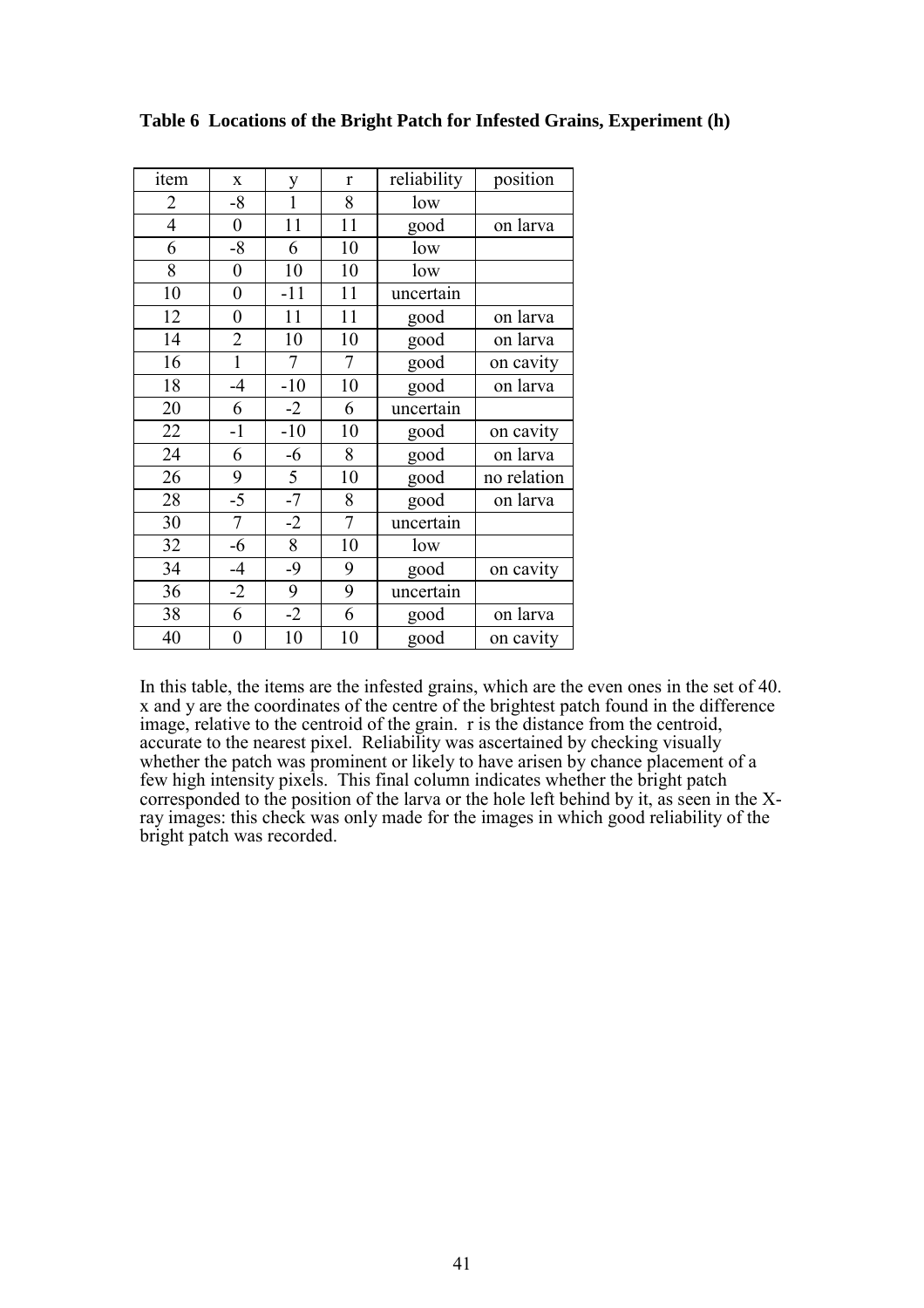**Table 6 Locations of the Bright Patch for Infested Grains, Experiment (h)**

| item | x | y | r | reliability | position |
|---|---|---|---|---|---|
| 2 | -8 | 1 | 8 | low | |
| 4 | 0 | 11 | 11 | good | on larva |
| 6 | -8 | 6 | 10 | low | |
| 8 | 0 | 10 | 10 | low | |
| 10 | 0 | -11 | 11 | uncertain | |
| 12 | 0 | 11 | 11 | good | on larva |
| 14 | 2 | 10 | 10 | good | on larva |
| 16 | 1 | 7 | 7 | good | on cavity |
| 18 | -4 | -10 | 10 | good | on larva |
| 20 | 6 | -2 | 6 | uncertain | |
| 22 | -1 | -10 | 10 | good | on cavity |
| 24 | 6 | -6 | 8 | good | on larva |
| 26 | 9 | 5 | 10 | good | no relation |
| 28 | -5 | -7 | 8 | good | on larva |
| 30 | 7 | -2 | 7 | uncertain | |
| 32 | -6 | 8 | 10 | low | |
| 34 | -4 | -9 | 9 | good | on cavity |
| 36 | -2 | 9 | 9 | uncertain | |
| 38 | 6 | -2 | 6 | good | on larva |
| 40 | 0 | 10 | 10 | good | on cavity |

In this table, the items are the infested grains, which are the even ones in the set of 40. x and y are the coordinates of the centre of the brightest patch found in the difference image, relative to the centroid of the grain. r is the distance from the centroid, accurate to the nearest pixel. Reliability was ascertained by checking visually whether the patch was prominent or likely to have arisen by chance placement of a few high intensity pixels. This final column indicates whether the bright patch corresponded to the position of the larva or the hole left behind by it, as seen in the X-ray images: this check was only made for the images in which good reliability of the bright patch was recorded.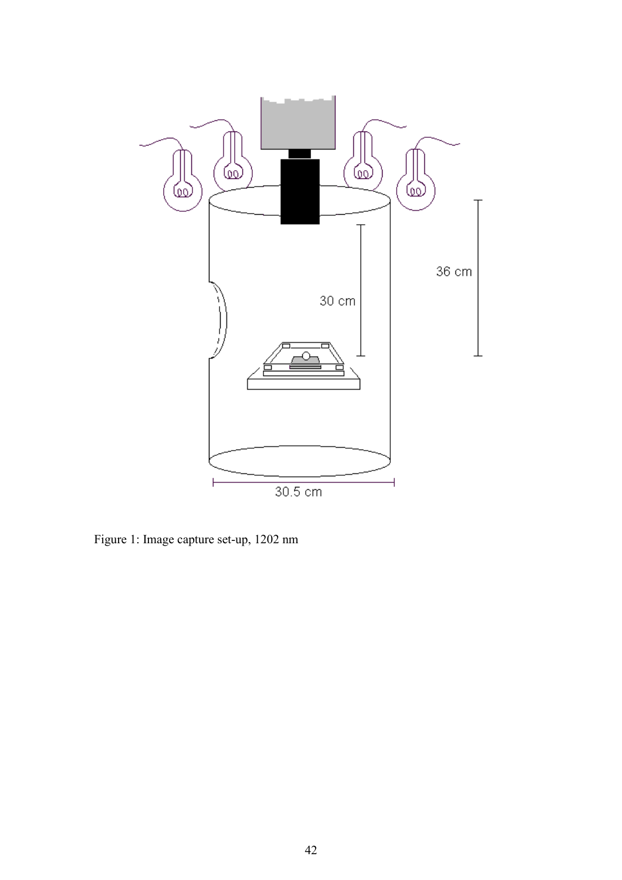Figure 1: Image capture set-up, 1202 nm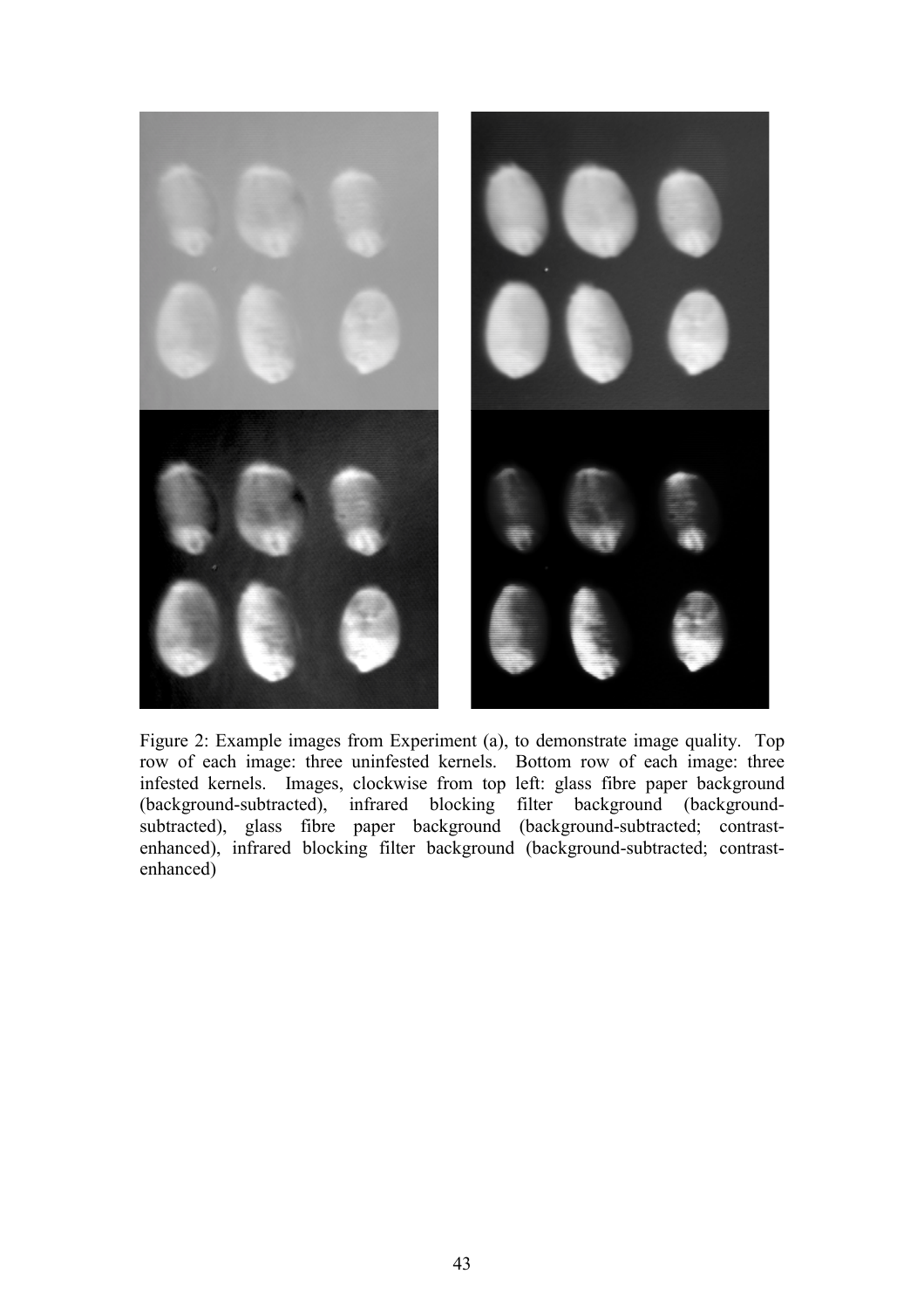Figure 2: Example images from Experiment (a), to demonstrate image quality. Top row of each image: three uninfested kernels. Bottom row of each image: three infested kernels. Images, clockwise from top left: glass fibre paper background (background-subtracted), infrared blocking filter background (background-subtracted), glass fibre paper background (background-subtracted; contrast-enhanced), infrared blocking filter background (background-subtracted; contrast-enhanced)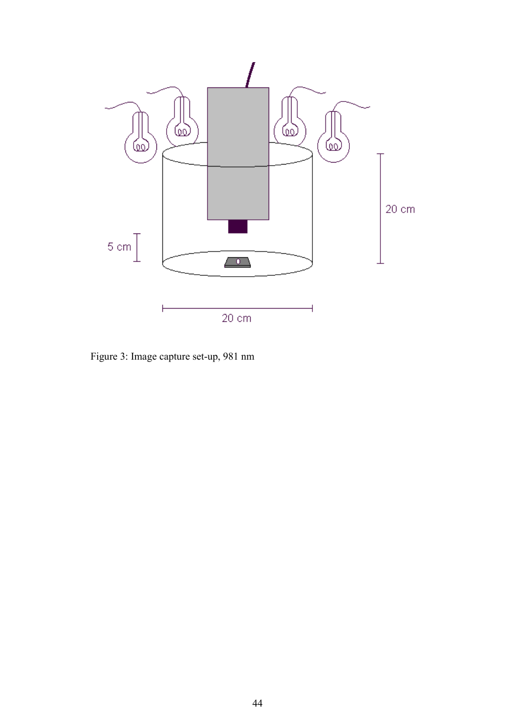Figure 3: Image capture set-up, 981 nm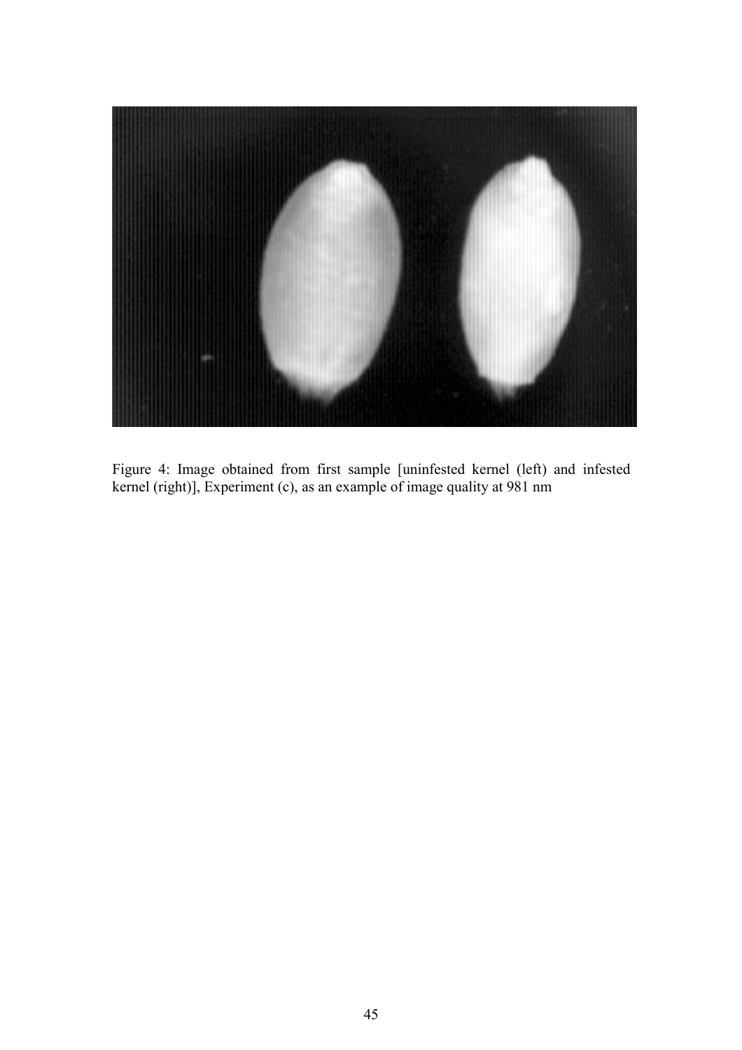Figure 4: Image obtained from first sample [uninfested kernel (left) and infested kernel (right)], Experiment (c), as an example of image quality at 981 nm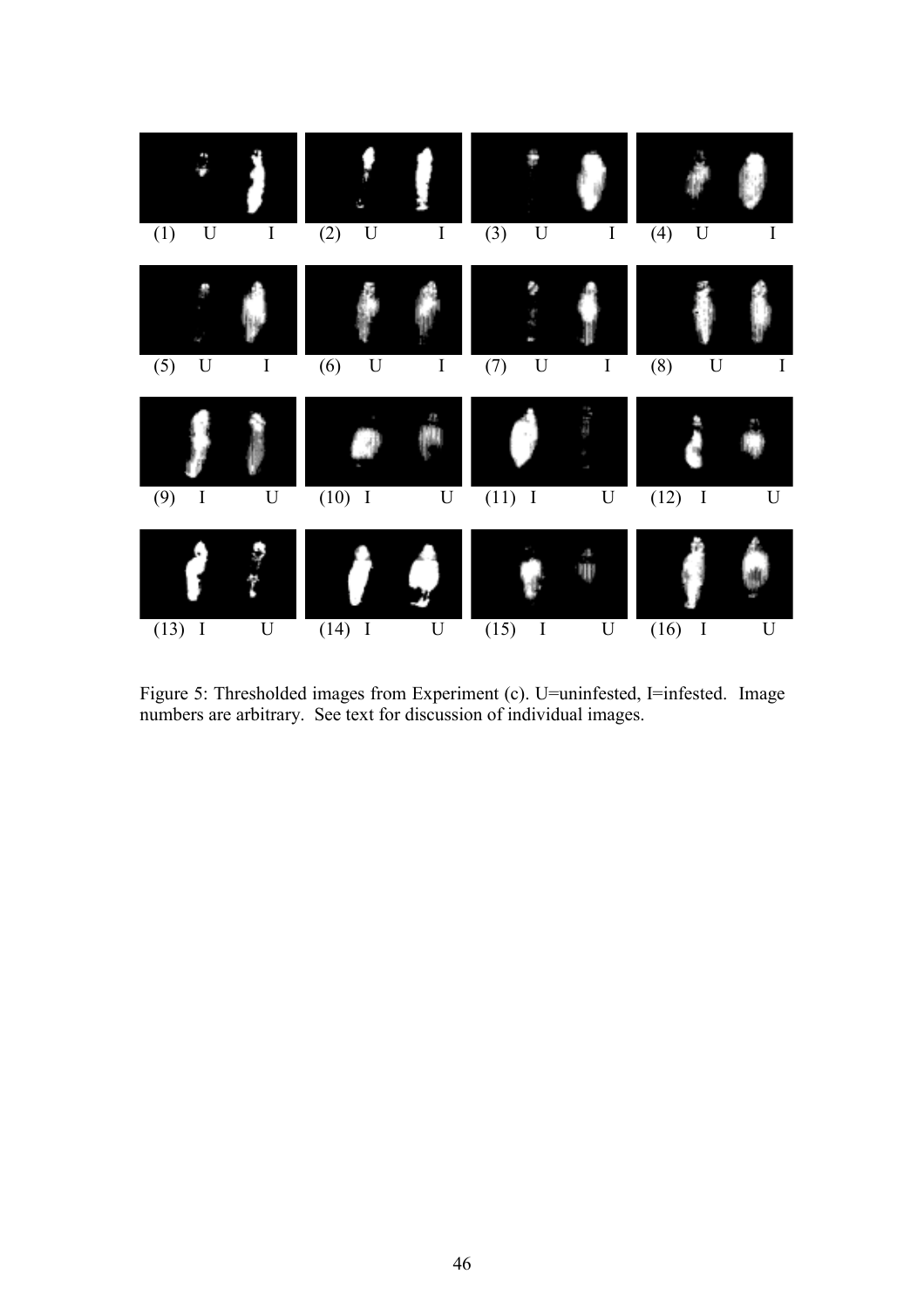| (1) U I | (2) U I | (3) U I | (4) U I |
| --- | --- | --- | --- |
| (5) U I | (6) U I | (7) U I | (8) U I |
| (9) I U | (10) I U | (11) I U | (12) I U |
| (13) I U | (14) I U | (15) I U | (16) I U |

Figure 5: Thresholded images from Experiment (c). U=uninfested, I=infested. Image numbers are arbitrary. See text for discussion of individual images.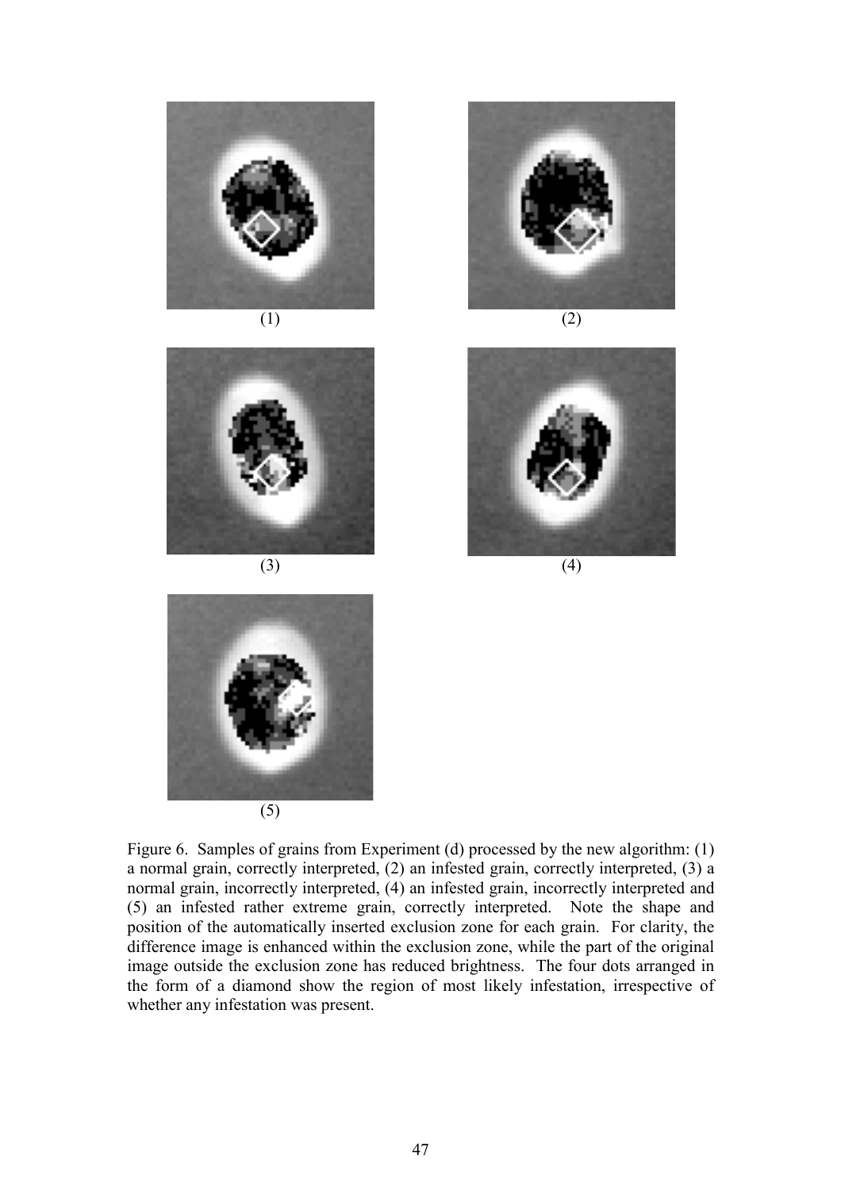(1)

(2)

(3)

(4)

(5)

Figure 6. Samples of grains from Experiment (d) processed by the new algorithm: (1) a normal grain, correctly interpreted, (2) an infested grain, correctly interpreted, (3) a normal grain, incorrectly interpreted, (4) an infested grain, incorrectly interpreted and (5) an infested rather extreme grain, correctly interpreted. Note the shape and position of the automatically inserted exclusion zone for each grain. For clarity, the difference image is enhanced within the exclusion zone, while the part of the original image outside the exclusion zone has reduced brightness. The four dots arranged in the form of a diamond show the region of most likely infestation, irrespective of whether any infestation was present.